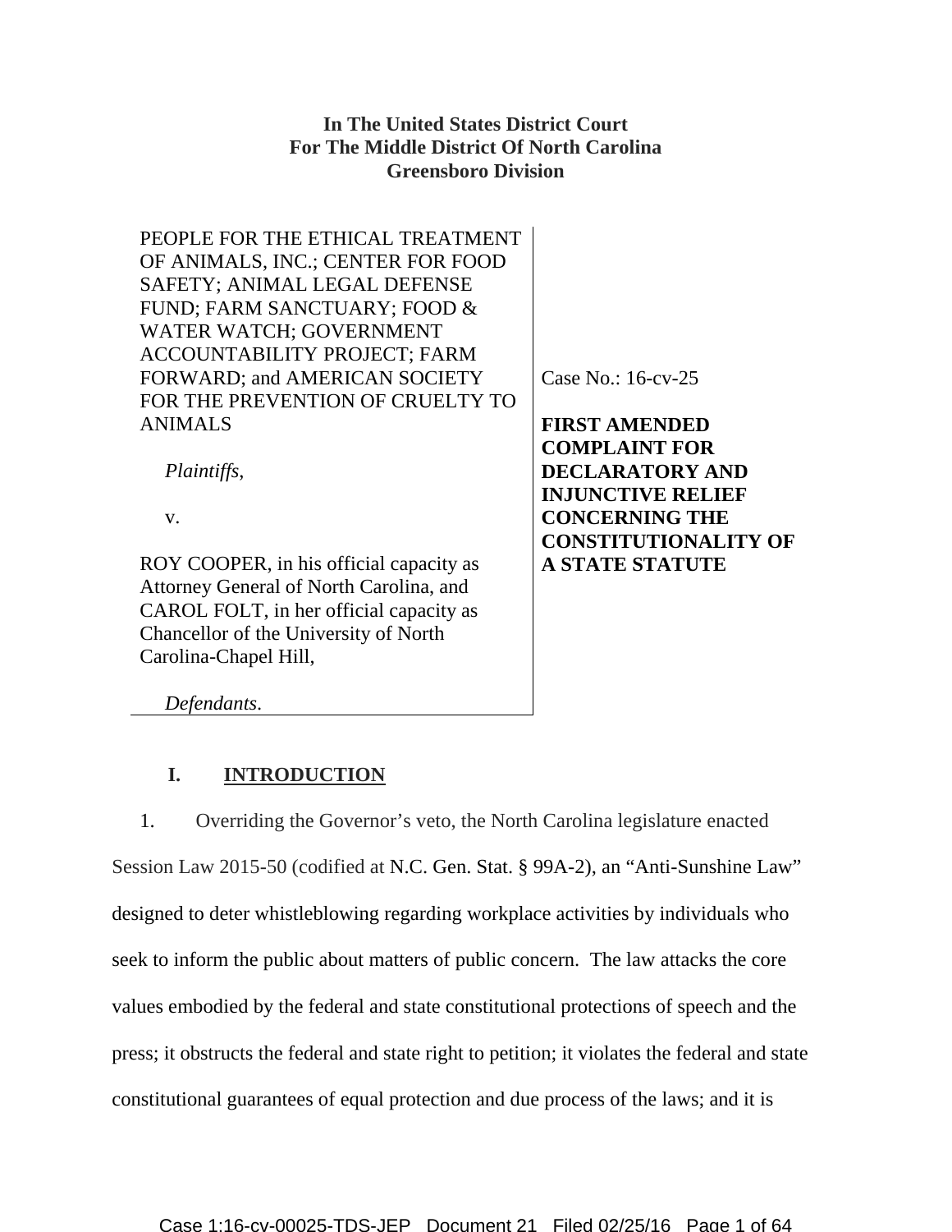**In The United States District Court**
**For The Middle District Of North Carolina**
**Greensboro Division**

| | |
|---|---|
| PEOPLE FOR THE ETHICAL TREATMENT OF ANIMALS, INC.; CENTER FOR FOOD SAFETY; ANIMAL LEGAL DEFENSE FUND; FARM SANCTUARY; FOOD & WATER WATCH; GOVERNMENT ACCOUNTABILITY PROJECT; FARM FORWARD; and AMERICAN SOCIETY FOR THE PREVENTION OF CRUELTY TO ANIMALS<br><br>*Plaintiffs*,<br><br>v.<br><br>ROY COOPER, in his official capacity as Attorney General of North Carolina, and CAROL FOLT, in her official capacity as Chancellor of the University of North Carolina-Chapel Hill,<br><br>*Defendants*. | Case No.: 16-cv-25<br><br>**FIRST AMENDED COMPLAINT FOR DECLARATORY AND INJUNCTIVE RELIEF CONCERNING THE CONSTITUTIONALITY OF A STATE STATUTE** |

## I. INTRODUCTION

1. Overriding the Governor's veto, the North Carolina legislature enacted Session Law 2015-50 (codified at N.C. Gen. Stat. § 99A-2), an "Anti-Sunshine Law" designed to deter whistleblowing regarding workplace activities by individuals who seek to inform the public about matters of public concern. The law attacks the core values embodied by the federal and state constitutional protections of speech and the press; it obstructs the federal and state right to petition; it violates the federal and state constitutional guarantees of equal protection and due process of the laws; and it is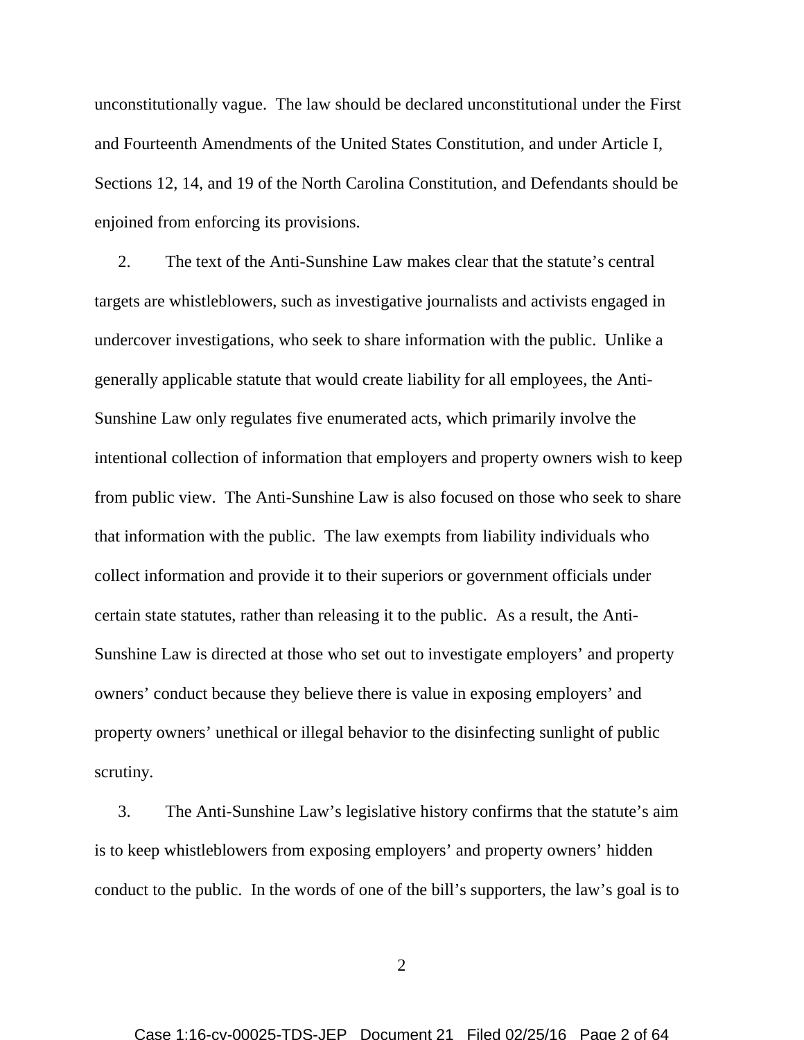unconstitutionally vague. The law should be declared unconstitutional under the First and Fourteenth Amendments of the United States Constitution, and under Article I, Sections 12, 14, and 19 of the North Carolina Constitution, and Defendants should be enjoined from enforcing its provisions.

2. The text of the Anti-Sunshine Law makes clear that the statute's central targets are whistleblowers, such as investigative journalists and activists engaged in undercover investigations, who seek to share information with the public. Unlike a generally applicable statute that would create liability for all employees, the Anti-Sunshine Law only regulates five enumerated acts, which primarily involve the intentional collection of information that employers and property owners wish to keep from public view. The Anti-Sunshine Law is also focused on those who seek to share that information with the public. The law exempts from liability individuals who collect information and provide it to their superiors or government officials under certain state statutes, rather than releasing it to the public. As a result, the Anti-Sunshine Law is directed at those who set out to investigate employers' and property owners' conduct because they believe there is value in exposing employers' and property owners' unethical or illegal behavior to the disinfecting sunlight of public scrutiny.

3. The Anti-Sunshine Law's legislative history confirms that the statute's aim is to keep whistleblowers from exposing employers' and property owners' hidden conduct to the public. In the words of one of the bill's supporters, the law's goal is to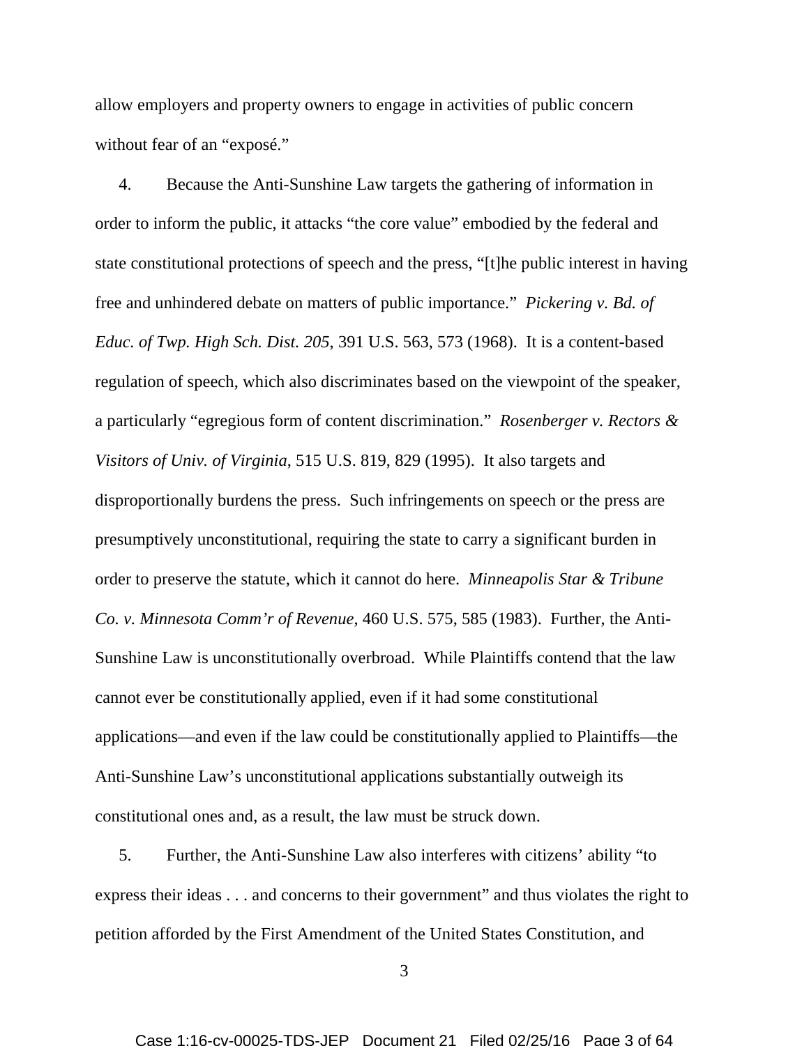allow employers and property owners to engage in activities of public concern without fear of an "exposé."

4. Because the Anti-Sunshine Law targets the gathering of information in order to inform the public, it attacks "the core value" embodied by the federal and state constitutional protections of speech and the press, "[t]he public interest in having free and unhindered debate on matters of public importance." *Pickering v. Bd. of Educ. of Twp. High Sch. Dist. 205*, 391 U.S. 563, 573 (1968). It is a content-based regulation of speech, which also discriminates based on the viewpoint of the speaker, a particularly "egregious form of content discrimination." *Rosenberger v. Rectors & Visitors of Univ. of Virginia*, 515 U.S. 819, 829 (1995). It also targets and disproportionally burdens the press. Such infringements on speech or the press are presumptively unconstitutional, requiring the state to carry a significant burden in order to preserve the statute, which it cannot do here. *Minneapolis Star & Tribune Co. v. Minnesota Comm'r of Revenue*, 460 U.S. 575, 585 (1983). Further, the Anti-Sunshine Law is unconstitutionally overbroad. While Plaintiffs contend that the law cannot ever be constitutionally applied, even if it had some constitutional applications—and even if the law could be constitutionally applied to Plaintiffs—the Anti-Sunshine Law's unconstitutional applications substantially outweigh its constitutional ones and, as a result, the law must be struck down.

5. Further, the Anti-Sunshine Law also interferes with citizens' ability "to express their ideas . . . and concerns to their government" and thus violates the right to petition afforded by the First Amendment of the United States Constitution, and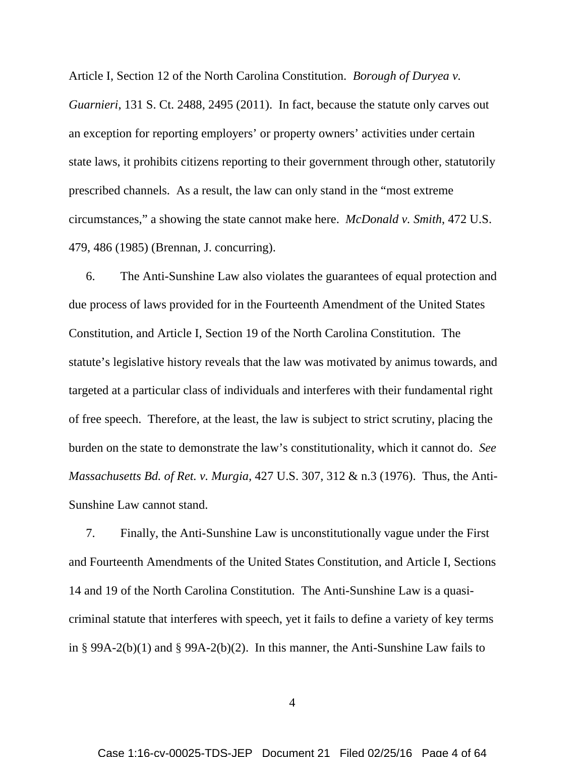Article I, Section 12 of the North Carolina Constitution. *Borough of Duryea v. Guarnieri*, 131 S. Ct. 2488, 2495 (2011). In fact, because the statute only carves out an exception for reporting employers' or property owners' activities under certain state laws, it prohibits citizens reporting to their government through other, statutorily prescribed channels. As a result, the law can only stand in the "most extreme circumstances," a showing the state cannot make here. *McDonald v. Smith*, 472 U.S. 479, 486 (1985) (Brennan, J. concurring).

6. The Anti-Sunshine Law also violates the guarantees of equal protection and due process of laws provided for in the Fourteenth Amendment of the United States Constitution, and Article I, Section 19 of the North Carolina Constitution. The statute's legislative history reveals that the law was motivated by animus towards, and targeted at a particular class of individuals and interferes with their fundamental right of free speech. Therefore, at the least, the law is subject to strict scrutiny, placing the burden on the state to demonstrate the law's constitutionality, which it cannot do. *See Massachusetts Bd. of Ret. v. Murgia,* 427 U.S. 307, 312 & n.3 (1976). Thus, the Anti-Sunshine Law cannot stand.

7. Finally, the Anti-Sunshine Law is unconstitutionally vague under the First and Fourteenth Amendments of the United States Constitution, and Article I, Sections 14 and 19 of the North Carolina Constitution. The Anti-Sunshine Law is a quasi-criminal statute that interferes with speech, yet it fails to define a variety of key terms in § 99A-2(b)(1) and § 99A-2(b)(2). In this manner, the Anti-Sunshine Law fails to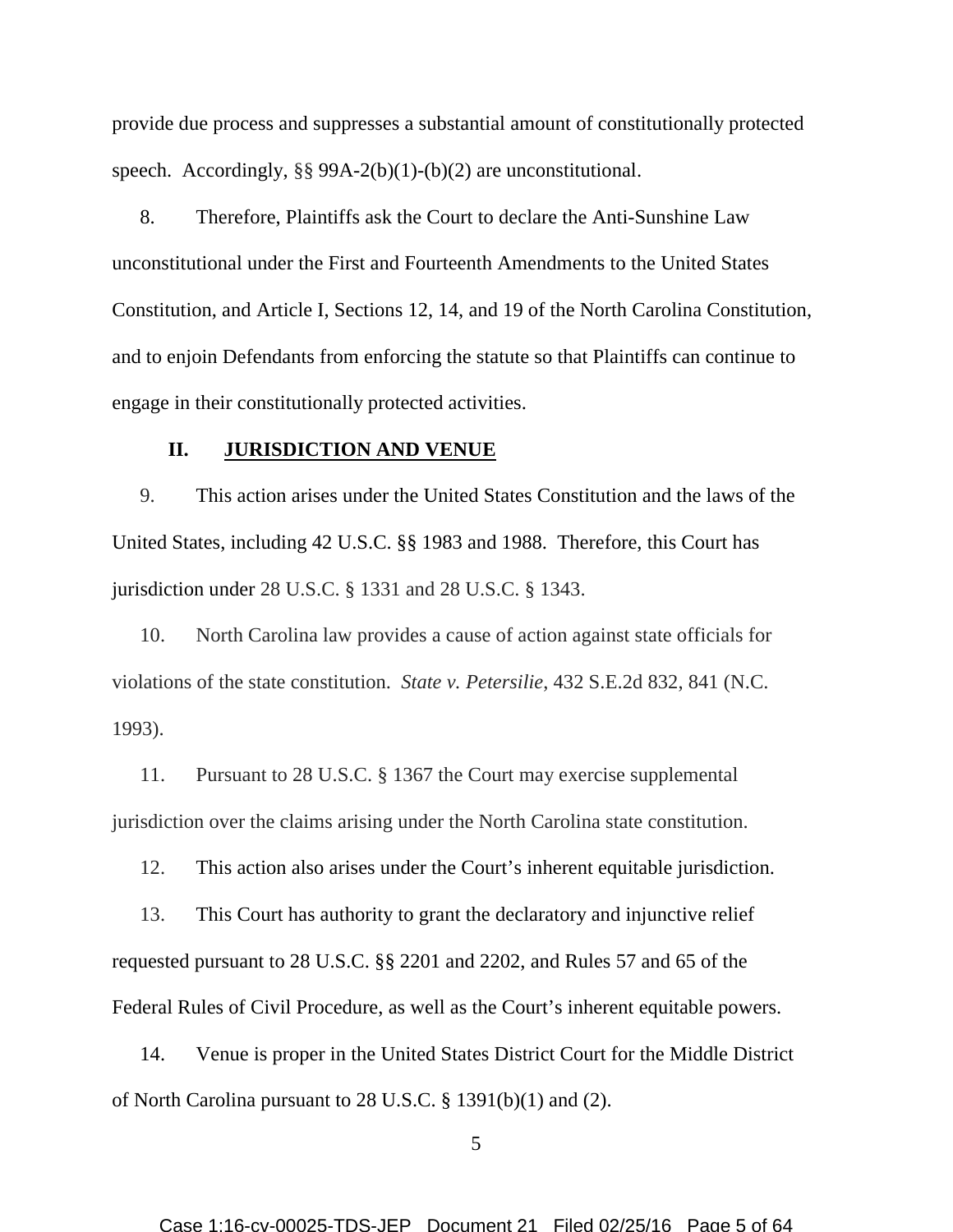provide due process and suppresses a substantial amount of constitutionally protected speech. Accordingly, §§ 99A-2(b)(1)-(b)(2) are unconstitutional.

8. Therefore, Plaintiffs ask the Court to declare the Anti-Sunshine Law unconstitutional under the First and Fourteenth Amendments to the United States Constitution, and Article I, Sections 12, 14, and 19 of the North Carolina Constitution, and to enjoin Defendants from enforcing the statute so that Plaintiffs can continue to engage in their constitutionally protected activities.

## II. JURISDICTION AND VENUE

9. This action arises under the United States Constitution and the laws of the United States, including 42 U.S.C. §§ 1983 and 1988. Therefore, this Court has jurisdiction under 28 U.S.C. § 1331 and 28 U.S.C. § 1343.

10. North Carolina law provides a cause of action against state officials for violations of the state constitution. *State v. Petersilie*, 432 S.E.2d 832, 841 (N.C. 1993).

11. Pursuant to 28 U.S.C. § 1367 the Court may exercise supplemental jurisdiction over the claims arising under the North Carolina state constitution.

12. This action also arises under the Court's inherent equitable jurisdiction.

13. This Court has authority to grant the declaratory and injunctive relief requested pursuant to 28 U.S.C. §§ 2201 and 2202, and Rules 57 and 65 of the Federal Rules of Civil Procedure, as well as the Court's inherent equitable powers.

14. Venue is proper in the United States District Court for the Middle District of North Carolina pursuant to 28 U.S.C. § 1391(b)(1) and (2).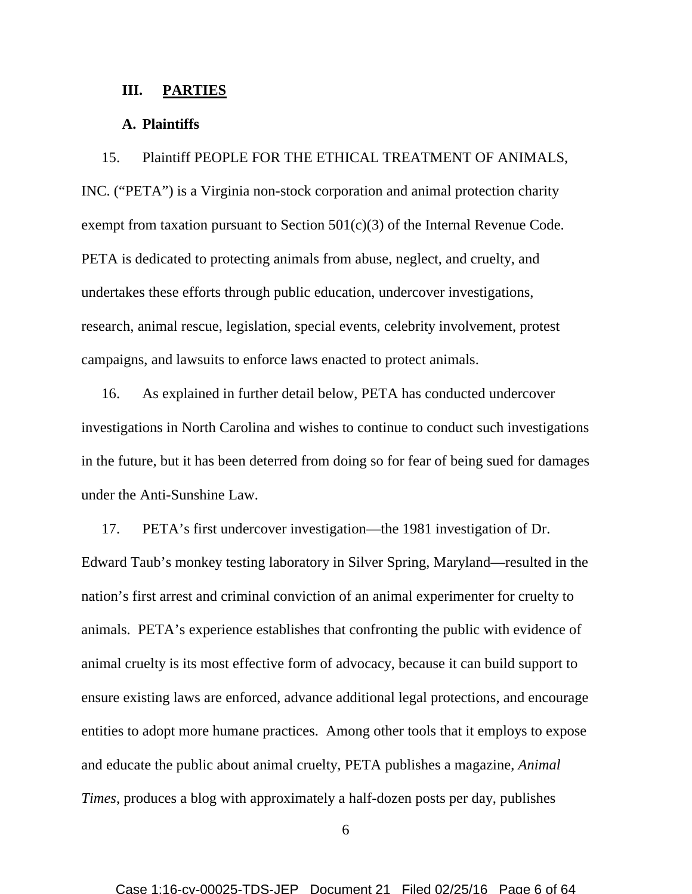## III. PARTIES

### A. Plaintiffs

15. Plaintiff PEOPLE FOR THE ETHICAL TREATMENT OF ANIMALS, INC. ("PETA") is a Virginia non-stock corporation and animal protection charity exempt from taxation pursuant to Section 501(c)(3) of the Internal Revenue Code. PETA is dedicated to protecting animals from abuse, neglect, and cruelty, and undertakes these efforts through public education, undercover investigations, research, animal rescue, legislation, special events, celebrity involvement, protest campaigns, and lawsuits to enforce laws enacted to protect animals.

16. As explained in further detail below, PETA has conducted undercover investigations in North Carolina and wishes to continue to conduct such investigations in the future, but it has been deterred from doing so for fear of being sued for damages under the Anti-Sunshine Law.

17. PETA's first undercover investigation—the 1981 investigation of Dr. Edward Taub's monkey testing laboratory in Silver Spring, Maryland—resulted in the nation's first arrest and criminal conviction of an animal experimenter for cruelty to animals. PETA's experience establishes that confronting the public with evidence of animal cruelty is its most effective form of advocacy, because it can build support to ensure existing laws are enforced, advance additional legal protections, and encourage entities to adopt more humane practices. Among other tools that it employs to expose and educate the public about animal cruelty, PETA publishes a magazine, *Animal Times*, produces a blog with approximately a half-dozen posts per day, publishes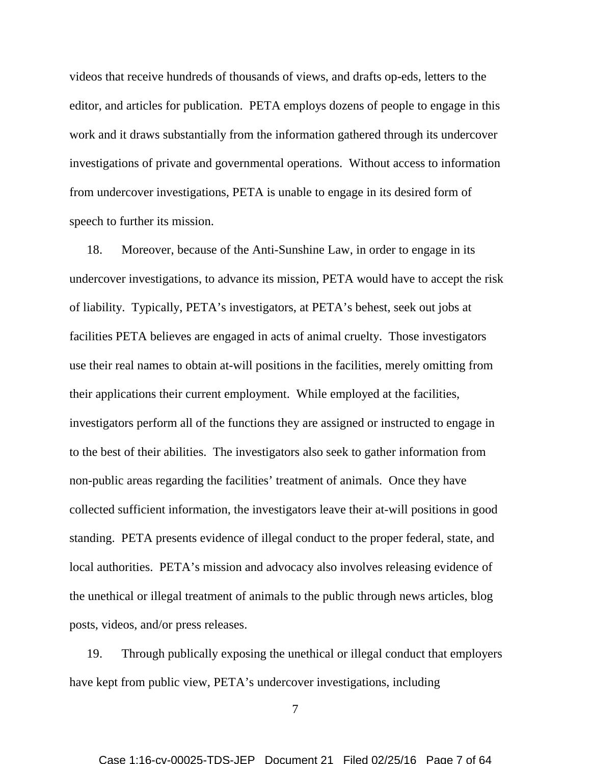videos that receive hundreds of thousands of views, and drafts op-eds, letters to the editor, and articles for publication. PETA employs dozens of people to engage in this work and it draws substantially from the information gathered through its undercover investigations of private and governmental operations. Without access to information from undercover investigations, PETA is unable to engage in its desired form of speech to further its mission.

18. Moreover, because of the Anti-Sunshine Law, in order to engage in its undercover investigations, to advance its mission, PETA would have to accept the risk of liability. Typically, PETA's investigators, at PETA's behest, seek out jobs at facilities PETA believes are engaged in acts of animal cruelty. Those investigators use their real names to obtain at-will positions in the facilities, merely omitting from their applications their current employment. While employed at the facilities, investigators perform all of the functions they are assigned or instructed to engage in to the best of their abilities. The investigators also seek to gather information from non-public areas regarding the facilities' treatment of animals. Once they have collected sufficient information, the investigators leave their at-will positions in good standing. PETA presents evidence of illegal conduct to the proper federal, state, and local authorities. PETA's mission and advocacy also involves releasing evidence of the unethical or illegal treatment of animals to the public through news articles, blog posts, videos, and/or press releases.

19. Through publically exposing the unethical or illegal conduct that employers have kept from public view, PETA's undercover investigations, including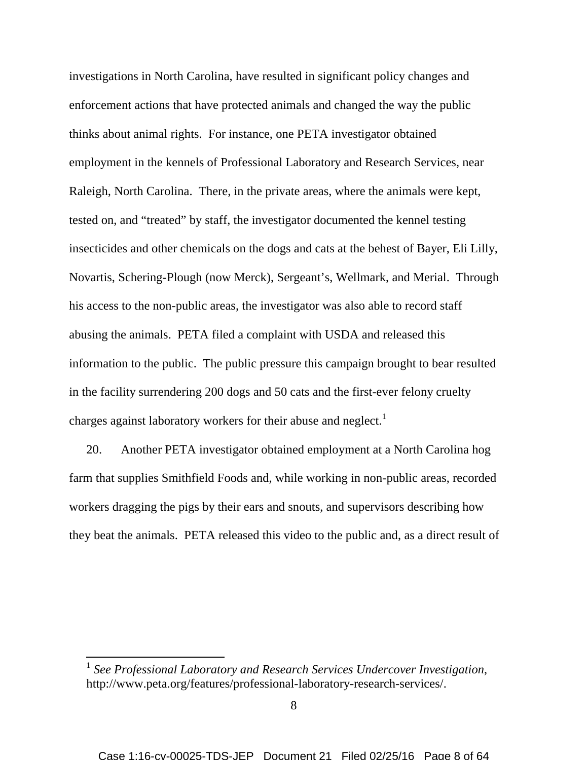investigations in North Carolina, have resulted in significant policy changes and enforcement actions that have protected animals and changed the way the public thinks about animal rights. For instance, one PETA investigator obtained employment in the kennels of Professional Laboratory and Research Services, near Raleigh, North Carolina. There, in the private areas, where the animals were kept, tested on, and "treated" by staff, the investigator documented the kennel testing insecticides and other chemicals on the dogs and cats at the behest of Bayer, Eli Lilly, Novartis, Schering-Plough (now Merck), Sergeant's, Wellmark, and Merial. Through his access to the non-public areas, the investigator was also able to record staff abusing the animals. PETA filed a complaint with USDA and released this information to the public. The public pressure this campaign brought to bear resulted in the facility surrendering 200 dogs and 50 cats and the first-ever felony cruelty charges against laboratory workers for their abuse and neglect.[1]

20. Another PETA investigator obtained employment at a North Carolina hog farm that supplies Smithfield Foods and, while working in non-public areas, recorded workers dragging the pigs by their ears and snouts, and supervisors describing how they beat the animals. PETA released this video to the public and, as a direct result of

---

[1] *See Professional Laboratory and Research Services Undercover Investigation*, http://www.peta.org/features/professional-laboratory-research-services/.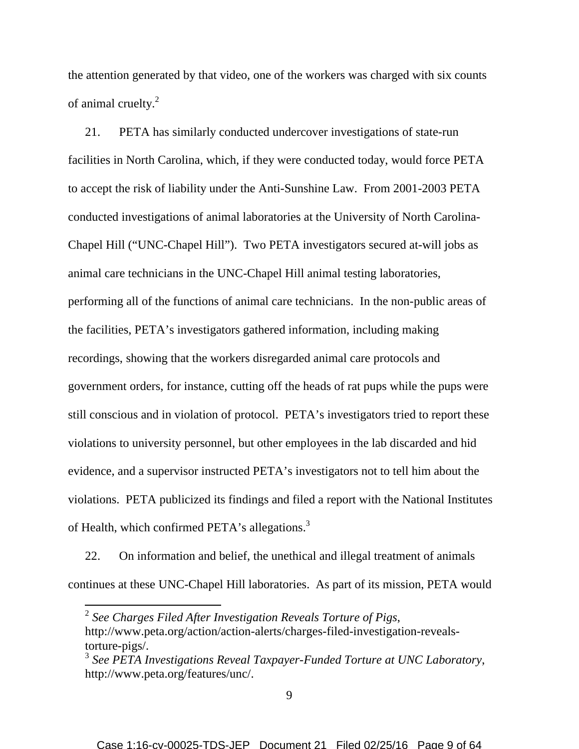the attention generated by that video, one of the workers was charged with six counts of animal cruelty.[2]

21. PETA has similarly conducted undercover investigations of state-run facilities in North Carolina, which, if they were conducted today, would force PETA to accept the risk of liability under the Anti-Sunshine Law. From 2001-2003 PETA conducted investigations of animal laboratories at the University of North Carolina-Chapel Hill ("UNC-Chapel Hill"). Two PETA investigators secured at-will jobs as animal care technicians in the UNC-Chapel Hill animal testing laboratories, performing all of the functions of animal care technicians. In the non-public areas of the facilities, PETA's investigators gathered information, including making recordings, showing that the workers disregarded animal care protocols and government orders, for instance, cutting off the heads of rat pups while the pups were still conscious and in violation of protocol. PETA's investigators tried to report these violations to university personnel, but other employees in the lab discarded and hid evidence, and a supervisor instructed PETA's investigators not to tell him about the violations. PETA publicized its findings and filed a report with the National Institutes of Health, which confirmed PETA's allegations.[3]

22. On information and belief, the unethical and illegal treatment of animals continues at these UNC-Chapel Hill laboratories. As part of its mission, PETA would

---

[2] *See Charges Filed After Investigation Reveals Torture of Pigs*, http://www.peta.org/action/action-alerts/charges-filed-investigation-reveals-torture-pigs/.

[3] *See PETA Investigations Reveal Taxpayer-Funded Torture at UNC Laboratory*, http://www.peta.org/features/unc/.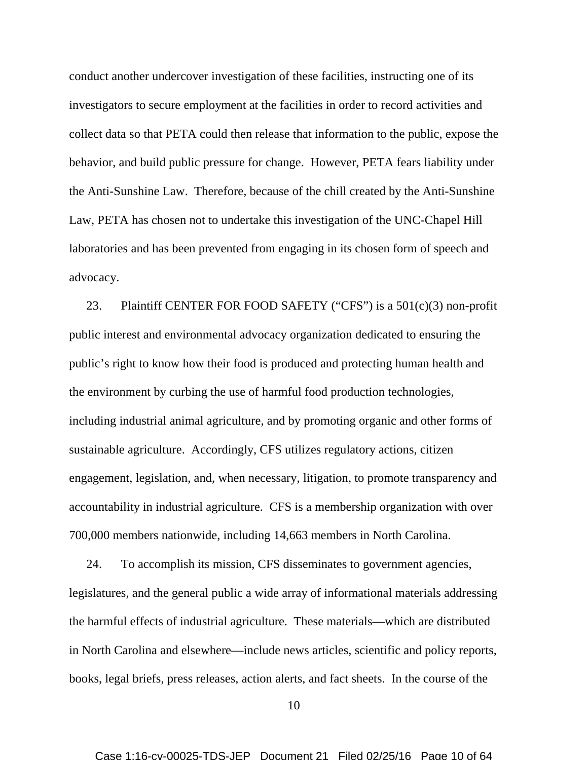conduct another undercover investigation of these facilities, instructing one of its investigators to secure employment at the facilities in order to record activities and collect data so that PETA could then release that information to the public, expose the behavior, and build public pressure for change. However, PETA fears liability under the Anti-Sunshine Law. Therefore, because of the chill created by the Anti-Sunshine Law, PETA has chosen not to undertake this investigation of the UNC-Chapel Hill laboratories and has been prevented from engaging in its chosen form of speech and advocacy.

23. Plaintiff CENTER FOR FOOD SAFETY ("CFS") is a 501(c)(3) non-profit public interest and environmental advocacy organization dedicated to ensuring the public's right to know how their food is produced and protecting human health and the environment by curbing the use of harmful food production technologies, including industrial animal agriculture, and by promoting organic and other forms of sustainable agriculture. Accordingly, CFS utilizes regulatory actions, citizen engagement, legislation, and, when necessary, litigation, to promote transparency and accountability in industrial agriculture. CFS is a membership organization with over 700,000 members nationwide, including 14,663 members in North Carolina.

24. To accomplish its mission, CFS disseminates to government agencies, legislatures, and the general public a wide array of informational materials addressing the harmful effects of industrial agriculture. These materials—which are distributed in North Carolina and elsewhere—include news articles, scientific and policy reports, books, legal briefs, press releases, action alerts, and fact sheets. In the course of the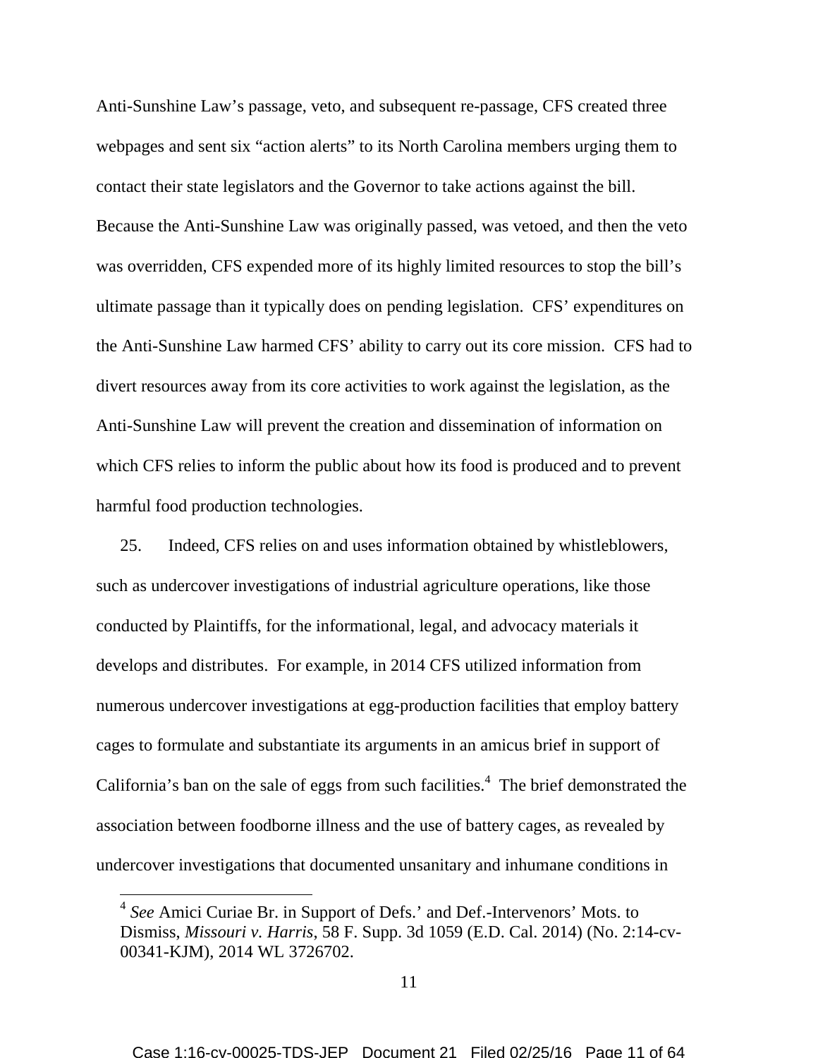Anti-Sunshine Law's passage, veto, and subsequent re-passage, CFS created three webpages and sent six "action alerts" to its North Carolina members urging them to contact their state legislators and the Governor to take actions against the bill. Because the Anti-Sunshine Law was originally passed, was vetoed, and then the veto was overridden, CFS expended more of its highly limited resources to stop the bill's ultimate passage than it typically does on pending legislation. CFS' expenditures on the Anti-Sunshine Law harmed CFS' ability to carry out its core mission. CFS had to divert resources away from its core activities to work against the legislation, as the Anti-Sunshine Law will prevent the creation and dissemination of information on which CFS relies to inform the public about how its food is produced and to prevent harmful food production technologies.

25. Indeed, CFS relies on and uses information obtained by whistleblowers, such as undercover investigations of industrial agriculture operations, like those conducted by Plaintiffs, for the informational, legal, and advocacy materials it develops and distributes. For example, in 2014 CFS utilized information from numerous undercover investigations at egg-production facilities that employ battery cages to formulate and substantiate its arguments in an amicus brief in support of California's ban on the sale of eggs from such facilities.[4] The brief demonstrated the association between foodborne illness and the use of battery cages, as revealed by undercover investigations that documented unsanitary and inhumane conditions in

[4] *See* Amici Curiae Br. in Support of Defs.' and Def.-Intervenors' Mots. to Dismiss, *Missouri v. Harris*, 58 F. Supp. 3d 1059 (E.D. Cal. 2014) (No. 2:14-cv-00341-KJM), 2014 WL 3726702.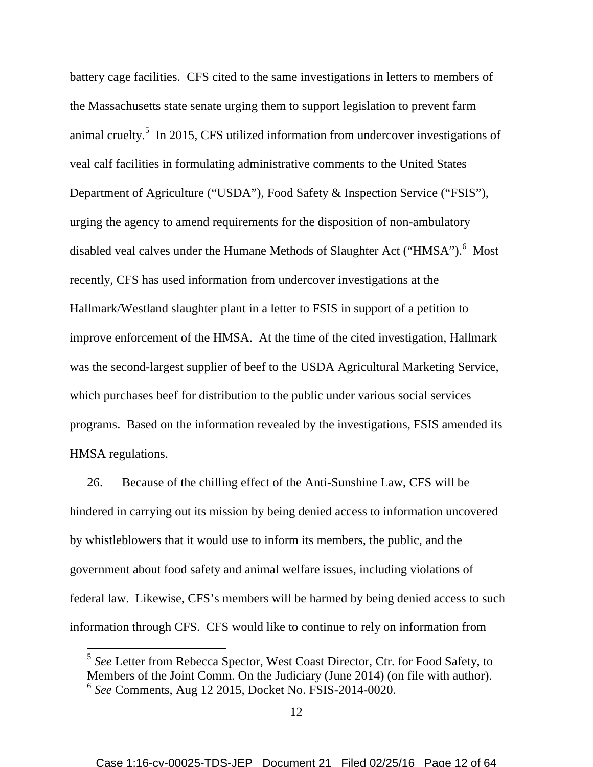battery cage facilities. CFS cited to the same investigations in letters to members of the Massachusetts state senate urging them to support legislation to prevent farm animal cruelty.[5] In 2015, CFS utilized information from undercover investigations of veal calf facilities in formulating administrative comments to the United States Department of Agriculture ("USDA"), Food Safety & Inspection Service ("FSIS"), urging the agency to amend requirements for the disposition of non-ambulatory disabled veal calves under the Humane Methods of Slaughter Act ("HMSA").[6] Most recently, CFS has used information from undercover investigations at the Hallmark/Westland slaughter plant in a letter to FSIS in support of a petition to improve enforcement of the HMSA. At the time of the cited investigation, Hallmark was the second-largest supplier of beef to the USDA Agricultural Marketing Service, which purchases beef for distribution to the public under various social services programs. Based on the information revealed by the investigations, FSIS amended its HMSA regulations.

26. Because of the chilling effect of the Anti-Sunshine Law, CFS will be hindered in carrying out its mission by being denied access to information uncovered by whistleblowers that it would use to inform its members, the public, and the government about food safety and animal welfare issues, including violations of federal law. Likewise, CFS's members will be harmed by being denied access to such information through CFS. CFS would like to continue to rely on information from

---

[5] *See* Letter from Rebecca Spector, West Coast Director, Ctr. for Food Safety, to Members of the Joint Comm. On the Judiciary (June 2014) (on file with author).

[6] *See* Comments, Aug 12 2015, Docket No. FSIS-2014-0020.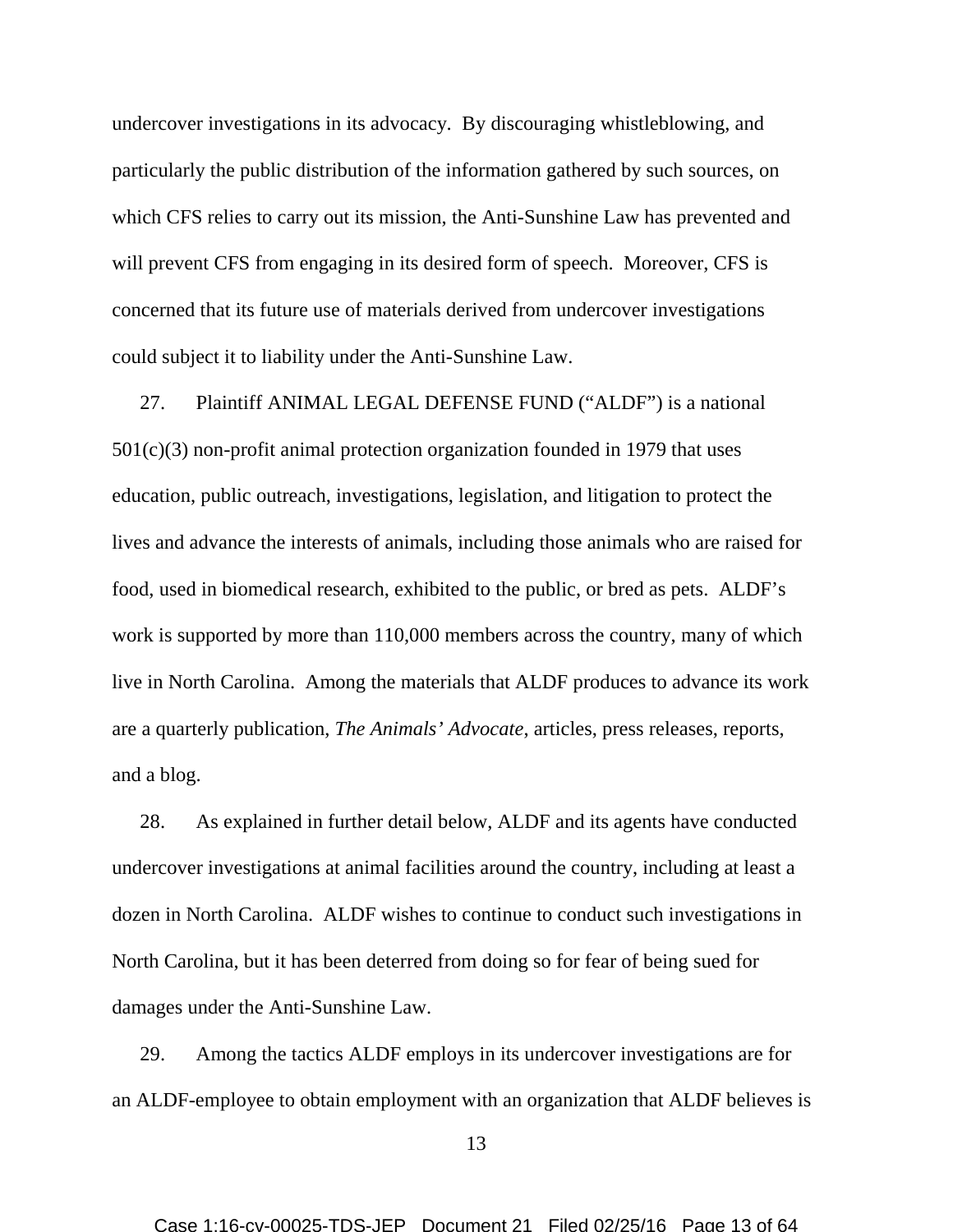undercover investigations in its advocacy. By discouraging whistleblowing, and particularly the public distribution of the information gathered by such sources, on which CFS relies to carry out its mission, the Anti-Sunshine Law has prevented and will prevent CFS from engaging in its desired form of speech. Moreover, CFS is concerned that its future use of materials derived from undercover investigations could subject it to liability under the Anti-Sunshine Law.

27. Plaintiff ANIMAL LEGAL DEFENSE FUND ("ALDF") is a national 501(c)(3) non-profit animal protection organization founded in 1979 that uses education, public outreach, investigations, legislation, and litigation to protect the lives and advance the interests of animals, including those animals who are raised for food, used in biomedical research, exhibited to the public, or bred as pets. ALDF's work is supported by more than 110,000 members across the country, many of which live in North Carolina. Among the materials that ALDF produces to advance its work are a quarterly publication, *The Animals' Advocate*, articles, press releases, reports, and a blog.

28. As explained in further detail below, ALDF and its agents have conducted undercover investigations at animal facilities around the country, including at least a dozen in North Carolina. ALDF wishes to continue to conduct such investigations in North Carolina, but it has been deterred from doing so for fear of being sued for damages under the Anti-Sunshine Law.

29. Among the tactics ALDF employs in its undercover investigations are for an ALDF-employee to obtain employment with an organization that ALDF believes is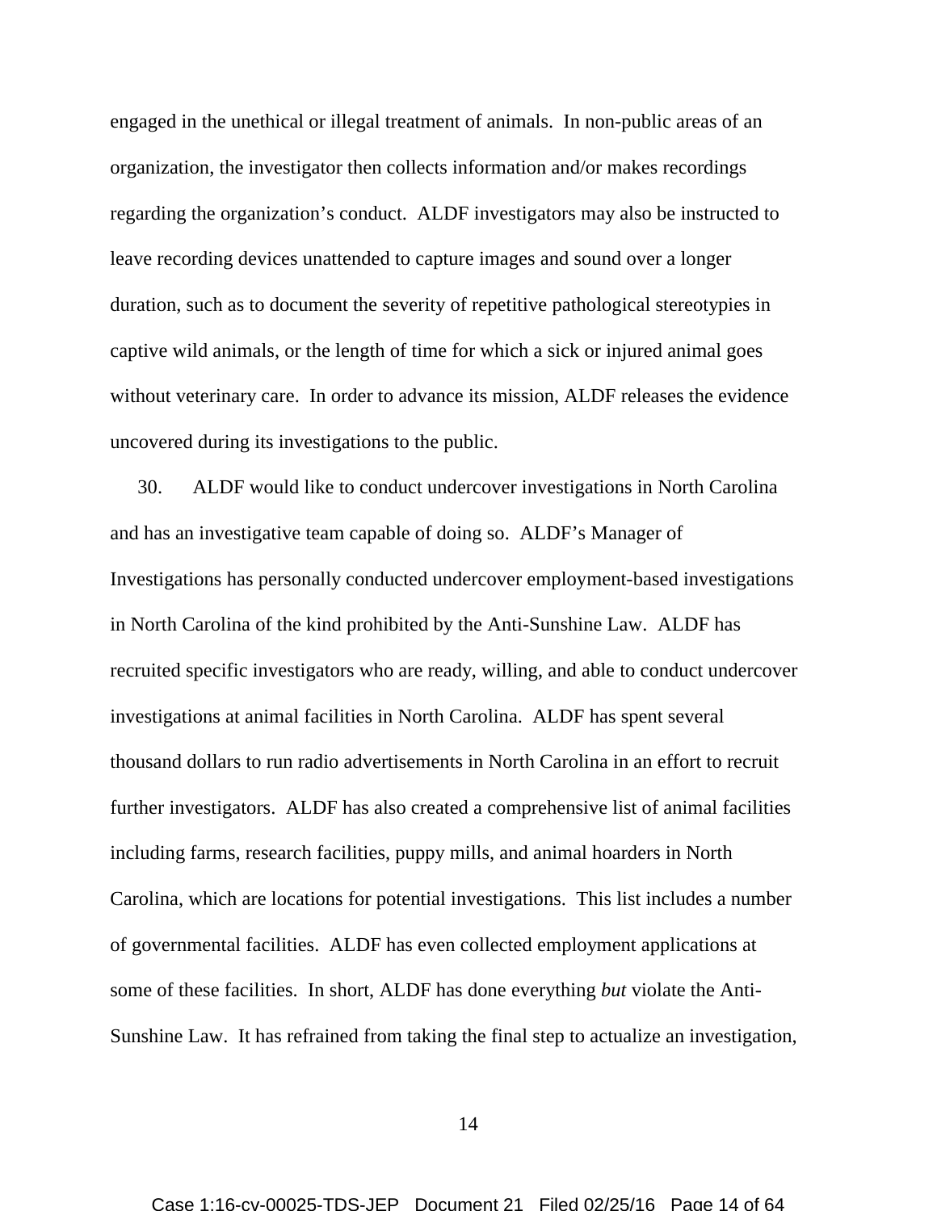engaged in the unethical or illegal treatment of animals. In non-public areas of an organization, the investigator then collects information and/or makes recordings regarding the organization's conduct. ALDF investigators may also be instructed to leave recording devices unattended to capture images and sound over a longer duration, such as to document the severity of repetitive pathological stereotypies in captive wild animals, or the length of time for which a sick or injured animal goes without veterinary care. In order to advance its mission, ALDF releases the evidence uncovered during its investigations to the public.

30. ALDF would like to conduct undercover investigations in North Carolina and has an investigative team capable of doing so. ALDF's Manager of Investigations has personally conducted undercover employment-based investigations in North Carolina of the kind prohibited by the Anti-Sunshine Law. ALDF has recruited specific investigators who are ready, willing, and able to conduct undercover investigations at animal facilities in North Carolina. ALDF has spent several thousand dollars to run radio advertisements in North Carolina in an effort to recruit further investigators. ALDF has also created a comprehensive list of animal facilities including farms, research facilities, puppy mills, and animal hoarders in North Carolina, which are locations for potential investigations. This list includes a number of governmental facilities. ALDF has even collected employment applications at some of these facilities. In short, ALDF has done everything *but* violate the Anti-Sunshine Law. It has refrained from taking the final step to actualize an investigation,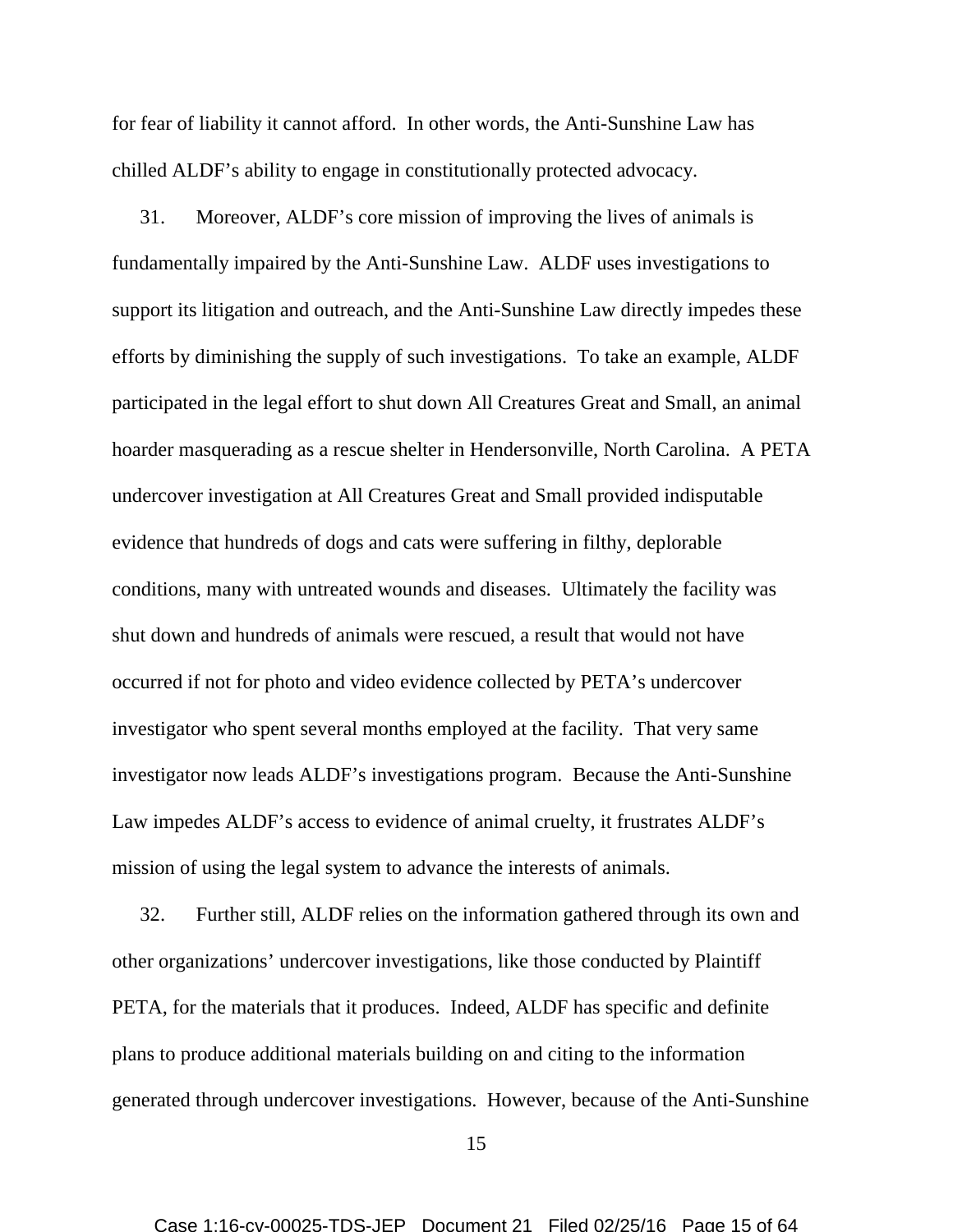for fear of liability it cannot afford. In other words, the Anti-Sunshine Law has chilled ALDF's ability to engage in constitutionally protected advocacy.

31. Moreover, ALDF's core mission of improving the lives of animals is fundamentally impaired by the Anti-Sunshine Law. ALDF uses investigations to support its litigation and outreach, and the Anti-Sunshine Law directly impedes these efforts by diminishing the supply of such investigations. To take an example, ALDF participated in the legal effort to shut down All Creatures Great and Small, an animal hoarder masquerading as a rescue shelter in Hendersonville, North Carolina. A PETA undercover investigation at All Creatures Great and Small provided indisputable evidence that hundreds of dogs and cats were suffering in filthy, deplorable conditions, many with untreated wounds and diseases. Ultimately the facility was shut down and hundreds of animals were rescued, a result that would not have occurred if not for photo and video evidence collected by PETA's undercover investigator who spent several months employed at the facility. That very same investigator now leads ALDF's investigations program. Because the Anti-Sunshine Law impedes ALDF's access to evidence of animal cruelty, it frustrates ALDF's mission of using the legal system to advance the interests of animals.

32. Further still, ALDF relies on the information gathered through its own and other organizations' undercover investigations, like those conducted by Plaintiff PETA, for the materials that it produces. Indeed, ALDF has specific and definite plans to produce additional materials building on and citing to the information generated through undercover investigations. However, because of the Anti-Sunshine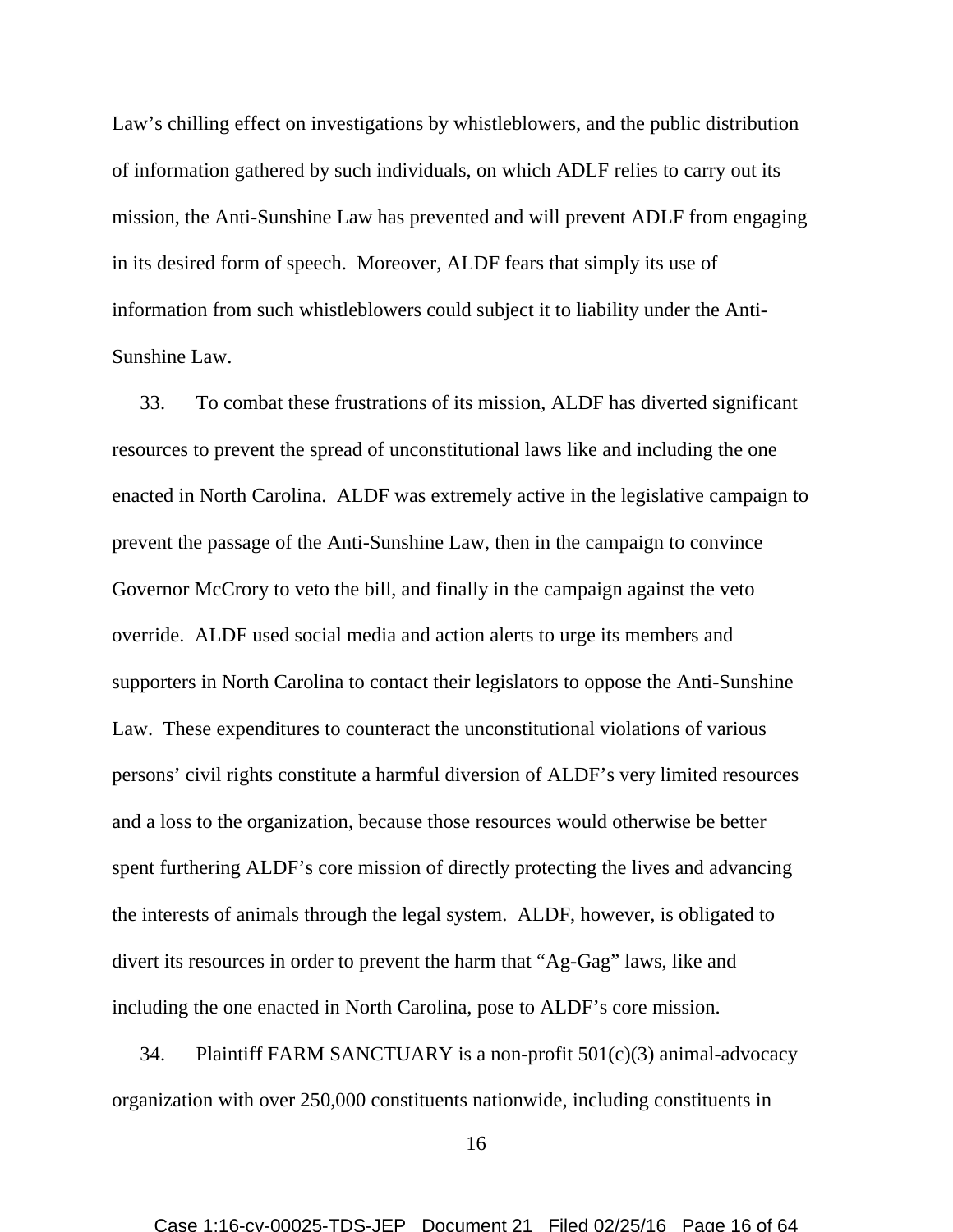Law's chilling effect on investigations by whistleblowers, and the public distribution of information gathered by such individuals, on which ADLF relies to carry out its mission, the Anti-Sunshine Law has prevented and will prevent ADLF from engaging in its desired form of speech. Moreover, ALDF fears that simply its use of information from such whistleblowers could subject it to liability under the Anti-Sunshine Law.

33. To combat these frustrations of its mission, ALDF has diverted significant resources to prevent the spread of unconstitutional laws like and including the one enacted in North Carolina. ALDF was extremely active in the legislative campaign to prevent the passage of the Anti-Sunshine Law, then in the campaign to convince Governor McCrory to veto the bill, and finally in the campaign against the veto override. ALDF used social media and action alerts to urge its members and supporters in North Carolina to contact their legislators to oppose the Anti-Sunshine Law. These expenditures to counteract the unconstitutional violations of various persons' civil rights constitute a harmful diversion of ALDF's very limited resources and a loss to the organization, because those resources would otherwise be better spent furthering ALDF's core mission of directly protecting the lives and advancing the interests of animals through the legal system. ALDF, however, is obligated to divert its resources in order to prevent the harm that "Ag-Gag" laws, like and including the one enacted in North Carolina, pose to ALDF's core mission.

34. Plaintiff FARM SANCTUARY is a non-profit 501(c)(3) animal-advocacy organization with over 250,000 constituents nationwide, including constituents in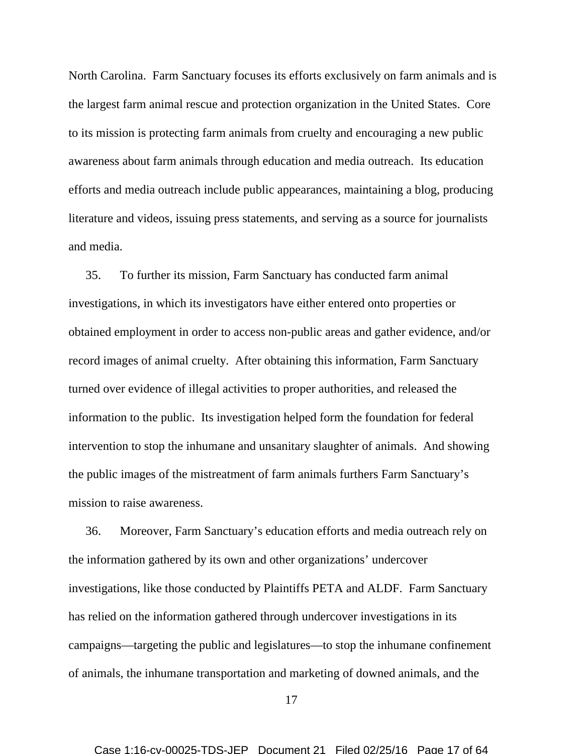North Carolina. Farm Sanctuary focuses its efforts exclusively on farm animals and is the largest farm animal rescue and protection organization in the United States. Core to its mission is protecting farm animals from cruelty and encouraging a new public awareness about farm animals through education and media outreach. Its education efforts and media outreach include public appearances, maintaining a blog, producing literature and videos, issuing press statements, and serving as a source for journalists and media.

35. To further its mission, Farm Sanctuary has conducted farm animal investigations, in which its investigators have either entered onto properties or obtained employment in order to access non-public areas and gather evidence, and/or record images of animal cruelty. After obtaining this information, Farm Sanctuary turned over evidence of illegal activities to proper authorities, and released the information to the public. Its investigation helped form the foundation for federal intervention to stop the inhumane and unsanitary slaughter of animals. And showing the public images of the mistreatment of farm animals furthers Farm Sanctuary's mission to raise awareness.

36. Moreover, Farm Sanctuary's education efforts and media outreach rely on the information gathered by its own and other organizations' undercover investigations, like those conducted by Plaintiffs PETA and ALDF. Farm Sanctuary has relied on the information gathered through undercover investigations in its campaigns—targeting the public and legislatures—to stop the inhumane confinement of animals, the inhumane transportation and marketing of downed animals, and the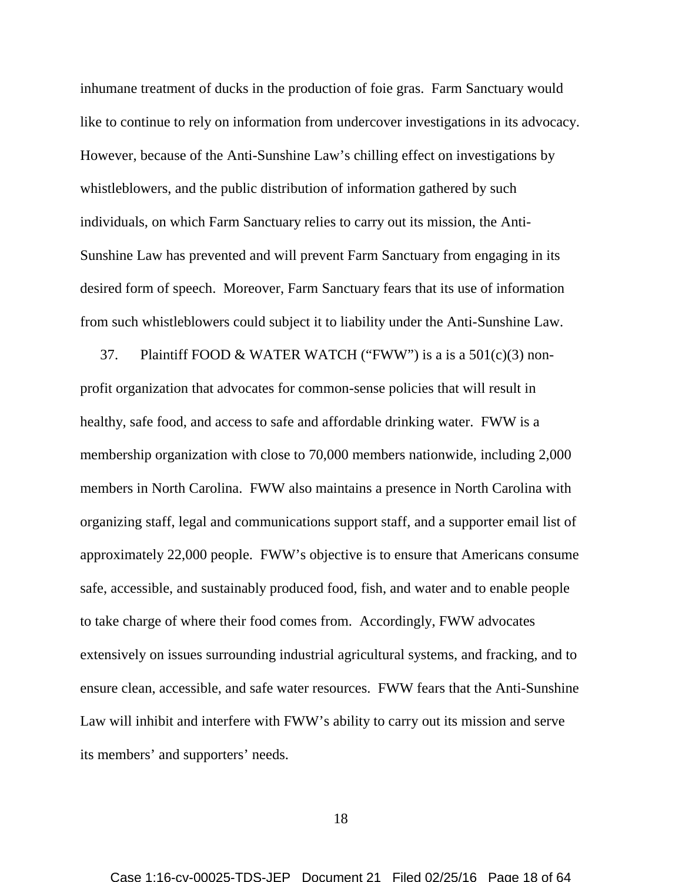inhumane treatment of ducks in the production of foie gras. Farm Sanctuary would like to continue to rely on information from undercover investigations in its advocacy. However, because of the Anti-Sunshine Law's chilling effect on investigations by whistleblowers, and the public distribution of information gathered by such individuals, on which Farm Sanctuary relies to carry out its mission, the Anti-Sunshine Law has prevented and will prevent Farm Sanctuary from engaging in its desired form of speech. Moreover, Farm Sanctuary fears that its use of information from such whistleblowers could subject it to liability under the Anti-Sunshine Law.

37. Plaintiff FOOD & WATER WATCH ("FWW") is a is a 501(c)(3) non-profit organization that advocates for common-sense policies that will result in healthy, safe food, and access to safe and affordable drinking water. FWW is a membership organization with close to 70,000 members nationwide, including 2,000 members in North Carolina. FWW also maintains a presence in North Carolina with organizing staff, legal and communications support staff, and a supporter email list of approximately 22,000 people. FWW's objective is to ensure that Americans consume safe, accessible, and sustainably produced food, fish, and water and to enable people to take charge of where their food comes from. Accordingly, FWW advocates extensively on issues surrounding industrial agricultural systems, and fracking, and to ensure clean, accessible, and safe water resources. FWW fears that the Anti-Sunshine Law will inhibit and interfere with FWW's ability to carry out its mission and serve its members' and supporters' needs.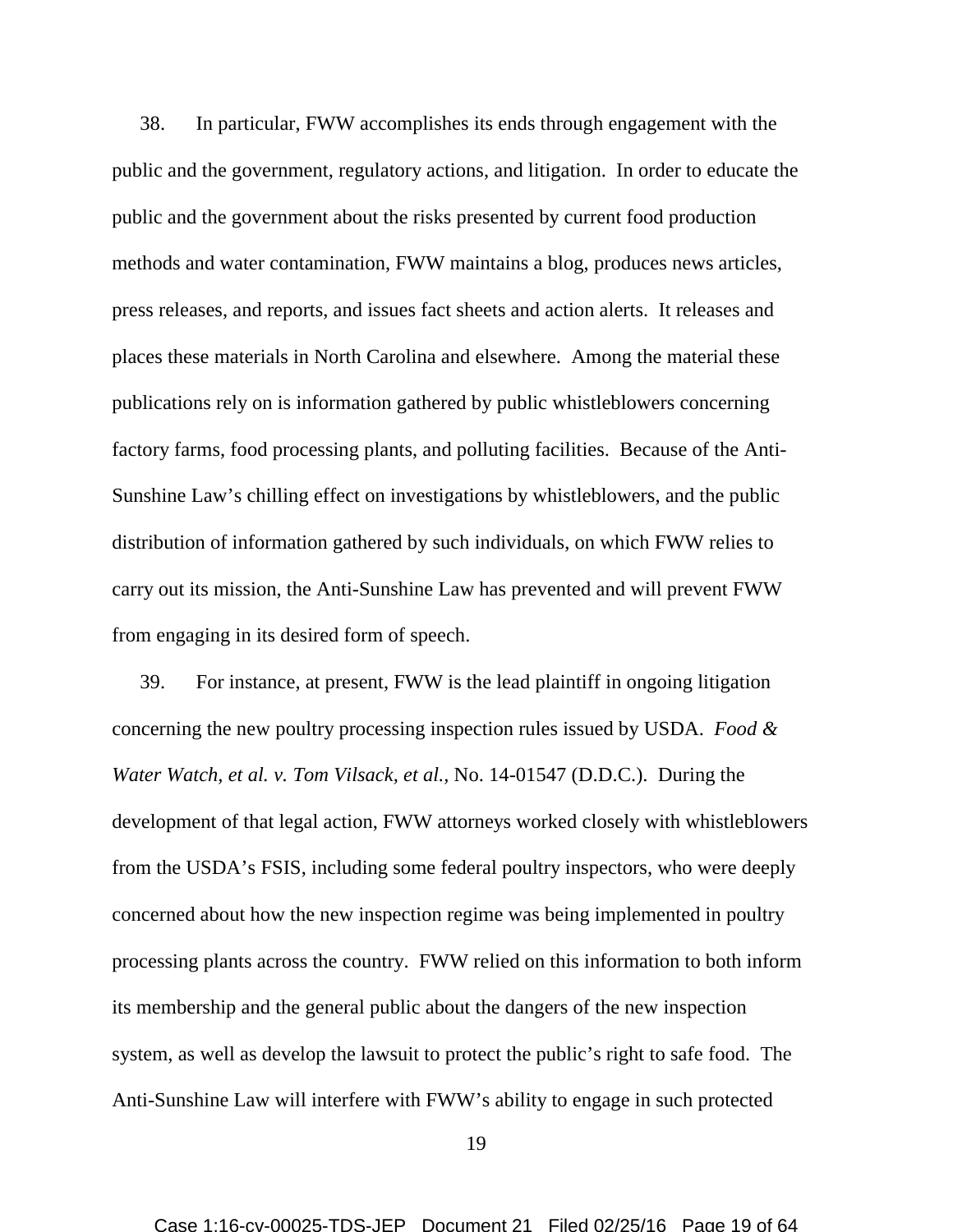38. In particular, FWW accomplishes its ends through engagement with the public and the government, regulatory actions, and litigation. In order to educate the public and the government about the risks presented by current food production methods and water contamination, FWW maintains a blog, produces news articles, press releases, and reports, and issues fact sheets and action alerts. It releases and places these materials in North Carolina and elsewhere. Among the material these publications rely on is information gathered by public whistleblowers concerning factory farms, food processing plants, and polluting facilities. Because of the Anti-Sunshine Law's chilling effect on investigations by whistleblowers, and the public distribution of information gathered by such individuals, on which FWW relies to carry out its mission, the Anti-Sunshine Law has prevented and will prevent FWW from engaging in its desired form of speech.

39. For instance, at present, FWW is the lead plaintiff in ongoing litigation concerning the new poultry processing inspection rules issued by USDA. *Food & Water Watch, et al. v. Tom Vilsack, et al.*, No. 14-01547 (D.D.C.). During the development of that legal action, FWW attorneys worked closely with whistleblowers from the USDA's FSIS, including some federal poultry inspectors, who were deeply concerned about how the new inspection regime was being implemented in poultry processing plants across the country. FWW relied on this information to both inform its membership and the general public about the dangers of the new inspection system, as well as develop the lawsuit to protect the public's right to safe food. The Anti-Sunshine Law will interfere with FWW's ability to engage in such protected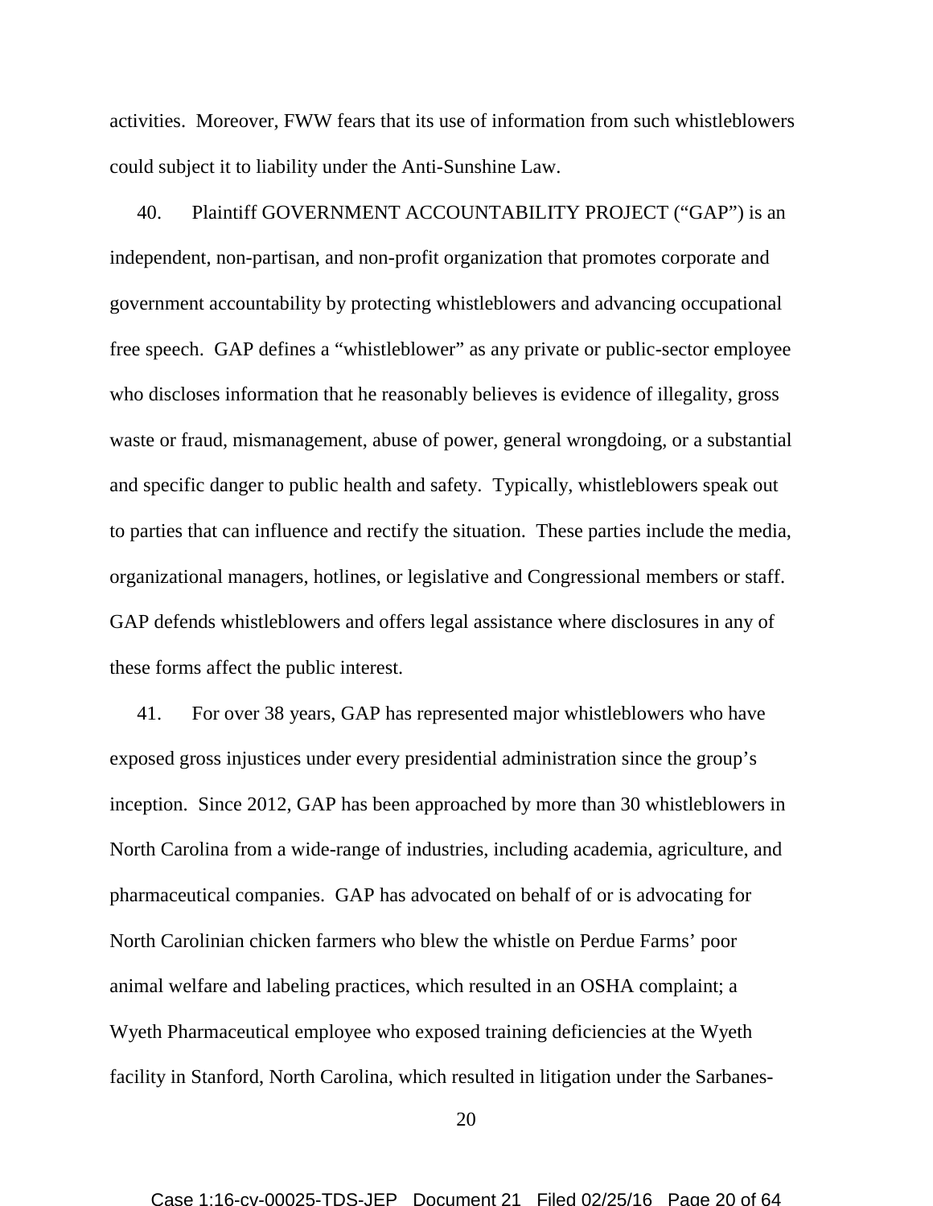activities. Moreover, FWW fears that its use of information from such whistleblowers could subject it to liability under the Anti-Sunshine Law.

40. Plaintiff GOVERNMENT ACCOUNTABILITY PROJECT ("GAP") is an independent, non-partisan, and non-profit organization that promotes corporate and government accountability by protecting whistleblowers and advancing occupational free speech. GAP defines a "whistleblower" as any private or public-sector employee who discloses information that he reasonably believes is evidence of illegality, gross waste or fraud, mismanagement, abuse of power, general wrongdoing, or a substantial and specific danger to public health and safety. Typically, whistleblowers speak out to parties that can influence and rectify the situation. These parties include the media, organizational managers, hotlines, or legislative and Congressional members or staff. GAP defends whistleblowers and offers legal assistance where disclosures in any of these forms affect the public interest.

41. For over 38 years, GAP has represented major whistleblowers who have exposed gross injustices under every presidential administration since the group's inception. Since 2012, GAP has been approached by more than 30 whistleblowers in North Carolina from a wide-range of industries, including academia, agriculture, and pharmaceutical companies. GAP has advocated on behalf of or is advocating for North Carolinian chicken farmers who blew the whistle on Perdue Farms' poor animal welfare and labeling practices, which resulted in an OSHA complaint; a Wyeth Pharmaceutical employee who exposed training deficiencies at the Wyeth facility in Stanford, North Carolina, which resulted in litigation under the Sarbanes-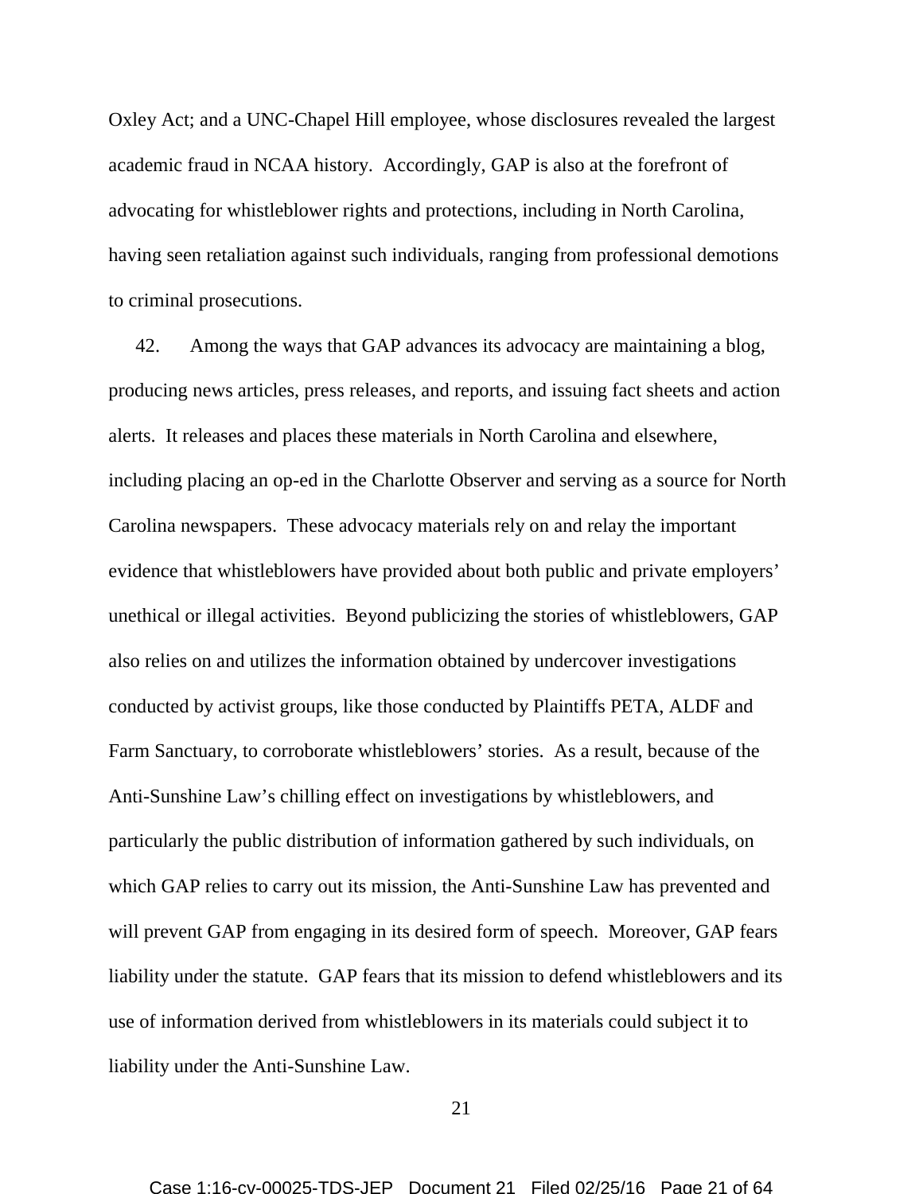Oxley Act; and a UNC-Chapel Hill employee, whose disclosures revealed the largest academic fraud in NCAA history. Accordingly, GAP is also at the forefront of advocating for whistleblower rights and protections, including in North Carolina, having seen retaliation against such individuals, ranging from professional demotions to criminal prosecutions.

42. Among the ways that GAP advances its advocacy are maintaining a blog, producing news articles, press releases, and reports, and issuing fact sheets and action alerts. It releases and places these materials in North Carolina and elsewhere, including placing an op-ed in the Charlotte Observer and serving as a source for North Carolina newspapers. These advocacy materials rely on and relay the important evidence that whistleblowers have provided about both public and private employers' unethical or illegal activities. Beyond publicizing the stories of whistleblowers, GAP also relies on and utilizes the information obtained by undercover investigations conducted by activist groups, like those conducted by Plaintiffs PETA, ALDF and Farm Sanctuary, to corroborate whistleblowers' stories. As a result, because of the Anti-Sunshine Law's chilling effect on investigations by whistleblowers, and particularly the public distribution of information gathered by such individuals, on which GAP relies to carry out its mission, the Anti-Sunshine Law has prevented and will prevent GAP from engaging in its desired form of speech. Moreover, GAP fears liability under the statute. GAP fears that its mission to defend whistleblowers and its use of information derived from whistleblowers in its materials could subject it to liability under the Anti-Sunshine Law.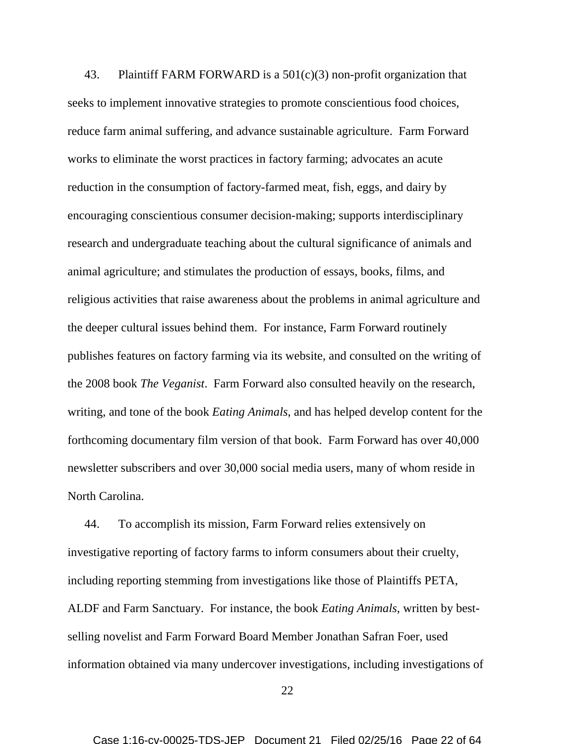43. Plaintiff FARM FORWARD is a 501(c)(3) non-profit organization that seeks to implement innovative strategies to promote conscientious food choices, reduce farm animal suffering, and advance sustainable agriculture. Farm Forward works to eliminate the worst practices in factory farming; advocates an acute reduction in the consumption of factory-farmed meat, fish, eggs, and dairy by encouraging conscientious consumer decision-making; supports interdisciplinary research and undergraduate teaching about the cultural significance of animals and animal agriculture; and stimulates the production of essays, books, films, and religious activities that raise awareness about the problems in animal agriculture and the deeper cultural issues behind them. For instance, Farm Forward routinely publishes features on factory farming via its website, and consulted on the writing of the 2008 book *The Veganist*. Farm Forward also consulted heavily on the research, writing, and tone of the book *Eating Animals*, and has helped develop content for the forthcoming documentary film version of that book. Farm Forward has over 40,000 newsletter subscribers and over 30,000 social media users, many of whom reside in North Carolina.

44. To accomplish its mission, Farm Forward relies extensively on investigative reporting of factory farms to inform consumers about their cruelty, including reporting stemming from investigations like those of Plaintiffs PETA, ALDF and Farm Sanctuary. For instance, the book *Eating Animals*, written by best-selling novelist and Farm Forward Board Member Jonathan Safran Foer, used information obtained via many undercover investigations, including investigations of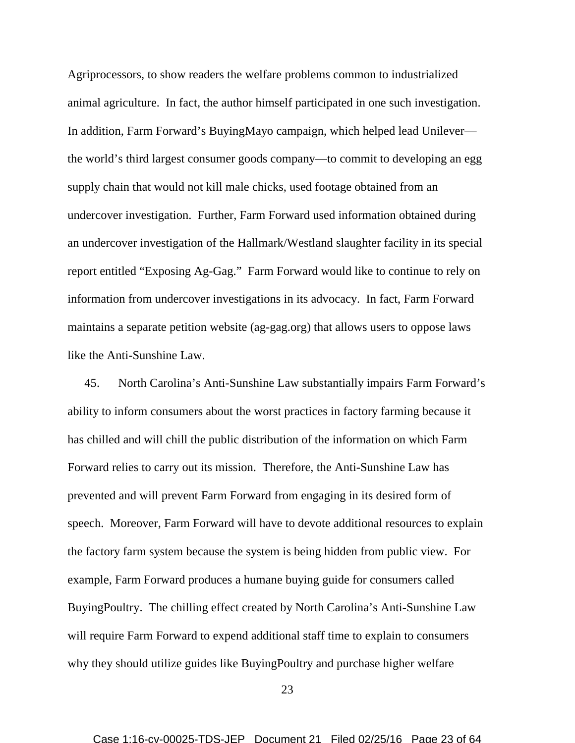Agriprocessors, to show readers the welfare problems common to industrialized animal agriculture. In fact, the author himself participated in one such investigation. In addition, Farm Forward's BuyingMayo campaign, which helped lead Unilever—the world's third largest consumer goods company—to commit to developing an egg supply chain that would not kill male chicks, used footage obtained from an undercover investigation. Further, Farm Forward used information obtained during an undercover investigation of the Hallmark/Westland slaughter facility in its special report entitled "Exposing Ag-Gag." Farm Forward would like to continue to rely on information from undercover investigations in its advocacy. In fact, Farm Forward maintains a separate petition website (ag-gag.org) that allows users to oppose laws like the Anti-Sunshine Law.

45. North Carolina's Anti-Sunshine Law substantially impairs Farm Forward's ability to inform consumers about the worst practices in factory farming because it has chilled and will chill the public distribution of the information on which Farm Forward relies to carry out its mission. Therefore, the Anti-Sunshine Law has prevented and will prevent Farm Forward from engaging in its desired form of speech. Moreover, Farm Forward will have to devote additional resources to explain the factory farm system because the system is being hidden from public view. For example, Farm Forward produces a humane buying guide for consumers called BuyingPoultry. The chilling effect created by North Carolina's Anti-Sunshine Law will require Farm Forward to expend additional staff time to explain to consumers why they should utilize guides like BuyingPoultry and purchase higher welfare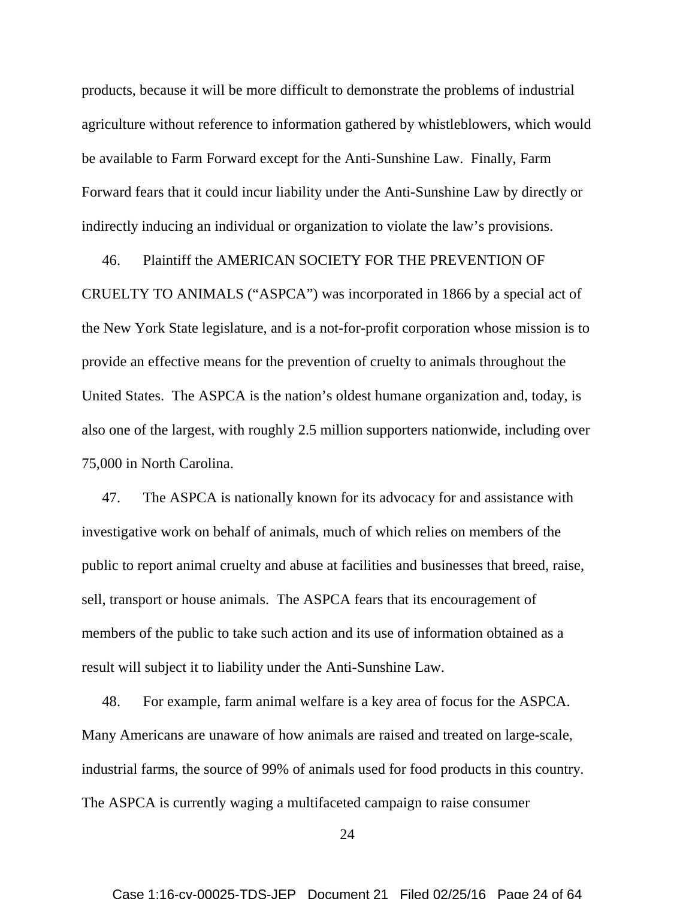products, because it will be more difficult to demonstrate the problems of industrial agriculture without reference to information gathered by whistleblowers, which would be available to Farm Forward except for the Anti-Sunshine Law. Finally, Farm Forward fears that it could incur liability under the Anti-Sunshine Law by directly or indirectly inducing an individual or organization to violate the law's provisions.

46. Plaintiff the AMERICAN SOCIETY FOR THE PREVENTION OF CRUELTY TO ANIMALS ("ASPCA") was incorporated in 1866 by a special act of the New York State legislature, and is a not-for-profit corporation whose mission is to provide an effective means for the prevention of cruelty to animals throughout the United States. The ASPCA is the nation's oldest humane organization and, today, is also one of the largest, with roughly 2.5 million supporters nationwide, including over 75,000 in North Carolina.

47. The ASPCA is nationally known for its advocacy for and assistance with investigative work on behalf of animals, much of which relies on members of the public to report animal cruelty and abuse at facilities and businesses that breed, raise, sell, transport or house animals. The ASPCA fears that its encouragement of members of the public to take such action and its use of information obtained as a result will subject it to liability under the Anti-Sunshine Law.

48. For example, farm animal welfare is a key area of focus for the ASPCA. Many Americans are unaware of how animals are raised and treated on large-scale, industrial farms, the source of 99% of animals used for food products in this country. The ASPCA is currently waging a multifaceted campaign to raise consumer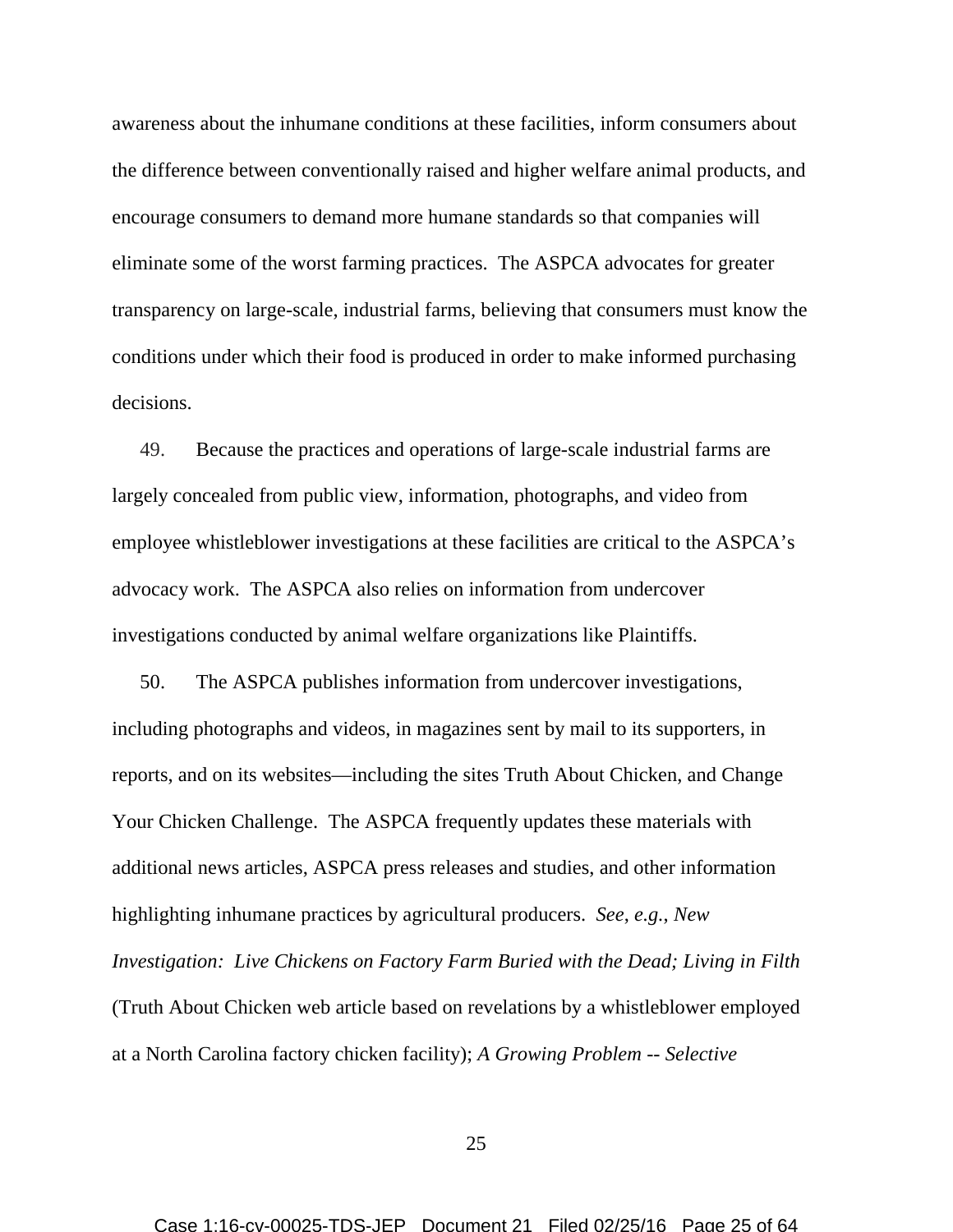awareness about the inhumane conditions at these facilities, inform consumers about the difference between conventionally raised and higher welfare animal products, and encourage consumers to demand more humane standards so that companies will eliminate some of the worst farming practices. The ASPCA advocates for greater transparency on large-scale, industrial farms, believing that consumers must know the conditions under which their food is produced in order to make informed purchasing decisions.

49. Because the practices and operations of large-scale industrial farms are largely concealed from public view, information, photographs, and video from employee whistleblower investigations at these facilities are critical to the ASPCA's advocacy work. The ASPCA also relies on information from undercover investigations conducted by animal welfare organizations like Plaintiffs.

50. The ASPCA publishes information from undercover investigations, including photographs and videos, in magazines sent by mail to its supporters, in reports, and on its websites—including the sites Truth About Chicken, and Change Your Chicken Challenge. The ASPCA frequently updates these materials with additional news articles, ASPCA press releases and studies, and other information highlighting inhumane practices by agricultural producers. *See*, *e.g.*, *New Investigation: Live Chickens on Factory Farm Buried with the Dead; Living in Filth* (Truth About Chicken web article based on revelations by a whistleblower employed at a North Carolina factory chicken facility); *A Growing Problem -- Selective*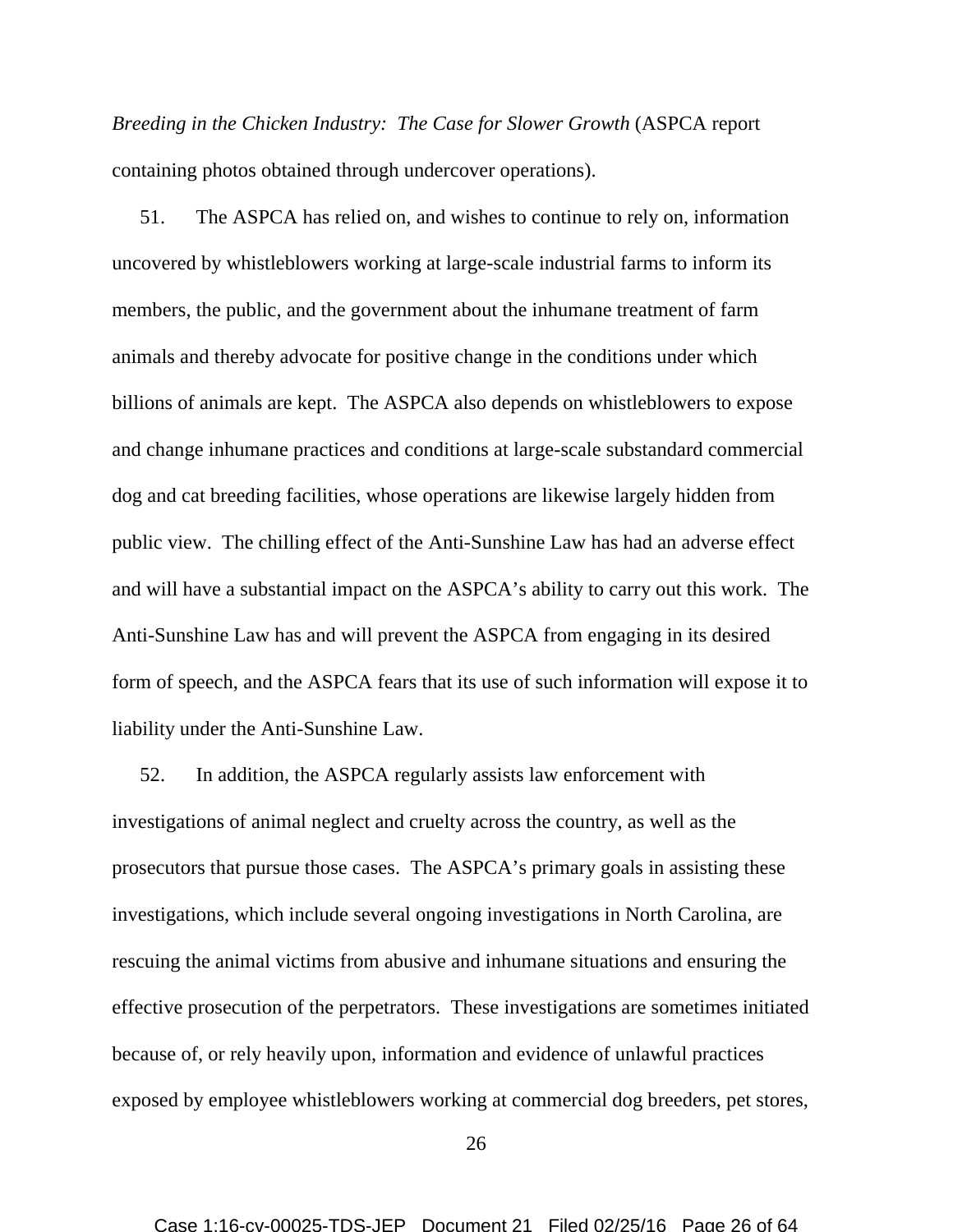*Breeding in the Chicken Industry: The Case for Slower Growth* (ASPCA report containing photos obtained through undercover operations).

51. The ASPCA has relied on, and wishes to continue to rely on, information uncovered by whistleblowers working at large-scale industrial farms to inform its members, the public, and the government about the inhumane treatment of farm animals and thereby advocate for positive change in the conditions under which billions of animals are kept. The ASPCA also depends on whistleblowers to expose and change inhumane practices and conditions at large-scale substandard commercial dog and cat breeding facilities, whose operations are likewise largely hidden from public view. The chilling effect of the Anti-Sunshine Law has had an adverse effect and will have a substantial impact on the ASPCA's ability to carry out this work. The Anti-Sunshine Law has and will prevent the ASPCA from engaging in its desired form of speech, and the ASPCA fears that its use of such information will expose it to liability under the Anti-Sunshine Law.

52. In addition, the ASPCA regularly assists law enforcement with investigations of animal neglect and cruelty across the country, as well as the prosecutors that pursue those cases. The ASPCA's primary goals in assisting these investigations, which include several ongoing investigations in North Carolina, are rescuing the animal victims from abusive and inhumane situations and ensuring the effective prosecution of the perpetrators. These investigations are sometimes initiated because of, or rely heavily upon, information and evidence of unlawful practices exposed by employee whistleblowers working at commercial dog breeders, pet stores,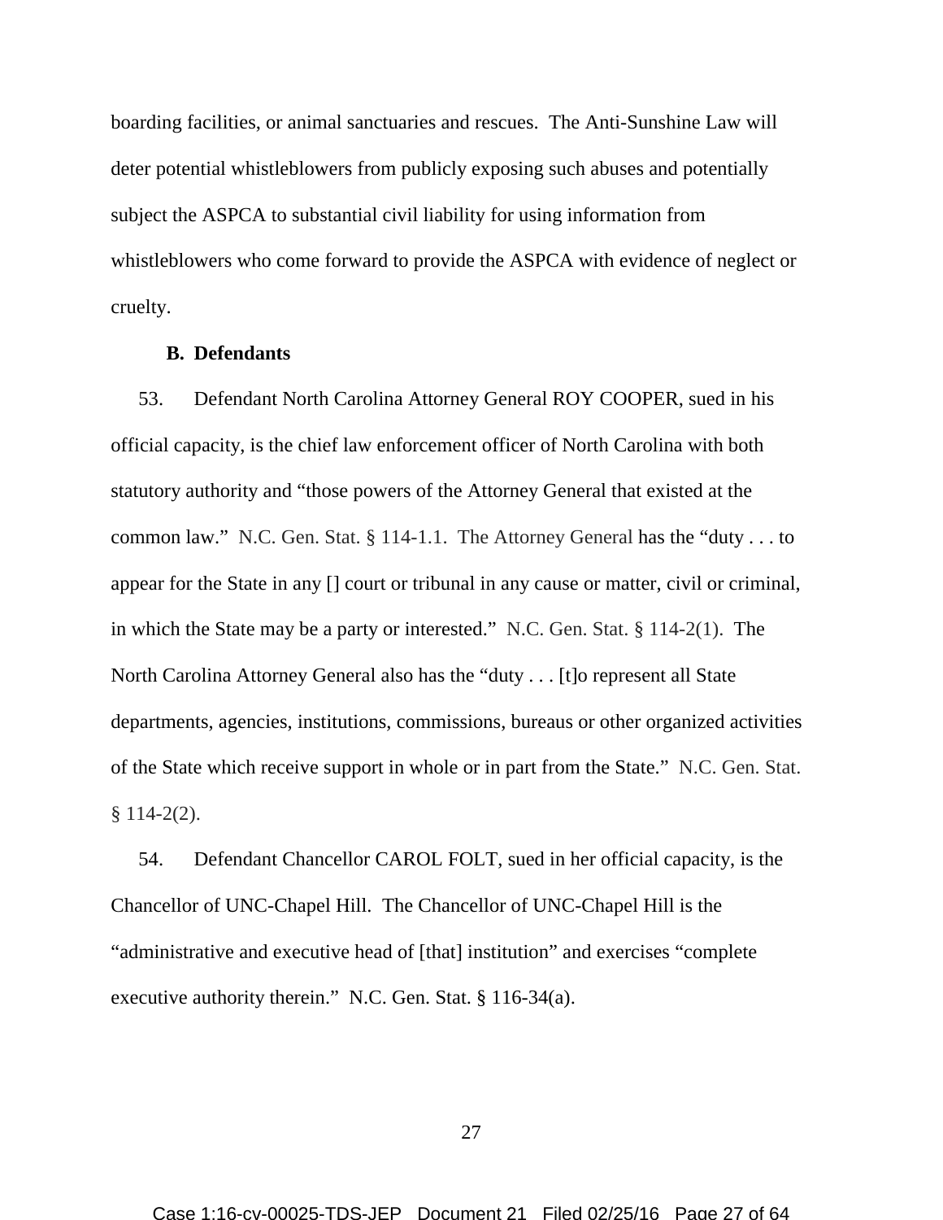boarding facilities, or animal sanctuaries and rescues. The Anti-Sunshine Law will deter potential whistleblowers from publicly exposing such abuses and potentially subject the ASPCA to substantial civil liability for using information from whistleblowers who come forward to provide the ASPCA with evidence of neglect or cruelty.

**B. Defendants**

53. Defendant North Carolina Attorney General ROY COOPER, sued in his official capacity, is the chief law enforcement officer of North Carolina with both statutory authority and "those powers of the Attorney General that existed at the common law." N.C. Gen. Stat. § 114-1.1. The Attorney General has the "duty . . . to appear for the State in any [] court or tribunal in any cause or matter, civil or criminal, in which the State may be a party or interested." N.C. Gen. Stat. § 114-2(1). The North Carolina Attorney General also has the "duty . . . [t]o represent all State departments, agencies, institutions, commissions, bureaus or other organized activities of the State which receive support in whole or in part from the State." N.C. Gen. Stat. § 114-2(2).

54. Defendant Chancellor CAROL FOLT, sued in her official capacity, is the Chancellor of UNC-Chapel Hill. The Chancellor of UNC-Chapel Hill is the "administrative and executive head of [that] institution" and exercises "complete executive authority therein." N.C. Gen. Stat. § 116-34(a).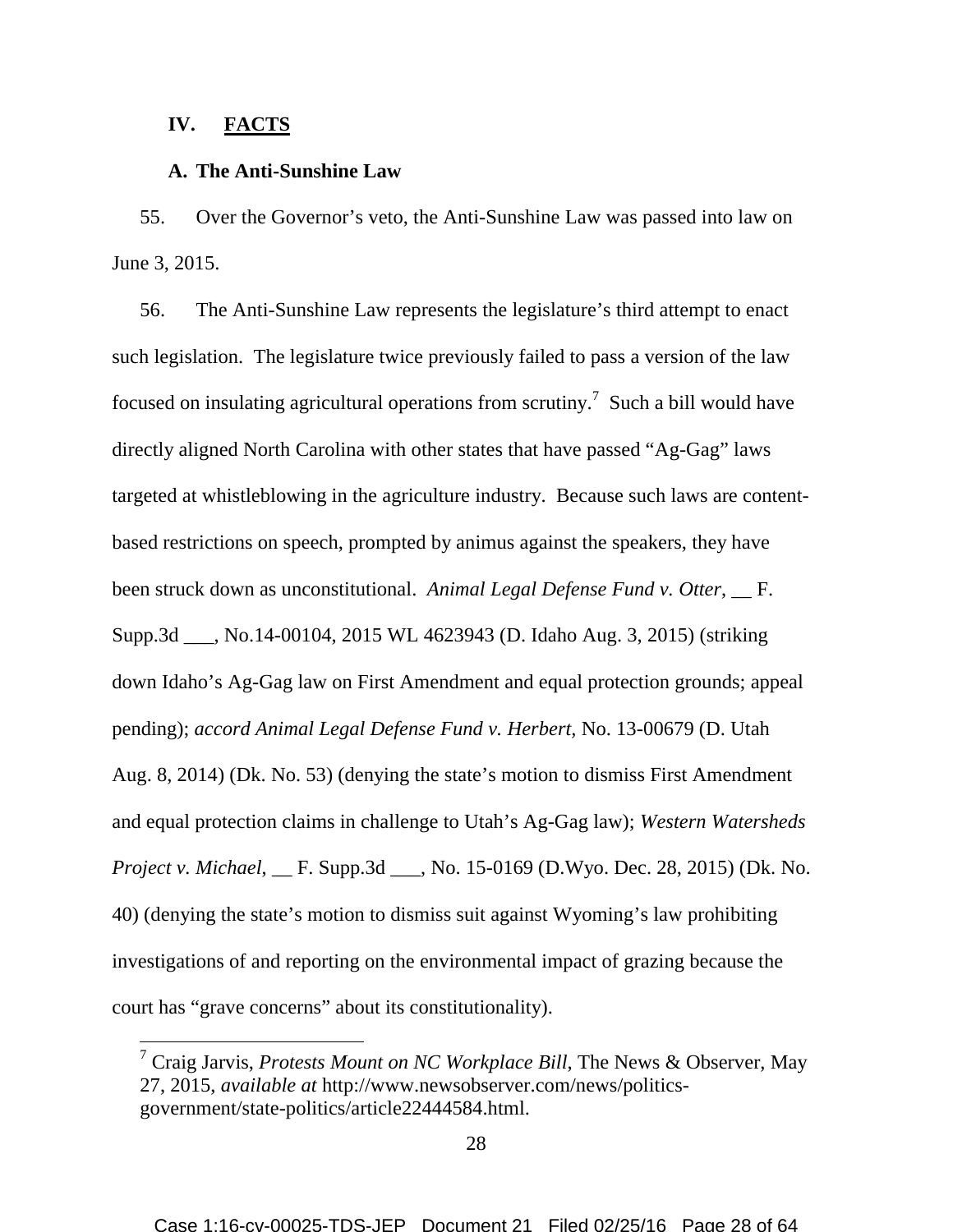## IV. FACTS

### A. The Anti-Sunshine Law

55. Over the Governor's veto, the Anti-Sunshine Law was passed into law on June 3, 2015.

56. The Anti-Sunshine Law represents the legislature's third attempt to enact such legislation. The legislature twice previously failed to pass a version of the law focused on insulating agricultural operations from scrutiny.[7] Such a bill would have directly aligned North Carolina with other states that have passed "Ag-Gag" laws targeted at whistleblowing in the agriculture industry. Because such laws are content-based restrictions on speech, prompted by animus against the speakers, they have been struck down as unconstitutional. *Animal Legal Defense Fund v. Otter*, __ F. Supp.3d ___, No.14-00104, 2015 WL 4623943 (D. Idaho Aug. 3, 2015) (striking down Idaho's Ag-Gag law on First Amendment and equal protection grounds; appeal pending); *accord Animal Legal Defense Fund v. Herbert*, No. 13-00679 (D. Utah Aug. 8, 2014) (Dk. No. 53) (denying the state's motion to dismiss First Amendment and equal protection claims in challenge to Utah's Ag-Gag law); *Western Watersheds Project v. Michael*, __ F. Supp.3d ___, No. 15-0169 (D.Wyo. Dec. 28, 2015) (Dk. No. 40) (denying the state's motion to dismiss suit against Wyoming's law prohibiting investigations of and reporting on the environmental impact of grazing because the court has "grave concerns" about its constitutionality).

---

[7] Craig Jarvis, *Protests Mount on NC Workplace Bill*, The News & Observer, May 27, 2015, *available at* http://www.newsobserver.com/news/politics-government/state-politics/article22444584.html.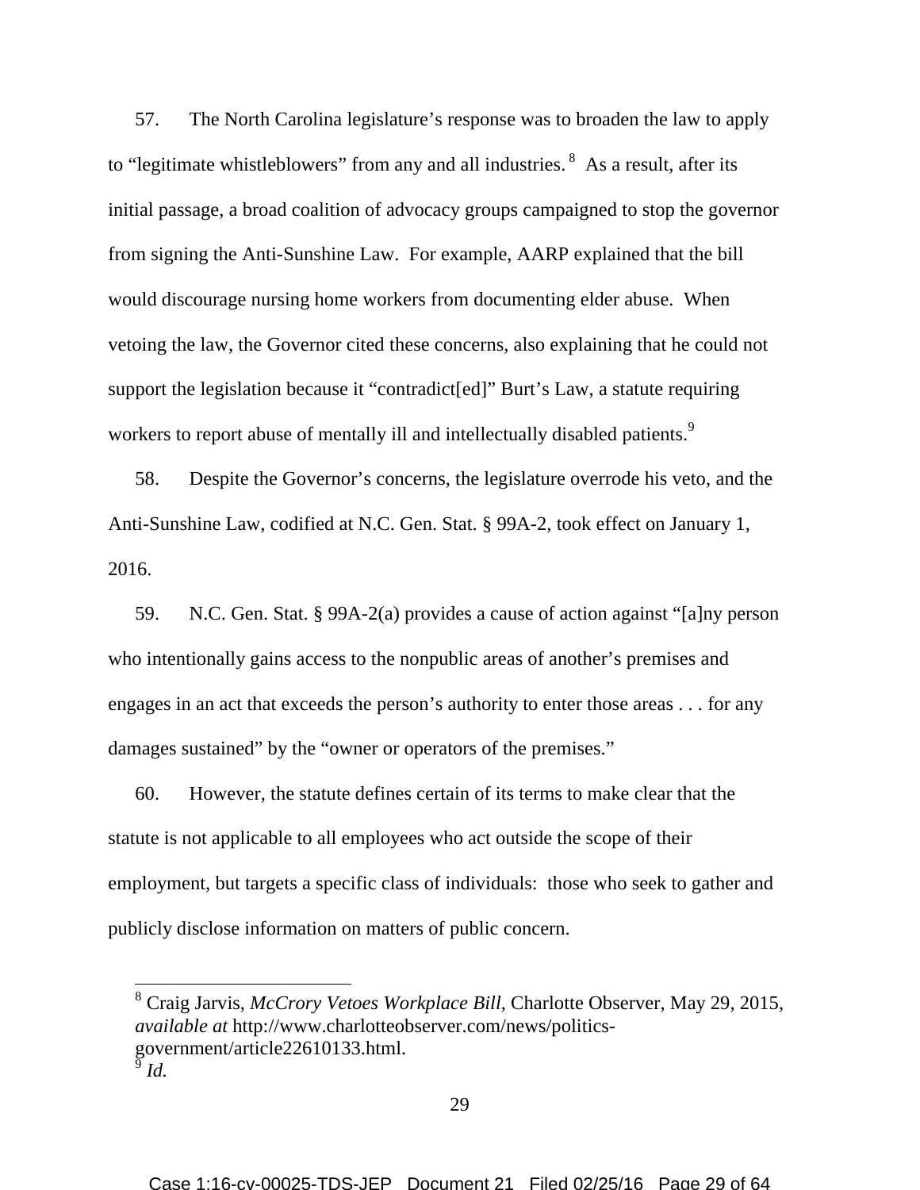57. The North Carolina legislature's response was to broaden the law to apply to "legitimate whistleblowers" from any and all industries.[8] As a result, after its initial passage, a broad coalition of advocacy groups campaigned to stop the governor from signing the Anti-Sunshine Law. For example, AARP explained that the bill would discourage nursing home workers from documenting elder abuse. When vetoing the law, the Governor cited these concerns, also explaining that he could not support the legislation because it "contradict[ed]" Burt's Law, a statute requiring workers to report abuse of mentally ill and intellectually disabled patients.[9]

58. Despite the Governor's concerns, the legislature overrode his veto, and the Anti-Sunshine Law, codified at N.C. Gen. Stat. § 99A-2, took effect on January 1, 2016.

59. N.C. Gen. Stat. § 99A-2(a) provides a cause of action against "[a]ny person who intentionally gains access to the nonpublic areas of another's premises and engages in an act that exceeds the person's authority to enter those areas . . . for any damages sustained" by the "owner or operators of the premises."

60. However, the statute defines certain of its terms to make clear that the statute is not applicable to all employees who act outside the scope of their employment, but targets a specific class of individuals: those who seek to gather and publicly disclose information on matters of public concern.

---

[8] Craig Jarvis, *McCrory Vetoes Workplace Bill*, Charlotte Observer, May 29, 2015, *available at* http://www.charlotteobserver.com/news/politics-government/article22610133.html.

[9] *Id.*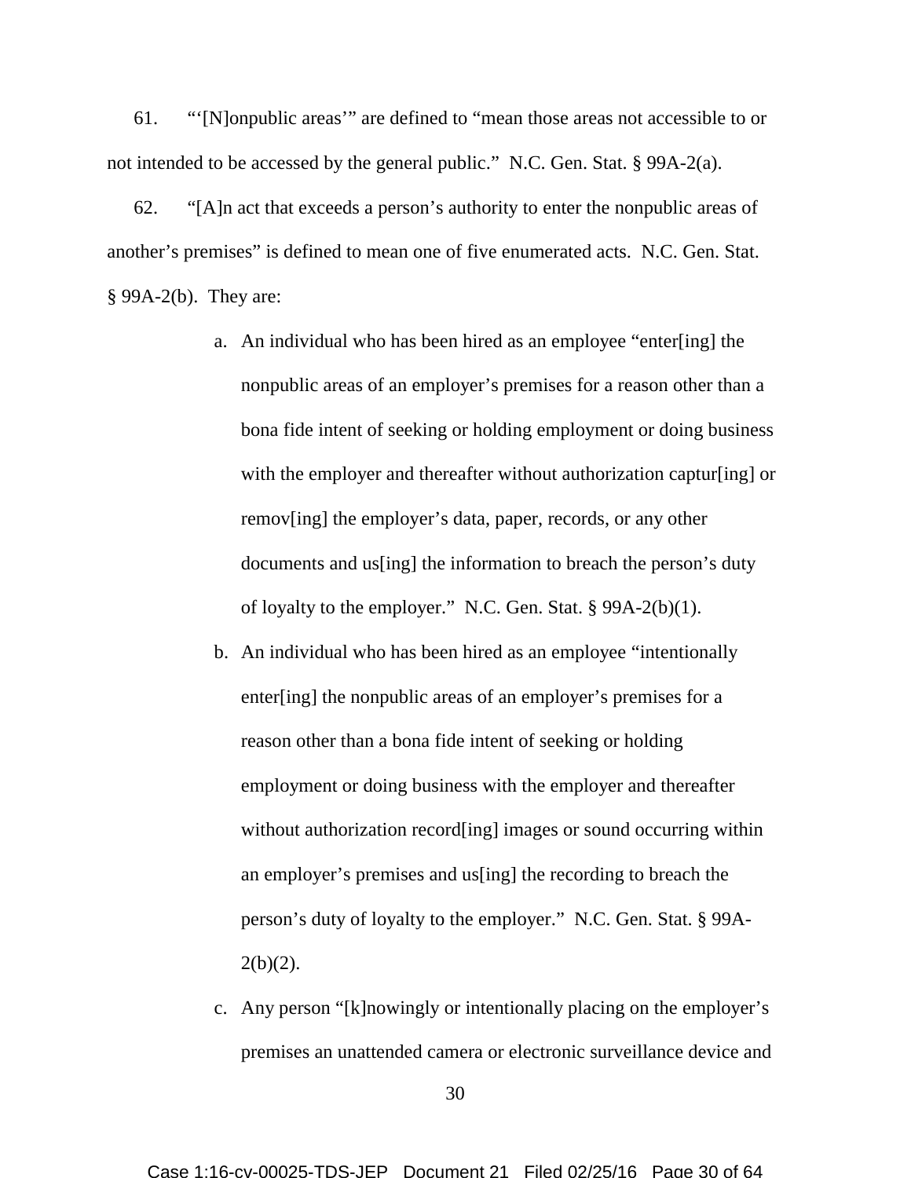61. "'[N]onpublic areas'" are defined to "mean those areas not accessible to or not intended to be accessed by the general public." N.C. Gen. Stat. § 99A-2(a).

62. "[A]n act that exceeds a person's authority to enter the nonpublic areas of another's premises" is defined to mean one of five enumerated acts. N.C. Gen. Stat. § 99A-2(b). They are:

a. An individual who has been hired as an employee "enter[ing] the nonpublic areas of an employer's premises for a reason other than a bona fide intent of seeking or holding employment or doing business with the employer and thereafter without authorization captur[ing] or remov[ing] the employer's data, paper, records, or any other documents and us[ing] the information to breach the person's duty of loyalty to the employer." N.C. Gen. Stat. § 99A-2(b)(1).

b. An individual who has been hired as an employee "intentionally enter[ing] the nonpublic areas of an employer's premises for a reason other than a bona fide intent of seeking or holding employment or doing business with the employer and thereafter without authorization record[ing] images or sound occurring within an employer's premises and us[ing] the recording to breach the person's duty of loyalty to the employer." N.C. Gen. Stat. § 99A-2(b)(2).

c. Any person "[k]nowingly or intentionally placing on the employer's premises an unattended camera or electronic surveillance device and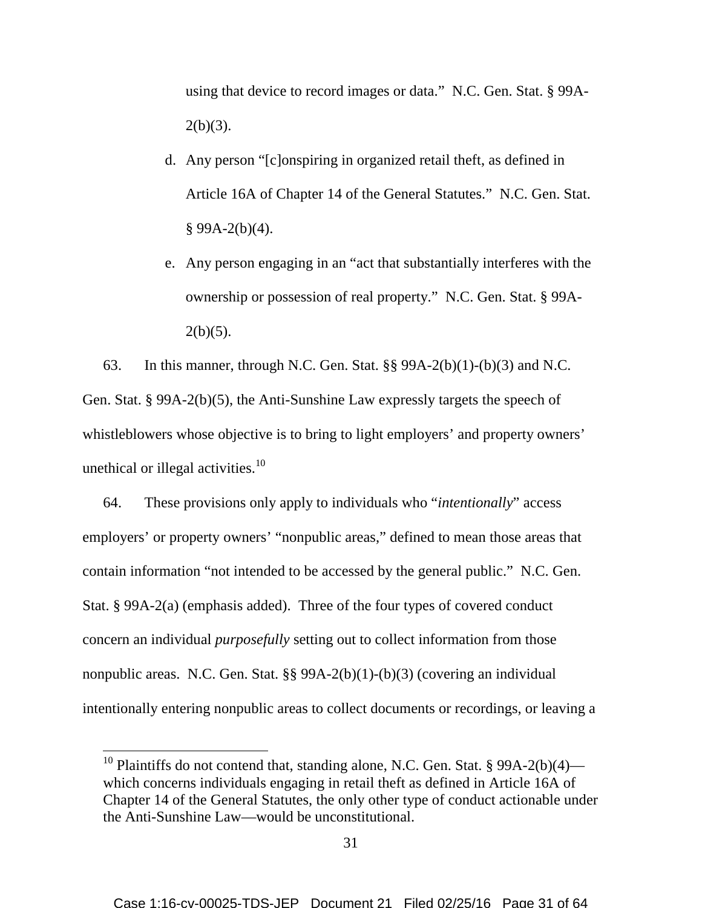using that device to record images or data." N.C. Gen. Stat. § 99A-2(b)(3).

d. Any person "[c]onspiring in organized retail theft, as defined in Article 16A of Chapter 14 of the General Statutes." N.C. Gen. Stat. § 99A-2(b)(4).

e. Any person engaging in an "act that substantially interferes with the ownership or possession of real property." N.C. Gen. Stat. § 99A-2(b)(5).

63. In this manner, through N.C. Gen. Stat. §§ 99A-2(b)(1)-(b)(3) and N.C. Gen. Stat. § 99A-2(b)(5), the Anti-Sunshine Law expressly targets the speech of whistleblowers whose objective is to bring to light employers' and property owners' unethical or illegal activities.[10]

64. These provisions only apply to individuals who "*intentionally*" access employers' or property owners' "nonpublic areas," defined to mean those areas that contain information "not intended to be accessed by the general public." N.C. Gen. Stat. § 99A-2(a) (emphasis added). Three of the four types of covered conduct concern an individual *purposefully* setting out to collect information from those nonpublic areas. N.C. Gen. Stat. §§ 99A-2(b)(1)-(b)(3) (covering an individual intentionally entering nonpublic areas to collect documents or recordings, or leaving a

---

[10] Plaintiffs do not contend that, standing alone, N.C. Gen. Stat. § 99A-2(b)(4)—which concerns individuals engaging in retail theft as defined in Article 16A of Chapter 14 of the General Statutes, the only other type of conduct actionable under the Anti-Sunshine Law—would be unconstitutional.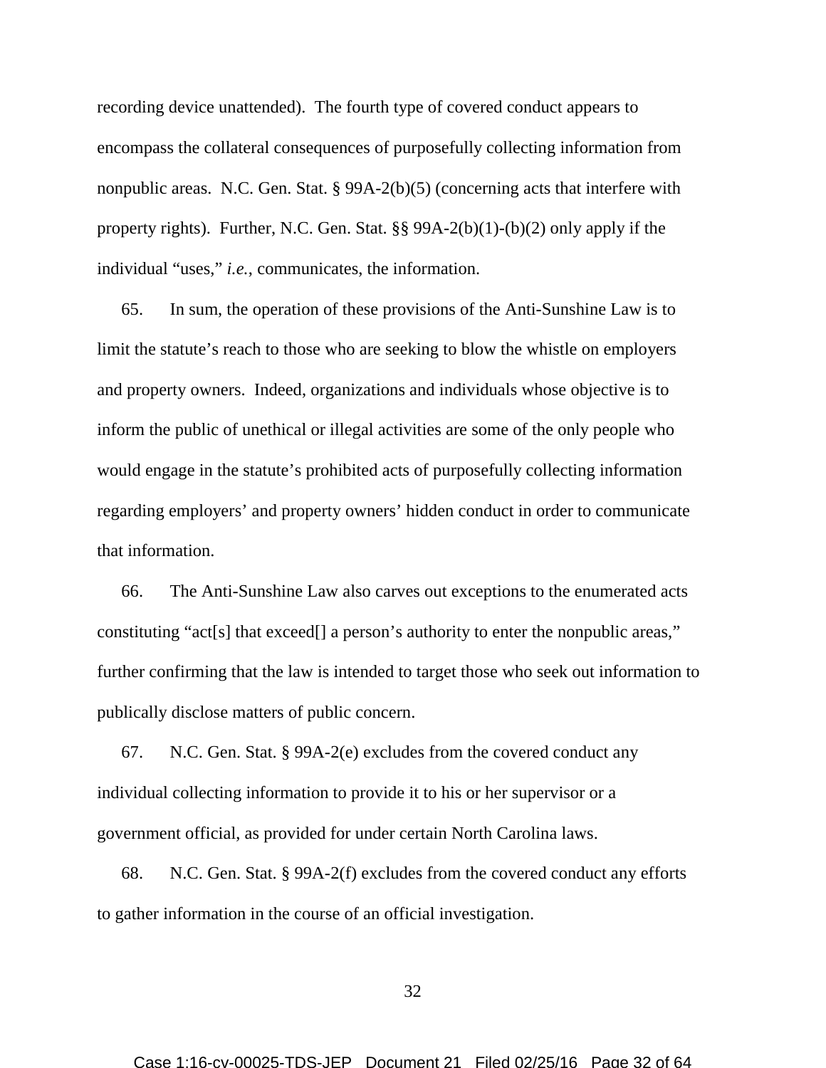recording device unattended). The fourth type of covered conduct appears to encompass the collateral consequences of purposefully collecting information from nonpublic areas. N.C. Gen. Stat. § 99A-2(b)(5) (concerning acts that interfere with property rights). Further, N.C. Gen. Stat. §§ 99A-2(b)(1)-(b)(2) only apply if the individual "uses," *i.e.*, communicates, the information.

65. In sum, the operation of these provisions of the Anti-Sunshine Law is to limit the statute's reach to those who are seeking to blow the whistle on employers and property owners. Indeed, organizations and individuals whose objective is to inform the public of unethical or illegal activities are some of the only people who would engage in the statute's prohibited acts of purposefully collecting information regarding employers' and property owners' hidden conduct in order to communicate that information.

66. The Anti-Sunshine Law also carves out exceptions to the enumerated acts constituting "act[s] that exceed[] a person's authority to enter the nonpublic areas," further confirming that the law is intended to target those who seek out information to publically disclose matters of public concern.

67. N.C. Gen. Stat. § 99A-2(e) excludes from the covered conduct any individual collecting information to provide it to his or her supervisor or a government official, as provided for under certain North Carolina laws.

68. N.C. Gen. Stat. § 99A-2(f) excludes from the covered conduct any efforts to gather information in the course of an official investigation.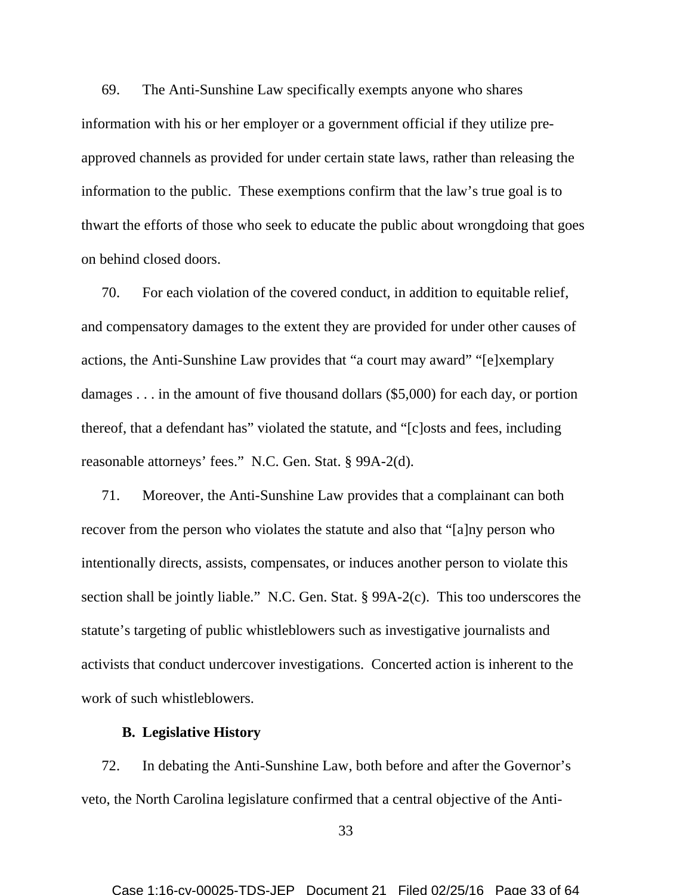69. The Anti-Sunshine Law specifically exempts anyone who shares information with his or her employer or a government official if they utilize pre-approved channels as provided for under certain state laws, rather than releasing the information to the public. These exemptions confirm that the law's true goal is to thwart the efforts of those who seek to educate the public about wrongdoing that goes on behind closed doors.

70. For each violation of the covered conduct, in addition to equitable relief, and compensatory damages to the extent they are provided for under other causes of actions, the Anti-Sunshine Law provides that "a court may award" "[e]xemplary damages . . . in the amount of five thousand dollars ($5,000) for each day, or portion thereof, that a defendant has" violated the statute, and "[c]osts and fees, including reasonable attorneys' fees." N.C. Gen. Stat. § 99A-2(d).

71. Moreover, the Anti-Sunshine Law provides that a complainant can both recover from the person who violates the statute and also that "[a]ny person who intentionally directs, assists, compensates, or induces another person to violate this section shall be jointly liable." N.C. Gen. Stat. § 99A-2(c). This too underscores the statute's targeting of public whistleblowers such as investigative journalists and activists that conduct undercover investigations. Concerted action is inherent to the work of such whistleblowers.

**B. Legislative History**

72. In debating the Anti-Sunshine Law, both before and after the Governor's veto, the North Carolina legislature confirmed that a central objective of the Anti-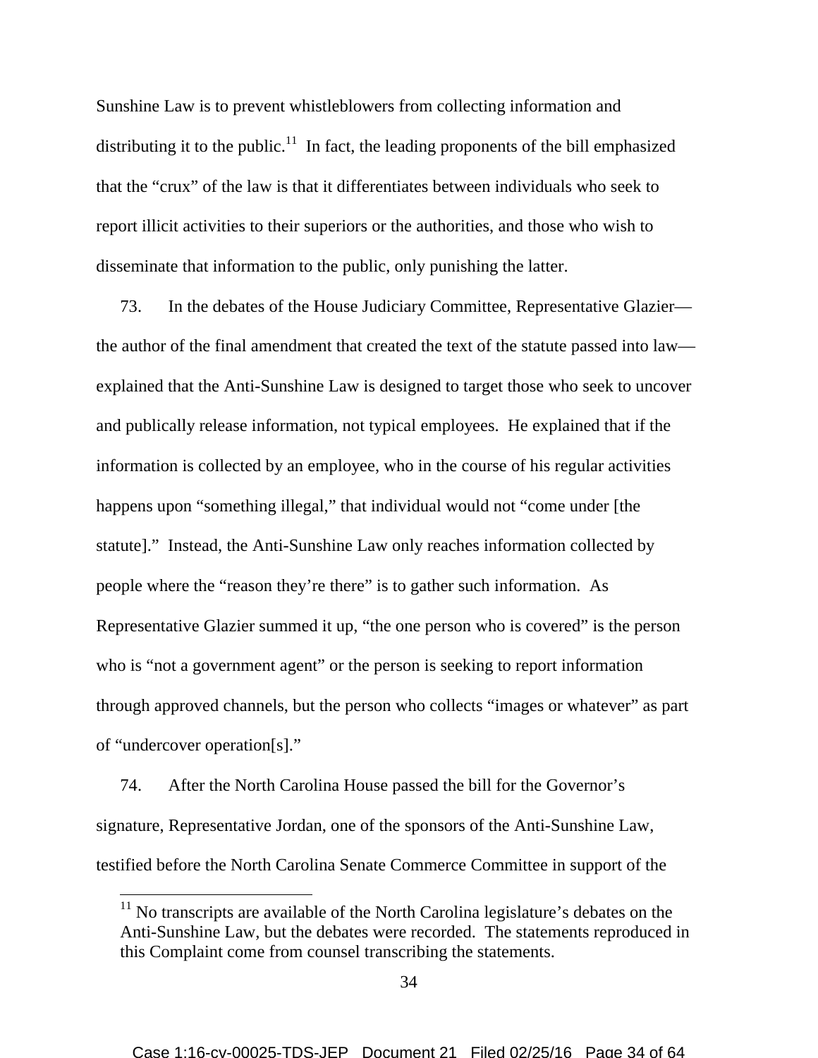Sunshine Law is to prevent whistleblowers from collecting information and distributing it to the public.[11] In fact, the leading proponents of the bill emphasized that the "crux" of the law is that it differentiates between individuals who seek to report illicit activities to their superiors or the authorities, and those who wish to disseminate that information to the public, only punishing the latter.

73. In the debates of the House Judiciary Committee, Representative Glazier—the author of the final amendment that created the text of the statute passed into law—explained that the Anti-Sunshine Law is designed to target those who seek to uncover and publically release information, not typical employees. He explained that if the information is collected by an employee, who in the course of his regular activities happens upon "something illegal," that individual would not "come under [the statute]." Instead, the Anti-Sunshine Law only reaches information collected by people where the "reason they're there" is to gather such information. As Representative Glazier summed it up, "the one person who is covered" is the person who is "not a government agent" or the person is seeking to report information through approved channels, but the person who collects "images or whatever" as part of "undercover operation[s]."

74. After the North Carolina House passed the bill for the Governor's signature, Representative Jordan, one of the sponsors of the Anti-Sunshine Law, testified before the North Carolina Senate Commerce Committee in support of the

[11] No transcripts are available of the North Carolina legislature's debates on the Anti-Sunshine Law, but the debates were recorded. The statements reproduced in this Complaint come from counsel transcribing the statements.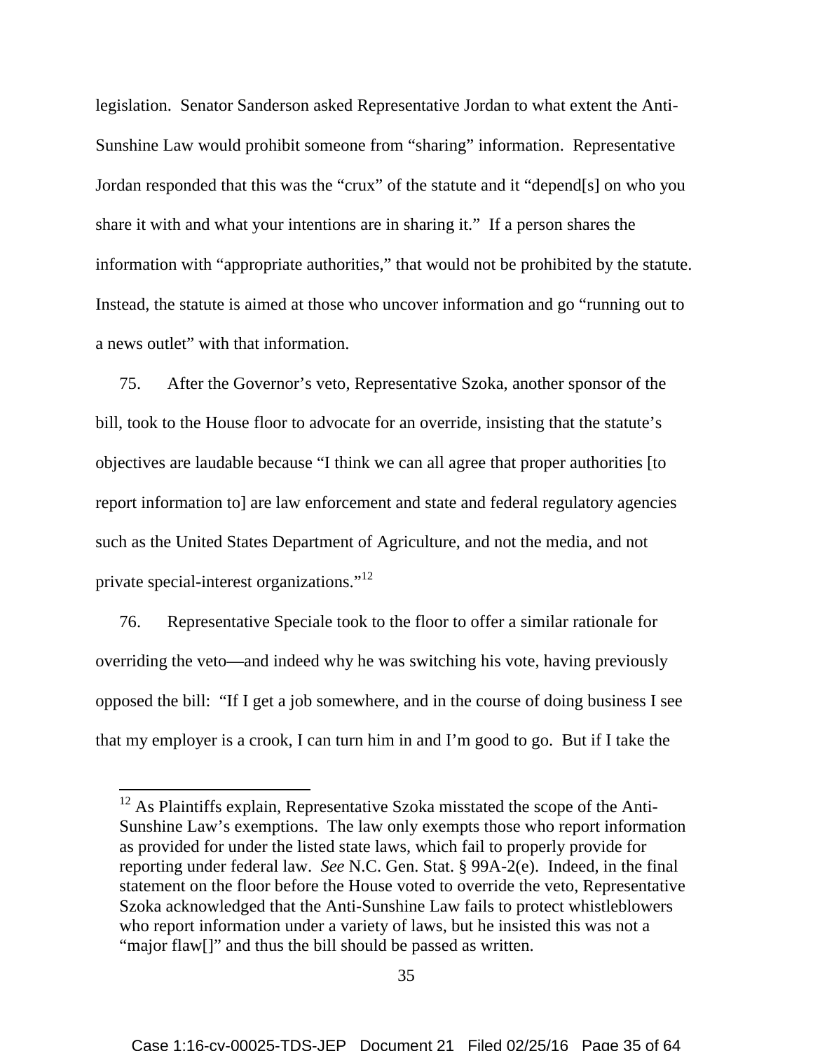legislation. Senator Sanderson asked Representative Jordan to what extent the Anti-Sunshine Law would prohibit someone from "sharing" information. Representative Jordan responded that this was the "crux" of the statute and it "depend[s] on who you share it with and what your intentions are in sharing it." If a person shares the information with "appropriate authorities," that would not be prohibited by the statute. Instead, the statute is aimed at those who uncover information and go "running out to a news outlet" with that information.

75. After the Governor's veto, Representative Szoka, another sponsor of the bill, took to the House floor to advocate for an override, insisting that the statute's objectives are laudable because "I think we can all agree that proper authorities [to report information to] are law enforcement and state and federal regulatory agencies such as the United States Department of Agriculture, and not the media, and not private special-interest organizations."[12]

76. Representative Speciale took to the floor to offer a similar rationale for overriding the veto—and indeed why he was switching his vote, having previously opposed the bill: "If I get a job somewhere, and in the course of doing business I see that my employer is a crook, I can turn him in and I'm good to go. But if I take the

[12] As Plaintiffs explain, Representative Szoka misstated the scope of the Anti-Sunshine Law's exemptions. The law only exempts those who report information as provided for under the listed state laws, which fail to properly provide for reporting under federal law. *See* N.C. Gen. Stat. § 99A-2(e). Indeed, in the final statement on the floor before the House voted to override the veto, Representative Szoka acknowledged that the Anti-Sunshine Law fails to protect whistleblowers who report information under a variety of laws, but he insisted this was not a "major flaw[]" and thus the bill should be passed as written.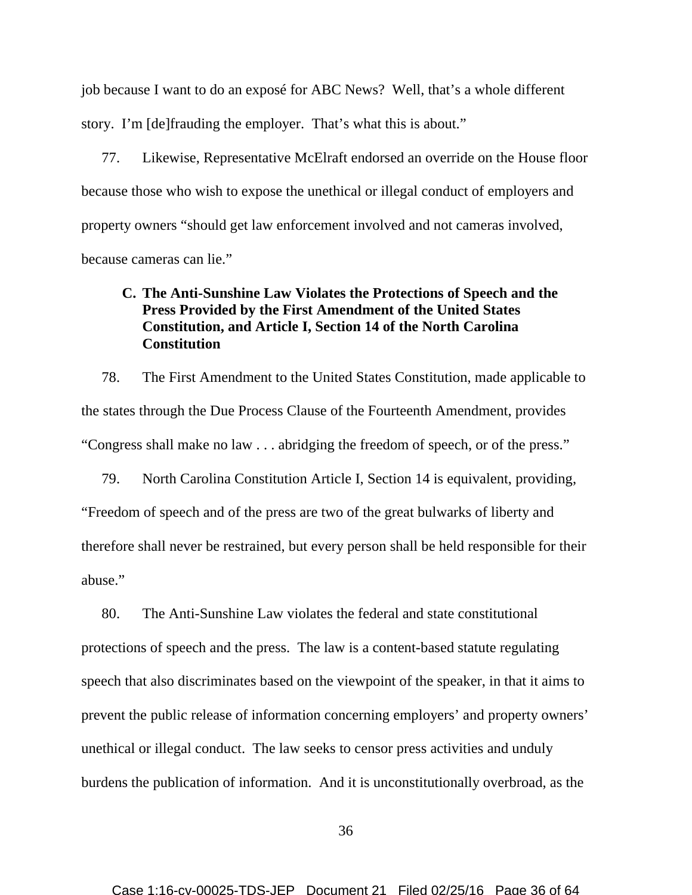job because I want to do an exposé for ABC News? Well, that's a whole different story. I'm [de]frauding the employer. That's what this is about."

77. Likewise, Representative McElraft endorsed an override on the House floor because those who wish to expose the unethical or illegal conduct of employers and property owners "should get law enforcement involved and not cameras involved, because cameras can lie."

### C. The Anti-Sunshine Law Violates the Protections of Speech and the Press Provided by the First Amendment of the United States Constitution, and Article I, Section 14 of the North Carolina Constitution

78. The First Amendment to the United States Constitution, made applicable to the states through the Due Process Clause of the Fourteenth Amendment, provides "Congress shall make no law . . . abridging the freedom of speech, or of the press."

79. North Carolina Constitution Article I, Section 14 is equivalent, providing, "Freedom of speech and of the press are two of the great bulwarks of liberty and therefore shall never be restrained, but every person shall be held responsible for their abuse."

80. The Anti-Sunshine Law violates the federal and state constitutional protections of speech and the press. The law is a content-based statute regulating speech that also discriminates based on the viewpoint of the speaker, in that it aims to prevent the public release of information concerning employers' and property owners' unethical or illegal conduct. The law seeks to censor press activities and unduly burdens the publication of information. And it is unconstitutionally overbroad, as the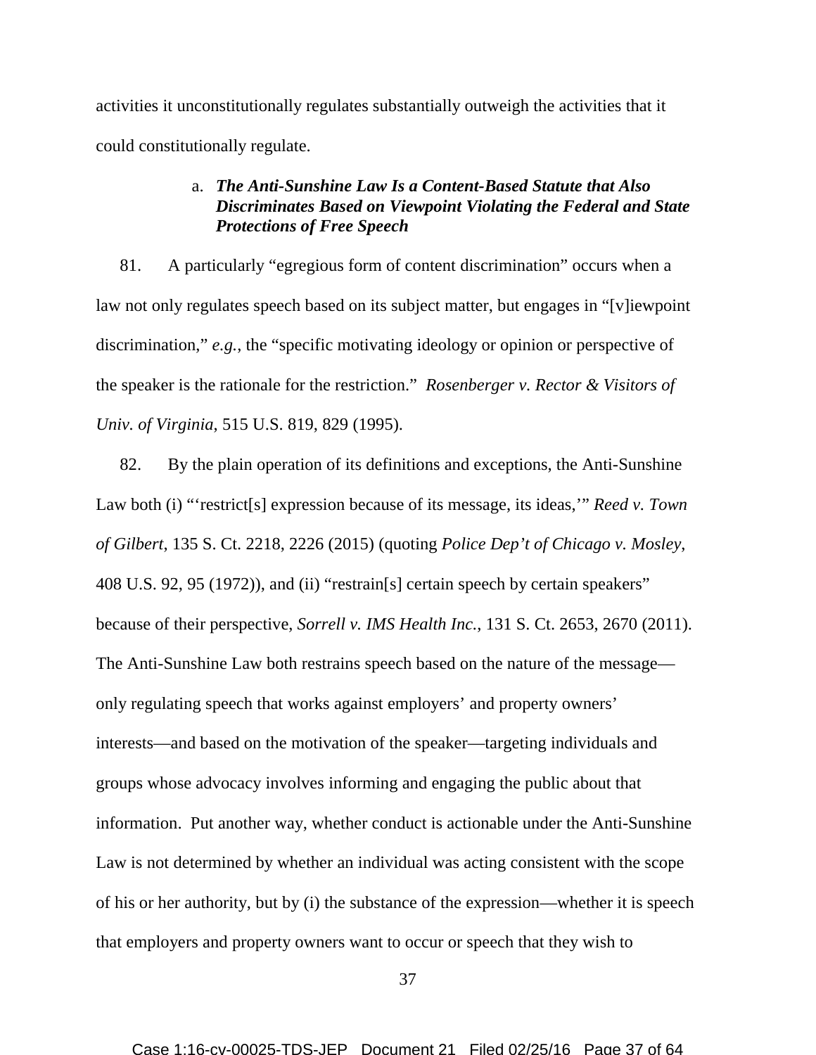activities it unconstitutionally regulates substantially outweigh the activities that it could constitutionally regulate.

a. ***The Anti-Sunshine Law Is a Content-Based Statute that Also Discriminates Based on Viewpoint Violating the Federal and State Protections of Free Speech***

81. A particularly "egregious form of content discrimination" occurs when a law not only regulates speech based on its subject matter, but engages in "[v]iewpoint discrimination," *e.g.*, the "specific motivating ideology or opinion or perspective of the speaker is the rationale for the restriction." *Rosenberger v. Rector & Visitors of Univ. of Virginia*, 515 U.S. 819, 829 (1995).

82. By the plain operation of its definitions and exceptions, the Anti-Sunshine Law both (i) "'restrict[s] expression because of its message, its ideas,'" *Reed v. Town of Gilbert*, 135 S. Ct. 2218, 2226 (2015) (quoting *Police Dep't of Chicago v. Mosley*, 408 U.S. 92, 95 (1972)), and (ii) "restrain[s] certain speech by certain speakers" because of their perspective, *Sorrell v. IMS Health Inc.*, 131 S. Ct. 2653, 2670 (2011). The Anti-Sunshine Law both restrains speech based on the nature of the message—only regulating speech that works against employers' and property owners' interests—and based on the motivation of the speaker—targeting individuals and groups whose advocacy involves informing and engaging the public about that information. Put another way, whether conduct is actionable under the Anti-Sunshine Law is not determined by whether an individual was acting consistent with the scope of his or her authority, but by (i) the substance of the expression—whether it is speech that employers and property owners want to occur or speech that they wish to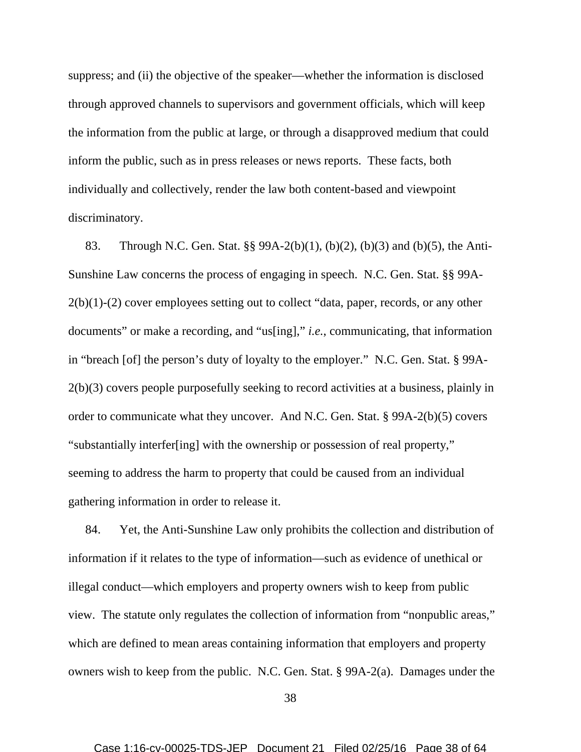suppress; and (ii) the objective of the speaker—whether the information is disclosed through approved channels to supervisors and government officials, which will keep the information from the public at large, or through a disapproved medium that could inform the public, such as in press releases or news reports. These facts, both individually and collectively, render the law both content-based and viewpoint discriminatory.

83. Through N.C. Gen. Stat. §§ 99A-2(b)(1), (b)(2), (b)(3) and (b)(5), the Anti-Sunshine Law concerns the process of engaging in speech. N.C. Gen. Stat. §§ 99A-2(b)(1)-(2) cover employees setting out to collect "data, paper, records, or any other documents" or make a recording, and "us[ing]," *i.e.*, communicating, that information in "breach [of] the person's duty of loyalty to the employer." N.C. Gen. Stat. § 99A-2(b)(3) covers people purposefully seeking to record activities at a business, plainly in order to communicate what they uncover. And N.C. Gen. Stat. § 99A-2(b)(5) covers "substantially interfer[ing] with the ownership or possession of real property," seeming to address the harm to property that could be caused from an individual gathering information in order to release it.

84. Yet, the Anti-Sunshine Law only prohibits the collection and distribution of information if it relates to the type of information—such as evidence of unethical or illegal conduct—which employers and property owners wish to keep from public view. The statute only regulates the collection of information from "nonpublic areas," which are defined to mean areas containing information that employers and property owners wish to keep from the public. N.C. Gen. Stat. § 99A-2(a). Damages under the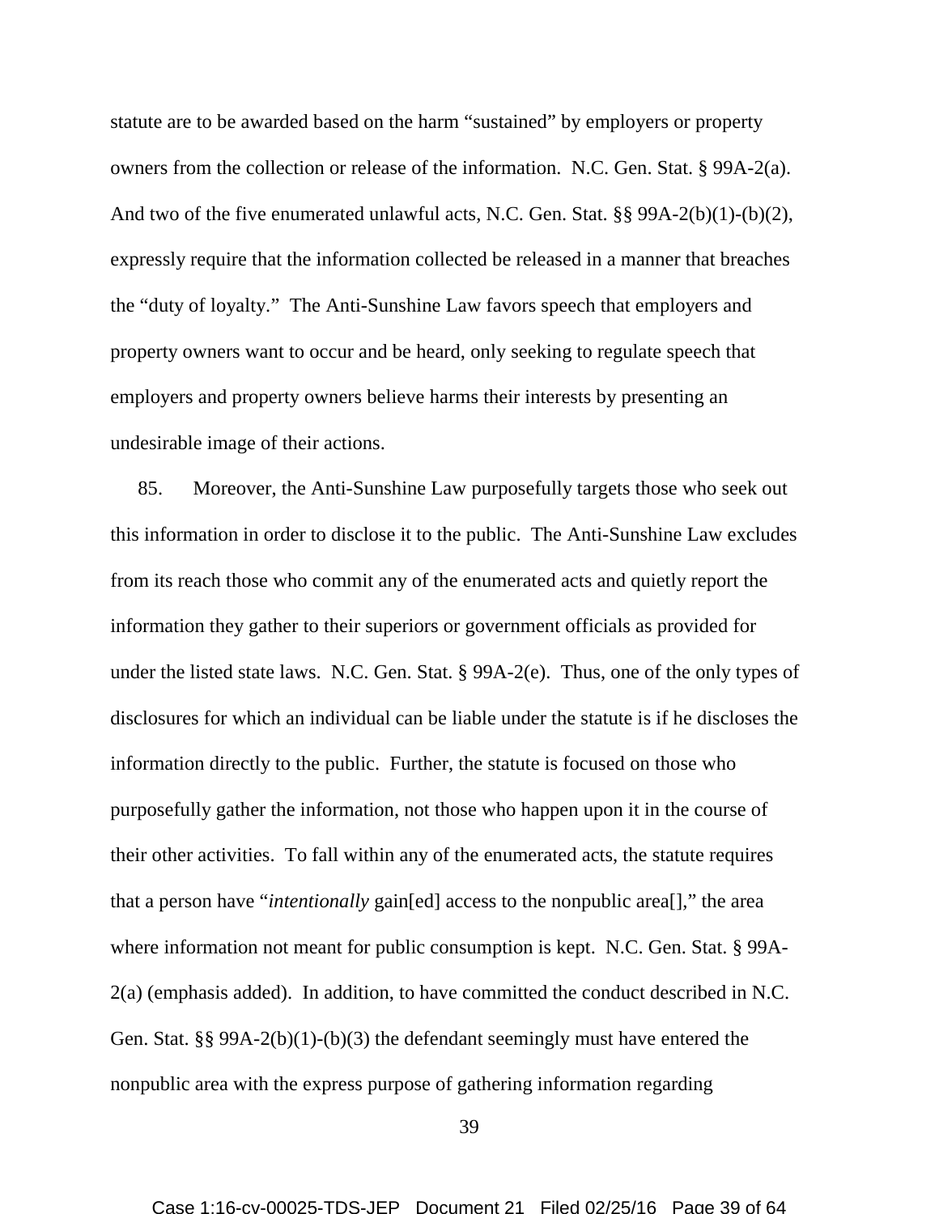statute are to be awarded based on the harm "sustained" by employers or property owners from the collection or release of the information. N.C. Gen. Stat. § 99A-2(a). And two of the five enumerated unlawful acts, N.C. Gen. Stat. §§ 99A-2(b)(1)-(b)(2), expressly require that the information collected be released in a manner that breaches the "duty of loyalty." The Anti-Sunshine Law favors speech that employers and property owners want to occur and be heard, only seeking to regulate speech that employers and property owners believe harms their interests by presenting an undesirable image of their actions.

85. Moreover, the Anti-Sunshine Law purposefully targets those who seek out this information in order to disclose it to the public. The Anti-Sunshine Law excludes from its reach those who commit any of the enumerated acts and quietly report the information they gather to their superiors or government officials as provided for under the listed state laws. N.C. Gen. Stat. § 99A-2(e). Thus, one of the only types of disclosures for which an individual can be liable under the statute is if he discloses the information directly to the public. Further, the statute is focused on those who purposefully gather the information, not those who happen upon it in the course of their other activities. To fall within any of the enumerated acts, the statute requires that a person have "*intentionally* gain[ed] access to the nonpublic area[]," the area where information not meant for public consumption is kept. N.C. Gen. Stat. § 99A-2(a) (emphasis added). In addition, to have committed the conduct described in N.C. Gen. Stat. §§ 99A-2(b)(1)-(b)(3) the defendant seemingly must have entered the nonpublic area with the express purpose of gathering information regarding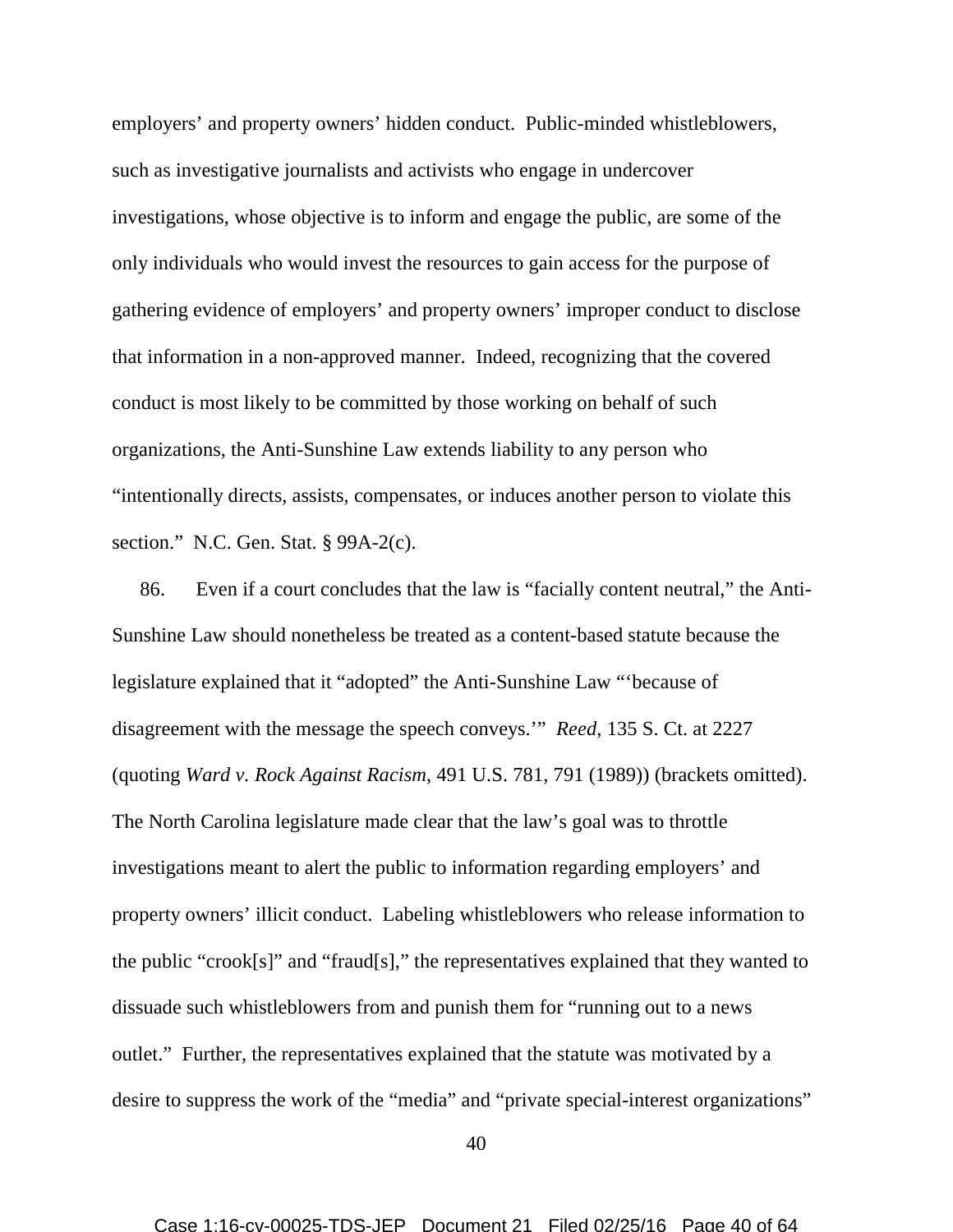employers' and property owners' hidden conduct. Public-minded whistleblowers, such as investigative journalists and activists who engage in undercover investigations, whose objective is to inform and engage the public, are some of the only individuals who would invest the resources to gain access for the purpose of gathering evidence of employers' and property owners' improper conduct to disclose that information in a non-approved manner. Indeed, recognizing that the covered conduct is most likely to be committed by those working on behalf of such organizations, the Anti-Sunshine Law extends liability to any person who "intentionally directs, assists, compensates, or induces another person to violate this section." N.C. Gen. Stat. § 99A-2(c).

86. Even if a court concludes that the law is "facially content neutral," the Anti-Sunshine Law should nonetheless be treated as a content-based statute because the legislature explained that it "adopted" the Anti-Sunshine Law "'because of disagreement with the message the speech conveys.'" *Reed*, 135 S. Ct. at 2227 (quoting *Ward v. Rock Against Racism*, 491 U.S. 781, 791 (1989)) (brackets omitted). The North Carolina legislature made clear that the law's goal was to throttle investigations meant to alert the public to information regarding employers' and property owners' illicit conduct. Labeling whistleblowers who release information to the public "crook[s]" and "fraud[s]," the representatives explained that they wanted to dissuade such whistleblowers from and punish them for "running out to a news outlet." Further, the representatives explained that the statute was motivated by a desire to suppress the work of the "media" and "private special-interest organizations"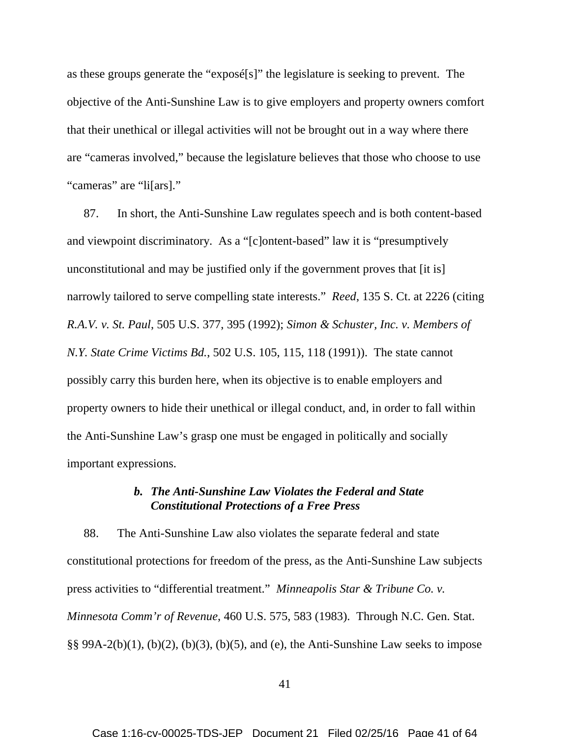as these groups generate the "exposé[s]" the legislature is seeking to prevent. The objective of the Anti-Sunshine Law is to give employers and property owners comfort that their unethical or illegal activities will not be brought out in a way where there are "cameras involved," because the legislature believes that those who choose to use "cameras" are "li[ars]."

87. In short, the Anti-Sunshine Law regulates speech and is both content-based and viewpoint discriminatory. As a "[c]ontent-based" law it is "presumptively unconstitutional and may be justified only if the government proves that [it is] narrowly tailored to serve compelling state interests." *Reed*, 135 S. Ct. at 2226 (citing *R.A.V. v. St. Paul*, 505 U.S. 377, 395 (1992); *Simon & Schuster, Inc. v. Members of N.Y. State Crime Victims Bd.*, 502 U.S. 105, 115, 118 (1991)). The state cannot possibly carry this burden here, when its objective is to enable employers and property owners to hide their unethical or illegal conduct, and, in order to fall within the Anti-Sunshine Law's grasp one must be engaged in politically and socially important expressions.

### *b. The Anti-Sunshine Law Violates the Federal and State Constitutional Protections of a Free Press*

88. The Anti-Sunshine Law also violates the separate federal and state constitutional protections for freedom of the press, as the Anti-Sunshine Law subjects press activities to "differential treatment." *Minneapolis Star & Tribune Co. v. Minnesota Comm'r of Revenue*, 460 U.S. 575, 583 (1983). Through N.C. Gen. Stat. §§ 99A-2(b)(1), (b)(2), (b)(3), (b)(5), and (e), the Anti-Sunshine Law seeks to impose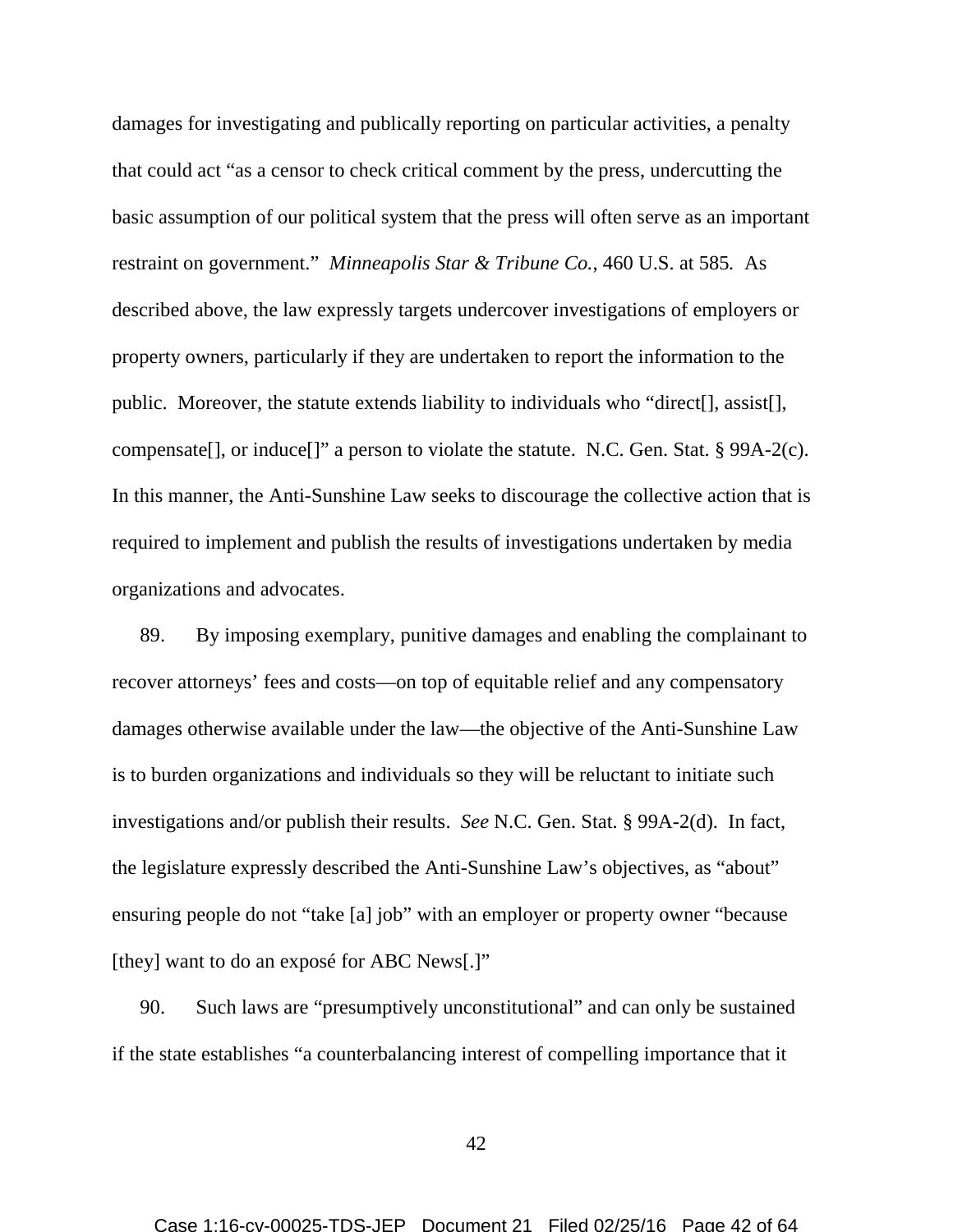damages for investigating and publically reporting on particular activities, a penalty that could act "as a censor to check critical comment by the press, undercutting the basic assumption of our political system that the press will often serve as an important restraint on government." *Minneapolis Star & Tribune Co.*, 460 U.S. at 585. As described above, the law expressly targets undercover investigations of employers or property owners, particularly if they are undertaken to report the information to the public. Moreover, the statute extends liability to individuals who "direct[], assist[], compensate[], or induce[]" a person to violate the statute. N.C. Gen. Stat. § 99A-2(c). In this manner, the Anti-Sunshine Law seeks to discourage the collective action that is required to implement and publish the results of investigations undertaken by media organizations and advocates.

89. By imposing exemplary, punitive damages and enabling the complainant to recover attorneys' fees and costs—on top of equitable relief and any compensatory damages otherwise available under the law—the objective of the Anti-Sunshine Law is to burden organizations and individuals so they will be reluctant to initiate such investigations and/or publish their results. *See* N.C. Gen. Stat. § 99A-2(d). In fact, the legislature expressly described the Anti-Sunshine Law's objectives, as "about" ensuring people do not "take [a] job" with an employer or property owner "because [they] want to do an exposé for ABC News[.]"

90. Such laws are "presumptively unconstitutional" and can only be sustained if the state establishes "a counterbalancing interest of compelling importance that it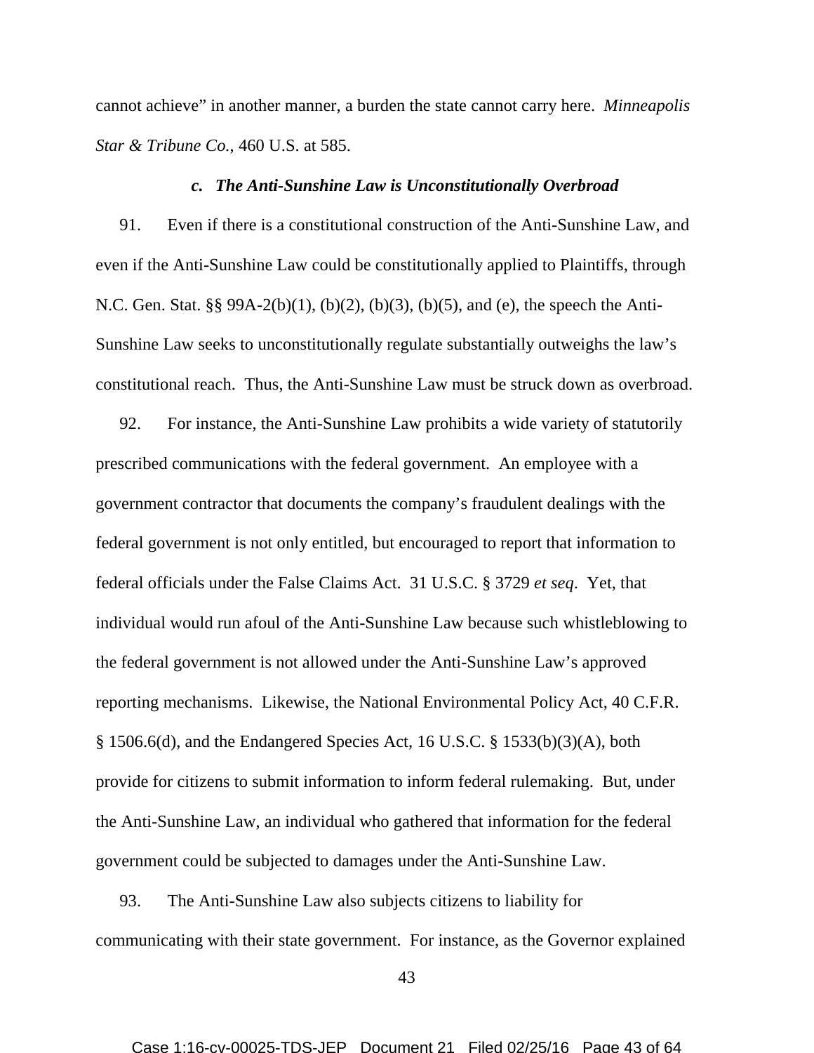cannot achieve" in another manner, a burden the state cannot carry here. *Minneapolis Star & Tribune Co.*, 460 U.S. at 585.

### *c. The Anti-Sunshine Law is Unconstitutionally Overbroad*

91. Even if there is a constitutional construction of the Anti-Sunshine Law, and even if the Anti-Sunshine Law could be constitutionally applied to Plaintiffs, through N.C. Gen. Stat. §§ 99A-2(b)(1), (b)(2), (b)(3), (b)(5), and (e), the speech the Anti-Sunshine Law seeks to unconstitutionally regulate substantially outweighs the law's constitutional reach. Thus, the Anti-Sunshine Law must be struck down as overbroad.

92. For instance, the Anti-Sunshine Law prohibits a wide variety of statutorily prescribed communications with the federal government. An employee with a government contractor that documents the company's fraudulent dealings with the federal government is not only entitled, but encouraged to report that information to federal officials under the False Claims Act. 31 U.S.C. § 3729 *et seq*. Yet, that individual would run afoul of the Anti-Sunshine Law because such whistleblowing to the federal government is not allowed under the Anti-Sunshine Law's approved reporting mechanisms. Likewise, the National Environmental Policy Act, 40 C.F.R. § 1506.6(d), and the Endangered Species Act, 16 U.S.C. § 1533(b)(3)(A), both provide for citizens to submit information to inform federal rulemaking. But, under the Anti-Sunshine Law, an individual who gathered that information for the federal government could be subjected to damages under the Anti-Sunshine Law.

93. The Anti-Sunshine Law also subjects citizens to liability for communicating with their state government. For instance, as the Governor explained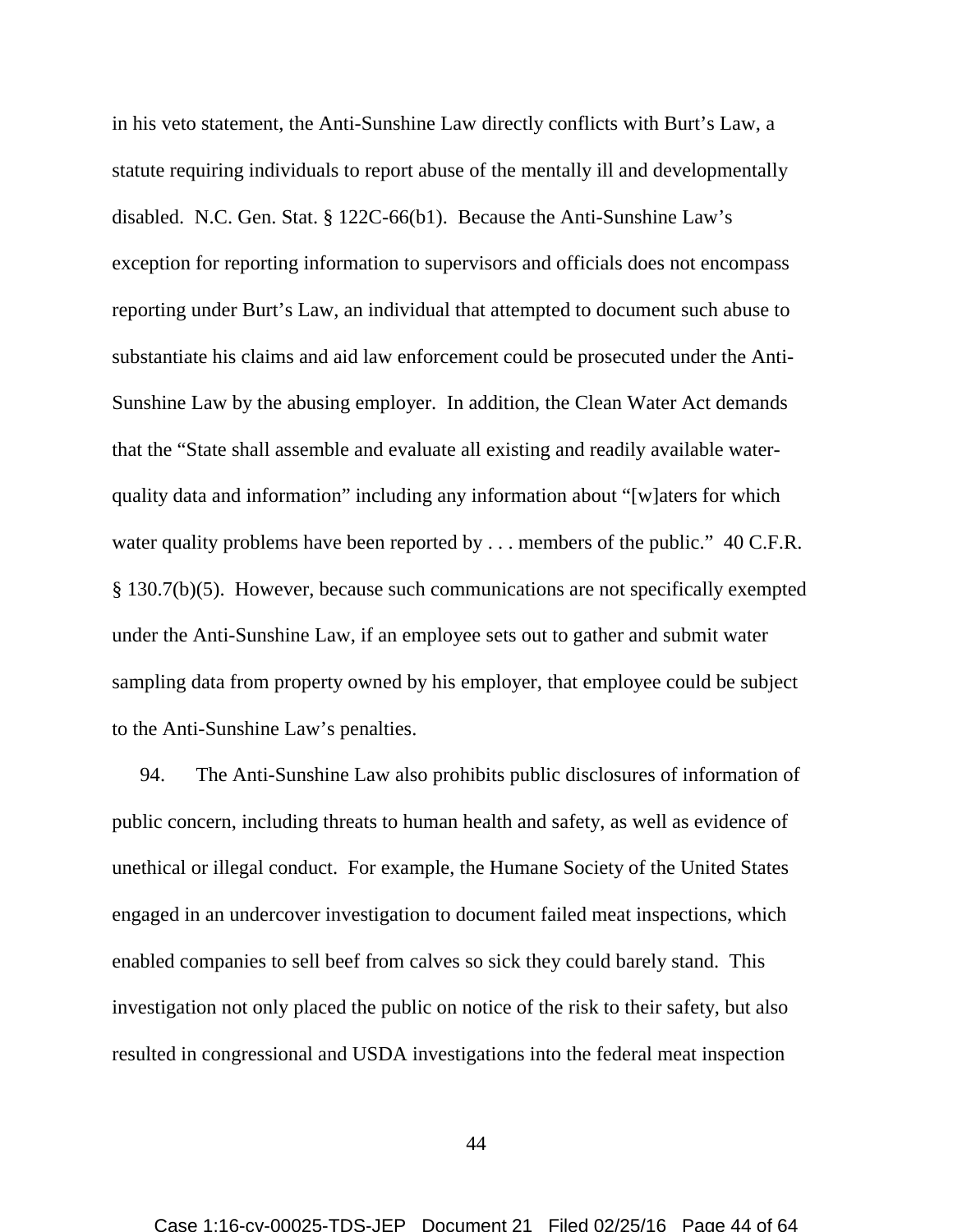in his veto statement, the Anti-Sunshine Law directly conflicts with Burt's Law, a statute requiring individuals to report abuse of the mentally ill and developmentally disabled. N.C. Gen. Stat. § 122C-66(b1). Because the Anti-Sunshine Law's exception for reporting information to supervisors and officials does not encompass reporting under Burt's Law, an individual that attempted to document such abuse to substantiate his claims and aid law enforcement could be prosecuted under the Anti-Sunshine Law by the abusing employer. In addition, the Clean Water Act demands that the "State shall assemble and evaluate all existing and readily available water-quality data and information" including any information about "[w]aters for which water quality problems have been reported by . . . members of the public." 40 C.F.R. § 130.7(b)(5). However, because such communications are not specifically exempted under the Anti-Sunshine Law, if an employee sets out to gather and submit water sampling data from property owned by his employer, that employee could be subject to the Anti-Sunshine Law's penalties.

94. The Anti-Sunshine Law also prohibits public disclosures of information of public concern, including threats to human health and safety, as well as evidence of unethical or illegal conduct. For example, the Humane Society of the United States engaged in an undercover investigation to document failed meat inspections, which enabled companies to sell beef from calves so sick they could barely stand. This investigation not only placed the public on notice of the risk to their safety, but also resulted in congressional and USDA investigations into the federal meat inspection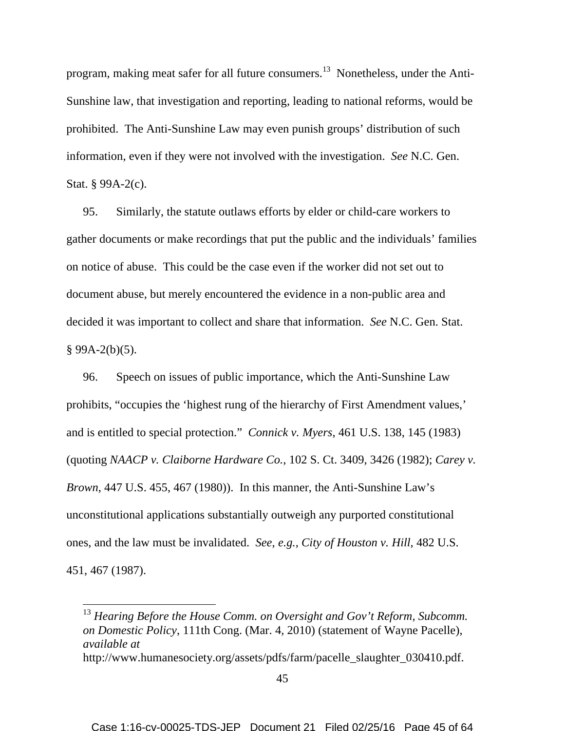program, making meat safer for all future consumers.[13] Nonetheless, under the Anti-Sunshine law, that investigation and reporting, leading to national reforms, would be prohibited. The Anti-Sunshine Law may even punish groups' distribution of such information, even if they were not involved with the investigation. *See* N.C. Gen. Stat. § 99A-2(c).

95. Similarly, the statute outlaws efforts by elder or child-care workers to gather documents or make recordings that put the public and the individuals' families on notice of abuse. This could be the case even if the worker did not set out to document abuse, but merely encountered the evidence in a non-public area and decided it was important to collect and share that information. *See* N.C. Gen. Stat. § 99A-2(b)(5).

96. Speech on issues of public importance, which the Anti-Sunshine Law prohibits, "occupies the 'highest rung of the hierarchy of First Amendment values,' and is entitled to special protection." *Connick v. Myers*, 461 U.S. 138, 145 (1983) (quoting *NAACP v. Claiborne Hardware Co.*, 102 S. Ct. 3409, 3426 (1982); *Carey v. Brown*, 447 U.S. 455, 467 (1980)). In this manner, the Anti-Sunshine Law's unconstitutional applications substantially outweigh any purported constitutional ones, and the law must be invalidated. *See, e.g.*, *City of Houston v. Hill*, 482 U.S. 451, 467 (1987).

---

[13] *Hearing Before the House Comm. on Oversight and Gov't Reform, Subcomm. on Domestic Policy*, 111th Cong. (Mar. 4, 2010) (statement of Wayne Pacelle), *available at* http://www.humanesociety.org/assets/pdfs/farm/pacelle_slaughter_030410.pdf.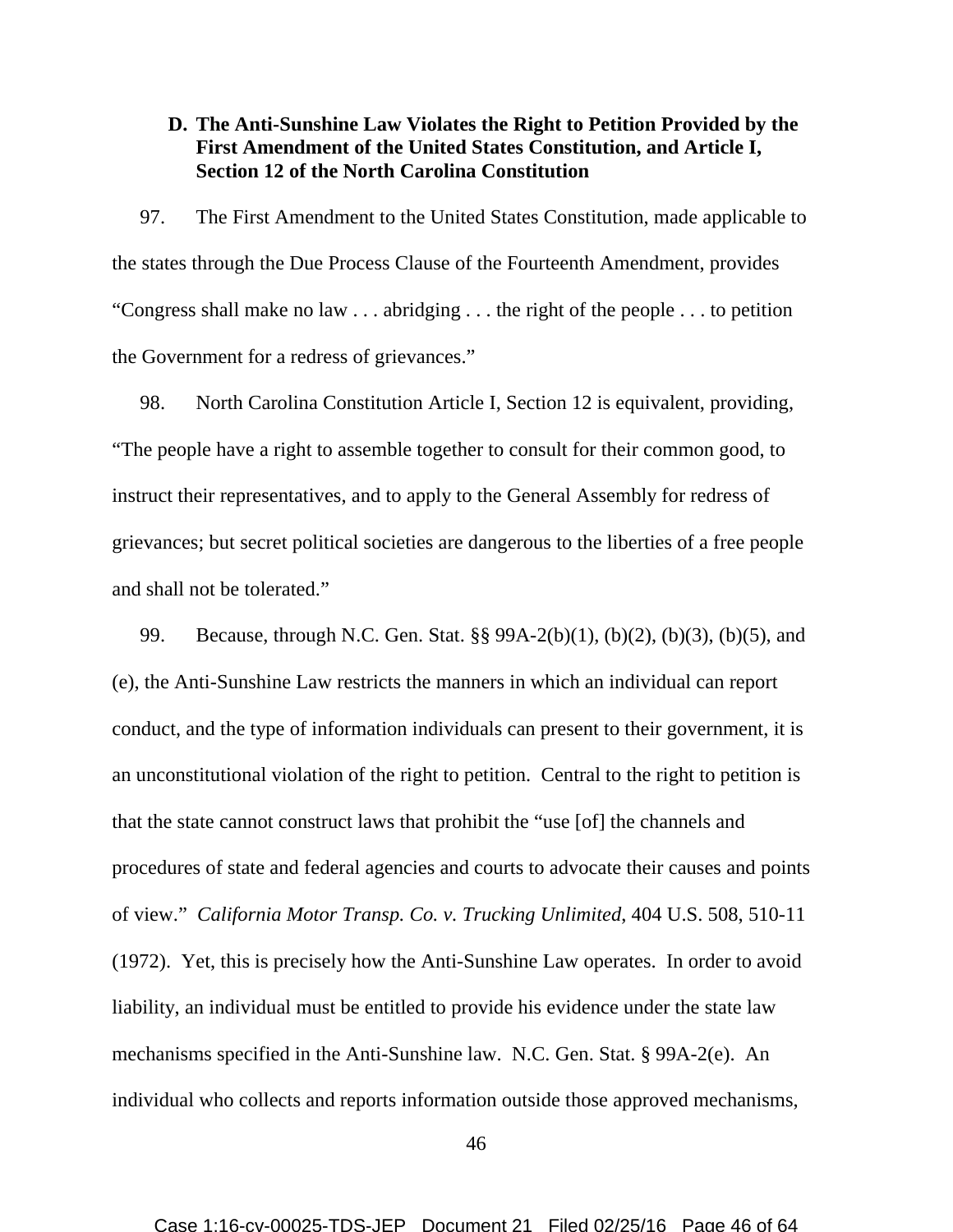### D. The Anti-Sunshine Law Violates the Right to Petition Provided by the First Amendment of the United States Constitution, and Article I, Section 12 of the North Carolina Constitution

97. The First Amendment to the United States Constitution, made applicable to the states through the Due Process Clause of the Fourteenth Amendment, provides "Congress shall make no law . . . abridging . . . the right of the people . . . to petition the Government for a redress of grievances."

98. North Carolina Constitution Article I, Section 12 is equivalent, providing, "The people have a right to assemble together to consult for their common good, to instruct their representatives, and to apply to the General Assembly for redress of grievances; but secret political societies are dangerous to the liberties of a free people and shall not be tolerated."

99. Because, through N.C. Gen. Stat. §§ 99A-2(b)(1), (b)(2), (b)(3), (b)(5), and (e), the Anti-Sunshine Law restricts the manners in which an individual can report conduct, and the type of information individuals can present to their government, it is an unconstitutional violation of the right to petition. Central to the right to petition is that the state cannot construct laws that prohibit the "use [of] the channels and procedures of state and federal agencies and courts to advocate their causes and points of view." *California Motor Transp. Co. v. Trucking Unlimited*, 404 U.S. 508, 510-11 (1972). Yet, this is precisely how the Anti-Sunshine Law operates. In order to avoid liability, an individual must be entitled to provide his evidence under the state law mechanisms specified in the Anti-Sunshine law. N.C. Gen. Stat. § 99A-2(e). An individual who collects and reports information outside those approved mechanisms,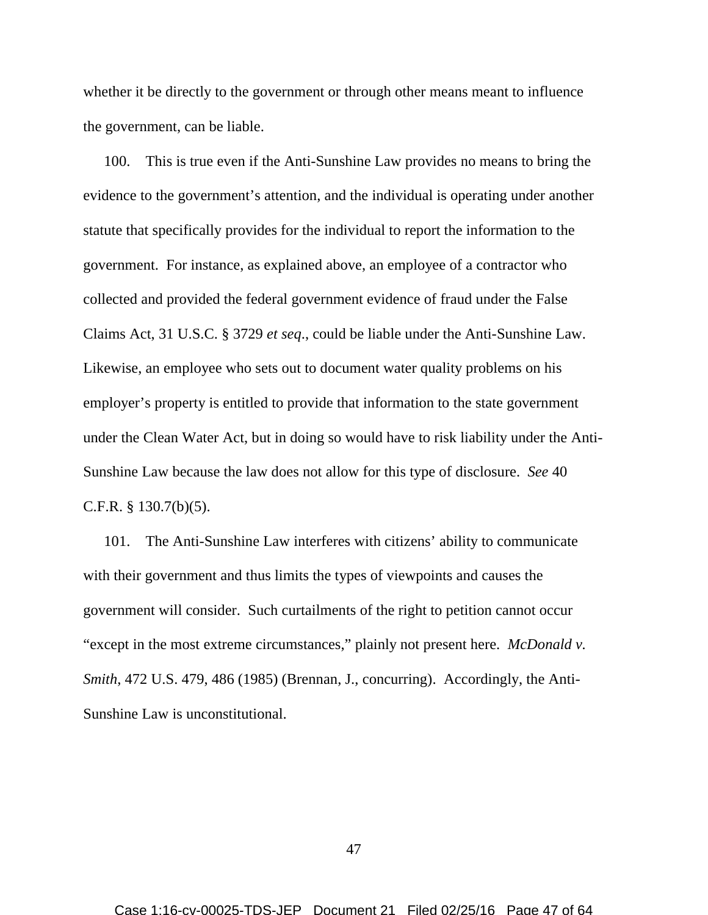whether it be directly to the government or through other means meant to influence the government, can be liable.

100. This is true even if the Anti-Sunshine Law provides no means to bring the evidence to the government's attention, and the individual is operating under another statute that specifically provides for the individual to report the information to the government. For instance, as explained above, an employee of a contractor who collected and provided the federal government evidence of fraud under the False Claims Act, 31 U.S.C. § 3729 *et seq*., could be liable under the Anti-Sunshine Law. Likewise, an employee who sets out to document water quality problems on his employer's property is entitled to provide that information to the state government under the Clean Water Act, but in doing so would have to risk liability under the Anti-Sunshine Law because the law does not allow for this type of disclosure. *See* 40 C.F.R. § 130.7(b)(5).

101. The Anti-Sunshine Law interferes with citizens' ability to communicate with their government and thus limits the types of viewpoints and causes the government will consider. Such curtailments of the right to petition cannot occur "except in the most extreme circumstances," plainly not present here. *McDonald v. Smith*, 472 U.S. 479, 486 (1985) (Brennan, J., concurring). Accordingly, the Anti-Sunshine Law is unconstitutional.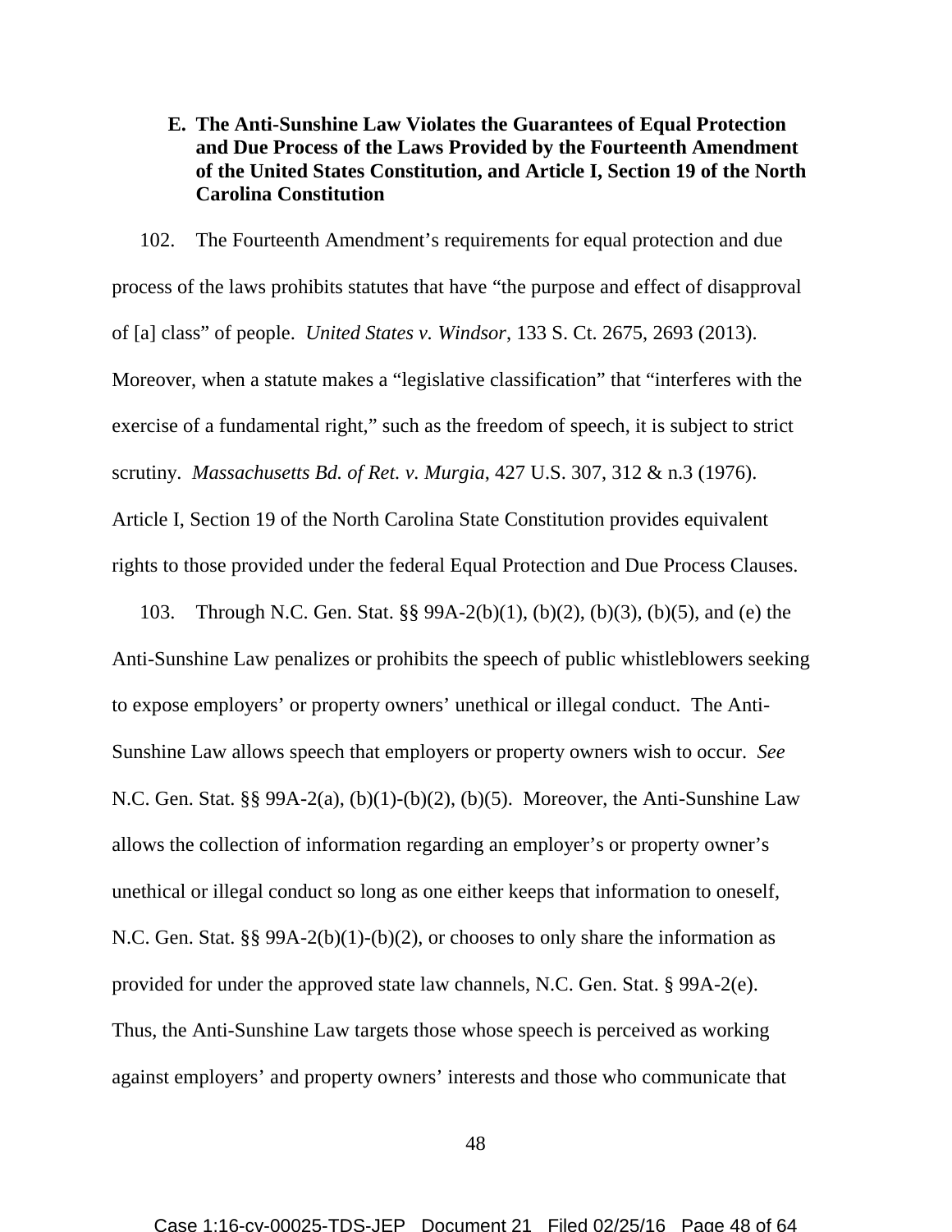### E. The Anti-Sunshine Law Violates the Guarantees of Equal Protection and Due Process of the Laws Provided by the Fourteenth Amendment of the United States Constitution, and Article I, Section 19 of the North Carolina Constitution

102. The Fourteenth Amendment's requirements for equal protection and due process of the laws prohibits statutes that have "the purpose and effect of disapproval of [a] class" of people. *United States v. Windsor*, 133 S. Ct. 2675, 2693 (2013). Moreover, when a statute makes a "legislative classification" that "interferes with the exercise of a fundamental right," such as the freedom of speech, it is subject to strict scrutiny. *Massachusetts Bd. of Ret. v. Murgia*, 427 U.S. 307, 312 & n.3 (1976). Article I, Section 19 of the North Carolina State Constitution provides equivalent rights to those provided under the federal Equal Protection and Due Process Clauses.

103. Through N.C. Gen. Stat. §§ 99A-2(b)(1), (b)(2), (b)(3), (b)(5), and (e) the Anti-Sunshine Law penalizes or prohibits the speech of public whistleblowers seeking to expose employers' or property owners' unethical or illegal conduct. The Anti-Sunshine Law allows speech that employers or property owners wish to occur. *See* N.C. Gen. Stat. §§ 99A-2(a), (b)(1)-(b)(2), (b)(5). Moreover, the Anti-Sunshine Law allows the collection of information regarding an employer's or property owner's unethical or illegal conduct so long as one either keeps that information to oneself, N.C. Gen. Stat. §§ 99A-2(b)(1)-(b)(2), or chooses to only share the information as provided for under the approved state law channels, N.C. Gen. Stat. § 99A-2(e). Thus, the Anti-Sunshine Law targets those whose speech is perceived as working against employers' and property owners' interests and those who communicate that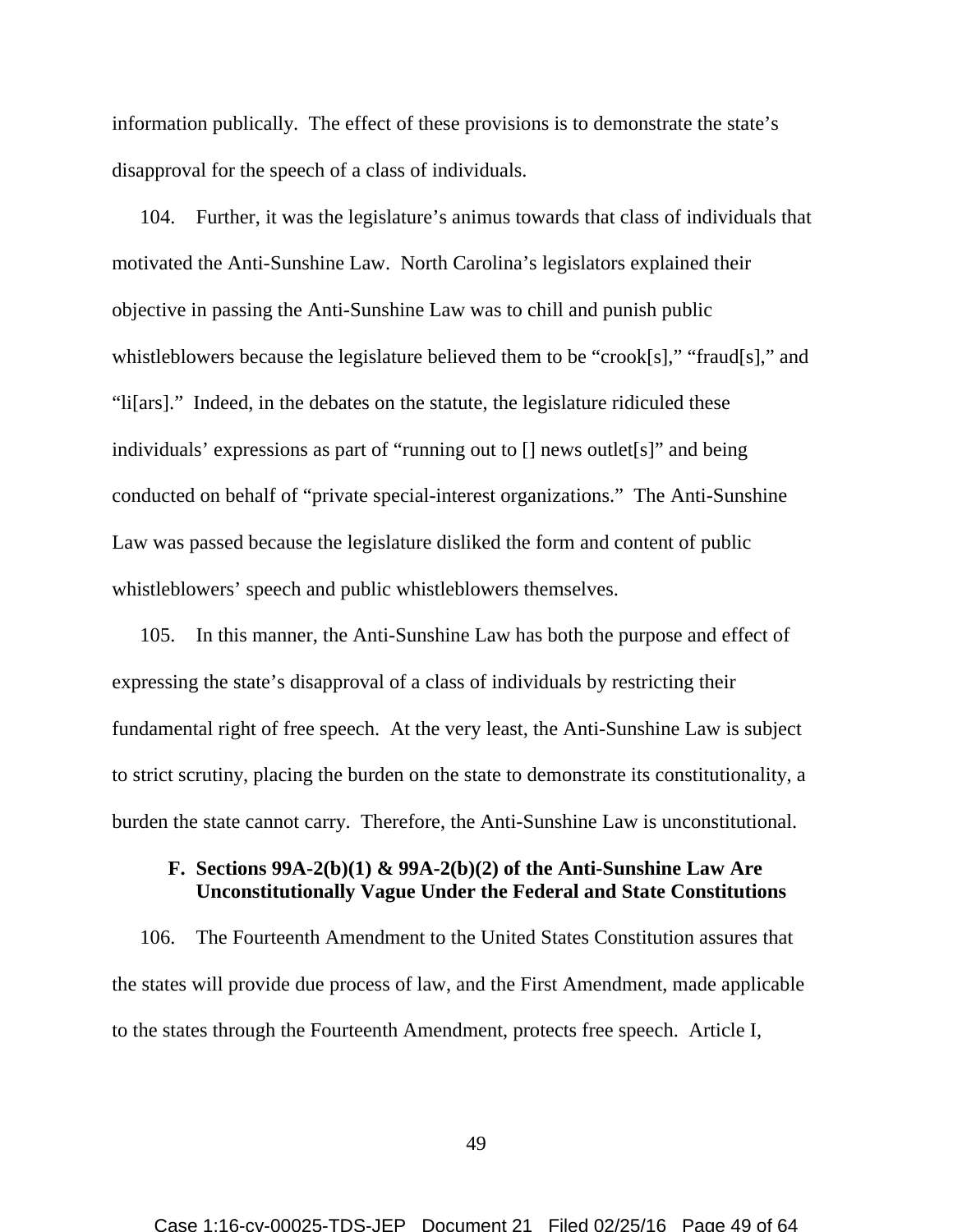information publically. The effect of these provisions is to demonstrate the state's disapproval for the speech of a class of individuals.

104. Further, it was the legislature's animus towards that class of individuals that motivated the Anti-Sunshine Law. North Carolina's legislators explained their objective in passing the Anti-Sunshine Law was to chill and punish public whistleblowers because the legislature believed them to be "crook[s]," "fraud[s]," and "li[ars]." Indeed, in the debates on the statute, the legislature ridiculed these individuals' expressions as part of "running out to [] news outlet[s]" and being conducted on behalf of "private special-interest organizations." The Anti-Sunshine Law was passed because the legislature disliked the form and content of public whistleblowers' speech and public whistleblowers themselves.

105. In this manner, the Anti-Sunshine Law has both the purpose and effect of expressing the state's disapproval of a class of individuals by restricting their fundamental right of free speech. At the very least, the Anti-Sunshine Law is subject to strict scrutiny, placing the burden on the state to demonstrate its constitutionality, a burden the state cannot carry. Therefore, the Anti-Sunshine Law is unconstitutional.

### F. Sections 99A-2(b)(1) & 99A-2(b)(2) of the Anti-Sunshine Law Are Unconstitutionally Vague Under the Federal and State Constitutions

106. The Fourteenth Amendment to the United States Constitution assures that the states will provide due process of law, and the First Amendment, made applicable to the states through the Fourteenth Amendment, protects free speech. Article I,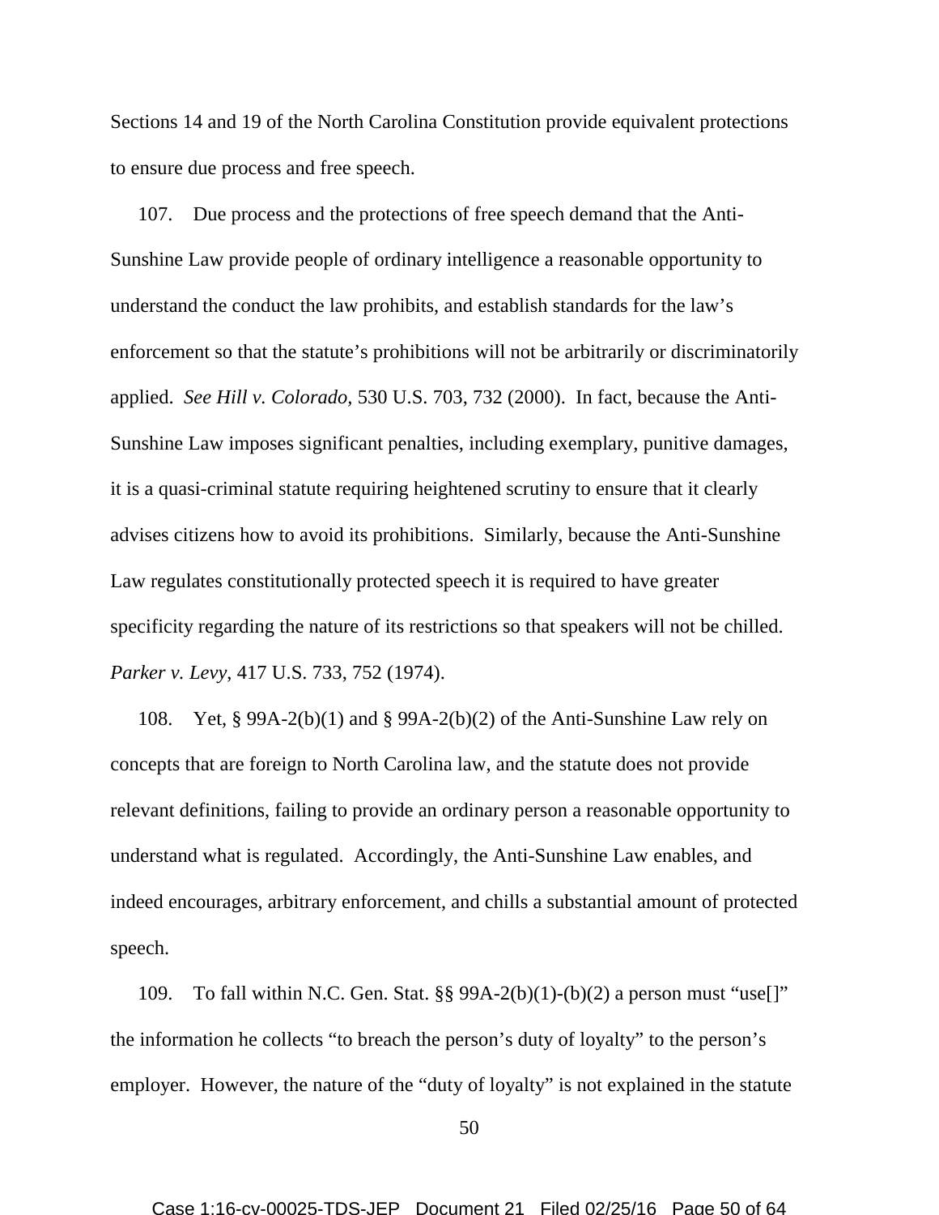Sections 14 and 19 of the North Carolina Constitution provide equivalent protections to ensure due process and free speech.

107. Due process and the protections of free speech demand that the Anti-Sunshine Law provide people of ordinary intelligence a reasonable opportunity to understand the conduct the law prohibits, and establish standards for the law's enforcement so that the statute's prohibitions will not be arbitrarily or discriminatorily applied. *See Hill v. Colorado,* 530 U.S. 703, 732 (2000). In fact, because the Anti-Sunshine Law imposes significant penalties, including exemplary, punitive damages, it is a quasi-criminal statute requiring heightened scrutiny to ensure that it clearly advises citizens how to avoid its prohibitions. Similarly, because the Anti-Sunshine Law regulates constitutionally protected speech it is required to have greater specificity regarding the nature of its restrictions so that speakers will not be chilled. *Parker v. Levy*, 417 U.S. 733, 752 (1974).

108. Yet, § 99A-2(b)(1) and § 99A-2(b)(2) of the Anti-Sunshine Law rely on concepts that are foreign to North Carolina law, and the statute does not provide relevant definitions, failing to provide an ordinary person a reasonable opportunity to understand what is regulated. Accordingly, the Anti-Sunshine Law enables, and indeed encourages, arbitrary enforcement, and chills a substantial amount of protected speech.

109. To fall within N.C. Gen. Stat. §§ 99A-2(b)(1)-(b)(2) a person must "use[]" the information he collects "to breach the person's duty of loyalty" to the person's employer. However, the nature of the "duty of loyalty" is not explained in the statute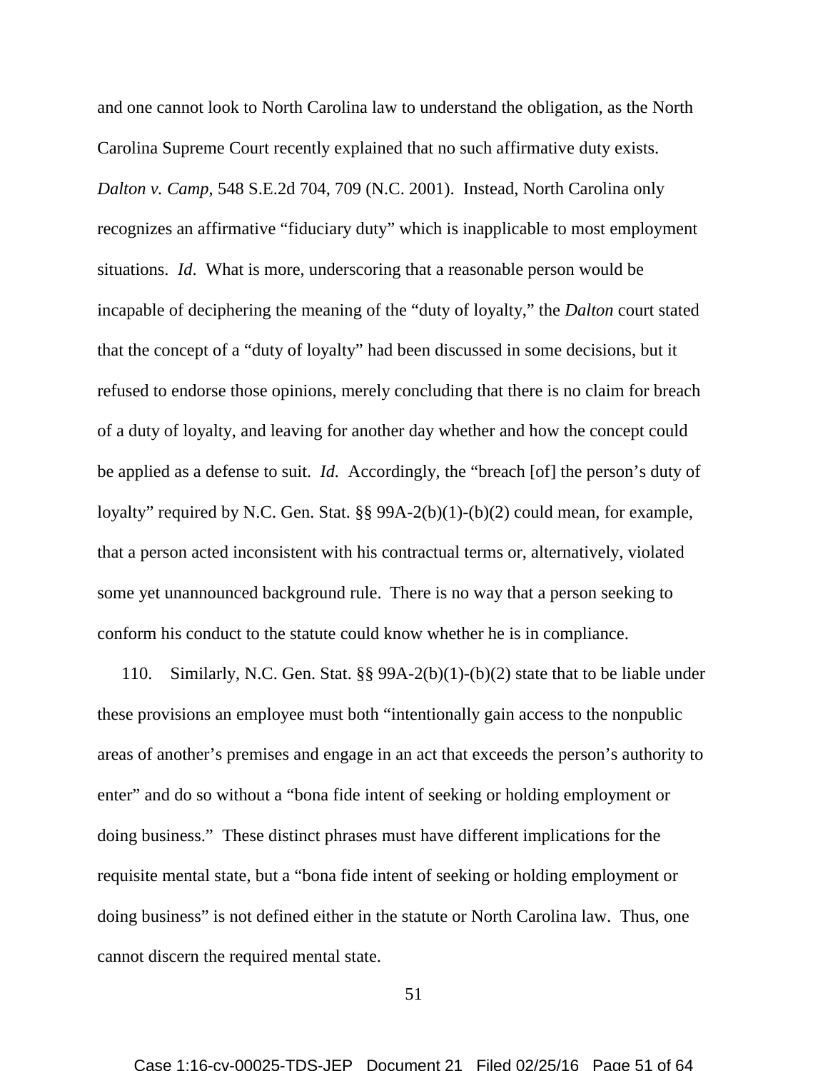and one cannot look to North Carolina law to understand the obligation, as the North Carolina Supreme Court recently explained that no such affirmative duty exists. *Dalton v. Camp*, 548 S.E.2d 704, 709 (N.C. 2001). Instead, North Carolina only recognizes an affirmative "fiduciary duty" which is inapplicable to most employment situations. *Id*. What is more, underscoring that a reasonable person would be incapable of deciphering the meaning of the "duty of loyalty," the *Dalton* court stated that the concept of a "duty of loyalty" had been discussed in some decisions, but it refused to endorse those opinions, merely concluding that there is no claim for breach of a duty of loyalty, and leaving for another day whether and how the concept could be applied as a defense to suit. *Id.* Accordingly, the "breach [of] the person's duty of loyalty" required by N.C. Gen. Stat. §§ 99A-2(b)(1)-(b)(2) could mean, for example, that a person acted inconsistent with his contractual terms or, alternatively, violated some yet unannounced background rule. There is no way that a person seeking to conform his conduct to the statute could know whether he is in compliance.

110. Similarly, N.C. Gen. Stat. §§ 99A-2(b)(1)-(b)(2) state that to be liable under these provisions an employee must both "intentionally gain access to the nonpublic areas of another's premises and engage in an act that exceeds the person's authority to enter" and do so without a "bona fide intent of seeking or holding employment or doing business." These distinct phrases must have different implications for the requisite mental state, but a "bona fide intent of seeking or holding employment or doing business" is not defined either in the statute or North Carolina law. Thus, one cannot discern the required mental state.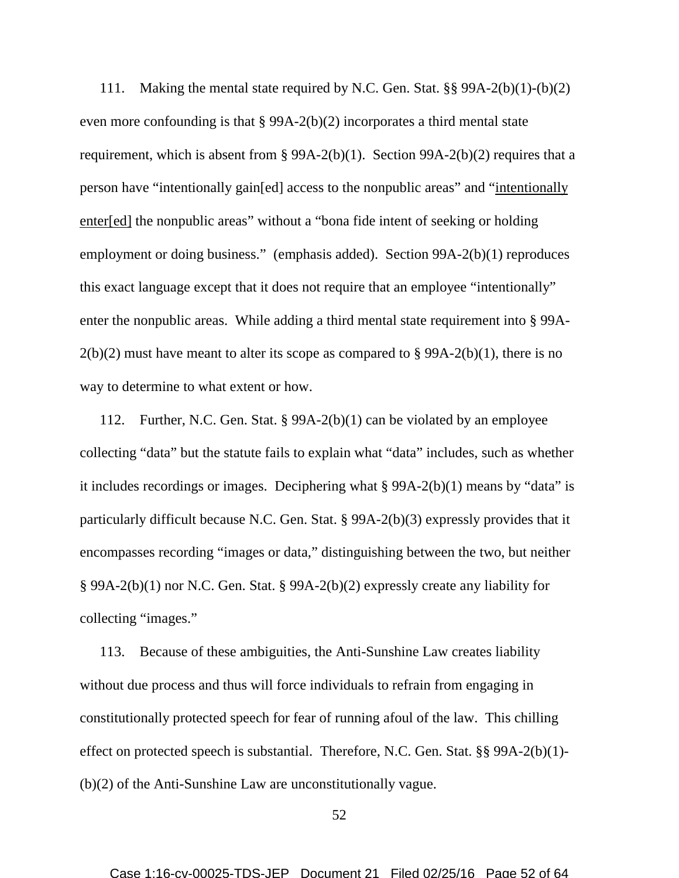111. Making the mental state required by N.C. Gen. Stat. §§ 99A-2(b)(1)-(b)(2) even more confounding is that § 99A-2(b)(2) incorporates a third mental state requirement, which is absent from § 99A-2(b)(1). Section 99A-2(b)(2) requires that a person have "intentionally gain[ed] access to the nonpublic areas" and "<u>intentionally enter[ed]</u> the nonpublic areas" without a "bona fide intent of seeking or holding employment or doing business." (emphasis added). Section 99A-2(b)(1) reproduces this exact language except that it does not require that an employee "intentionally" enter the nonpublic areas. While adding a third mental state requirement into § 99A-2(b)(2) must have meant to alter its scope as compared to § 99A-2(b)(1), there is no way to determine to what extent or how.

112. Further, N.C. Gen. Stat. § 99A-2(b)(1) can be violated by an employee collecting "data" but the statute fails to explain what "data" includes, such as whether it includes recordings or images. Deciphering what § 99A-2(b)(1) means by "data" is particularly difficult because N.C. Gen. Stat. § 99A-2(b)(3) expressly provides that it encompasses recording "images or data," distinguishing between the two, but neither § 99A-2(b)(1) nor N.C. Gen. Stat. § 99A-2(b)(2) expressly create any liability for collecting "images."

113. Because of these ambiguities, the Anti-Sunshine Law creates liability without due process and thus will force individuals to refrain from engaging in constitutionally protected speech for fear of running afoul of the law. This chilling effect on protected speech is substantial. Therefore, N.C. Gen. Stat. §§ 99A-2(b)(1)-(b)(2) of the Anti-Sunshine Law are unconstitutionally vague.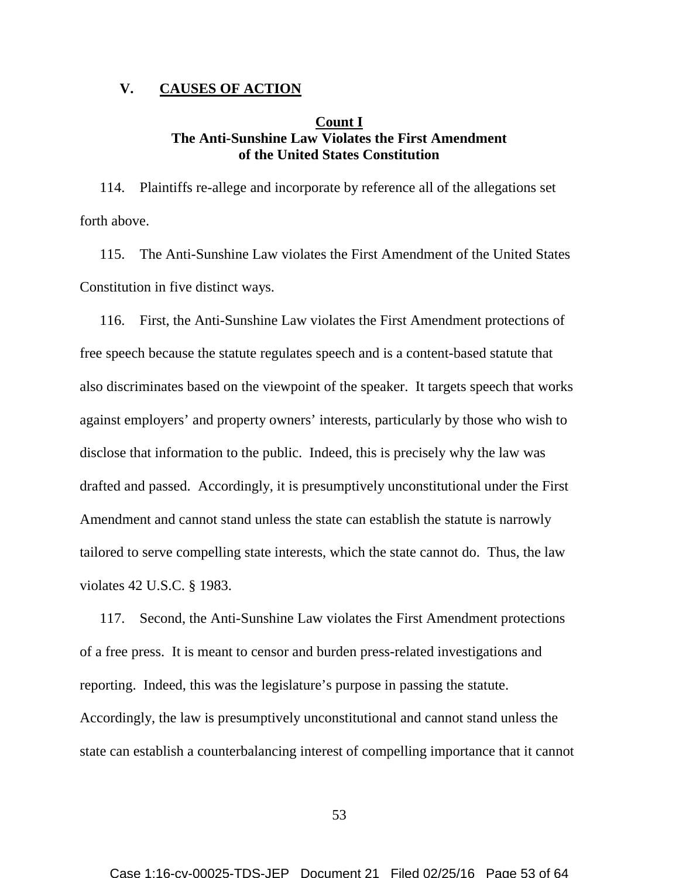## V. CAUSES OF ACTION

### Count I
### The Anti-Sunshine Law Violates the First Amendment of the United States Constitution

114. Plaintiffs re-allege and incorporate by reference all of the allegations set forth above.

115. The Anti-Sunshine Law violates the First Amendment of the United States Constitution in five distinct ways.

116. First, the Anti-Sunshine Law violates the First Amendment protections of free speech because the statute regulates speech and is a content-based statute that also discriminates based on the viewpoint of the speaker. It targets speech that works against employers' and property owners' interests, particularly by those who wish to disclose that information to the public. Indeed, this is precisely why the law was drafted and passed. Accordingly, it is presumptively unconstitutional under the First Amendment and cannot stand unless the state can establish the statute is narrowly tailored to serve compelling state interests, which the state cannot do. Thus, the law violates 42 U.S.C. § 1983.

117. Second, the Anti-Sunshine Law violates the First Amendment protections of a free press. It is meant to censor and burden press-related investigations and reporting. Indeed, this was the legislature's purpose in passing the statute. Accordingly, the law is presumptively unconstitutional and cannot stand unless the state can establish a counterbalancing interest of compelling importance that it cannot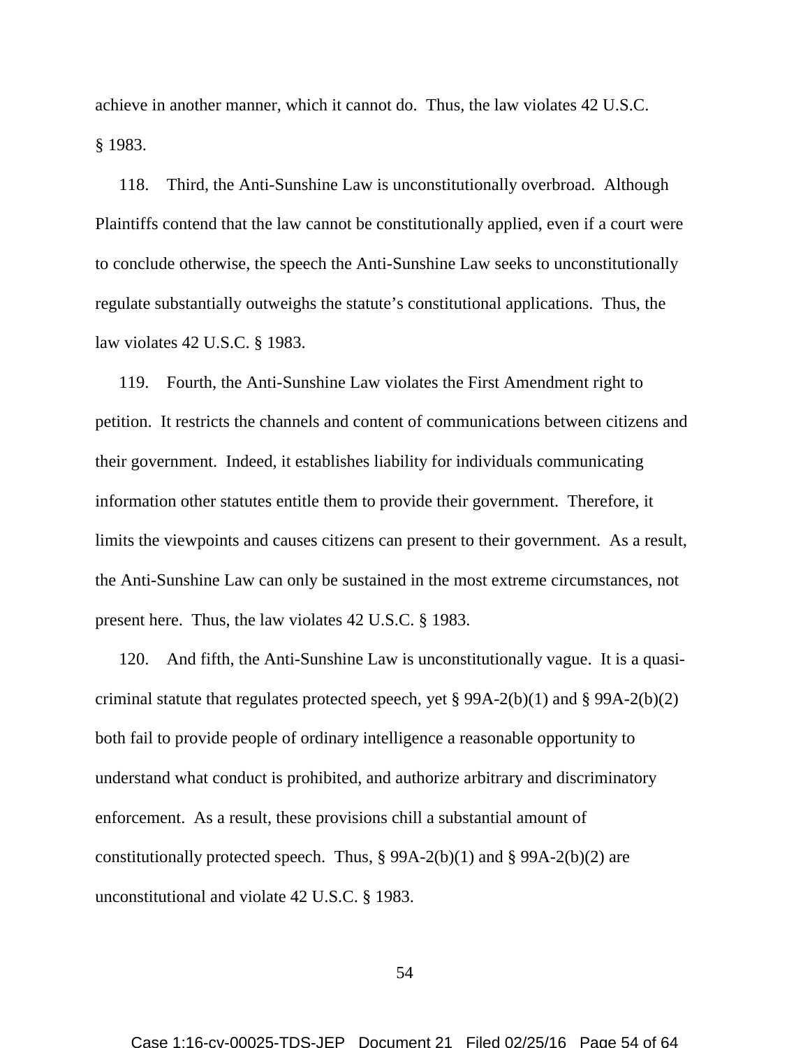achieve in another manner, which it cannot do. Thus, the law violates 42 U.S.C. § 1983.

118. Third, the Anti-Sunshine Law is unconstitutionally overbroad. Although Plaintiffs contend that the law cannot be constitutionally applied, even if a court were to conclude otherwise, the speech the Anti-Sunshine Law seeks to unconstitutionally regulate substantially outweighs the statute's constitutional applications. Thus, the law violates 42 U.S.C. § 1983.

119. Fourth, the Anti-Sunshine Law violates the First Amendment right to petition. It restricts the channels and content of communications between citizens and their government. Indeed, it establishes liability for individuals communicating information other statutes entitle them to provide their government. Therefore, it limits the viewpoints and causes citizens can present to their government. As a result, the Anti-Sunshine Law can only be sustained in the most extreme circumstances, not present here. Thus, the law violates 42 U.S.C. § 1983.

120. And fifth, the Anti-Sunshine Law is unconstitutionally vague. It is a quasi-criminal statute that regulates protected speech, yet § 99A-2(b)(1) and § 99A-2(b)(2) both fail to provide people of ordinary intelligence a reasonable opportunity to understand what conduct is prohibited, and authorize arbitrary and discriminatory enforcement. As a result, these provisions chill a substantial amount of constitutionally protected speech. Thus, § 99A-2(b)(1) and § 99A-2(b)(2) are unconstitutional and violate 42 U.S.C. § 1983.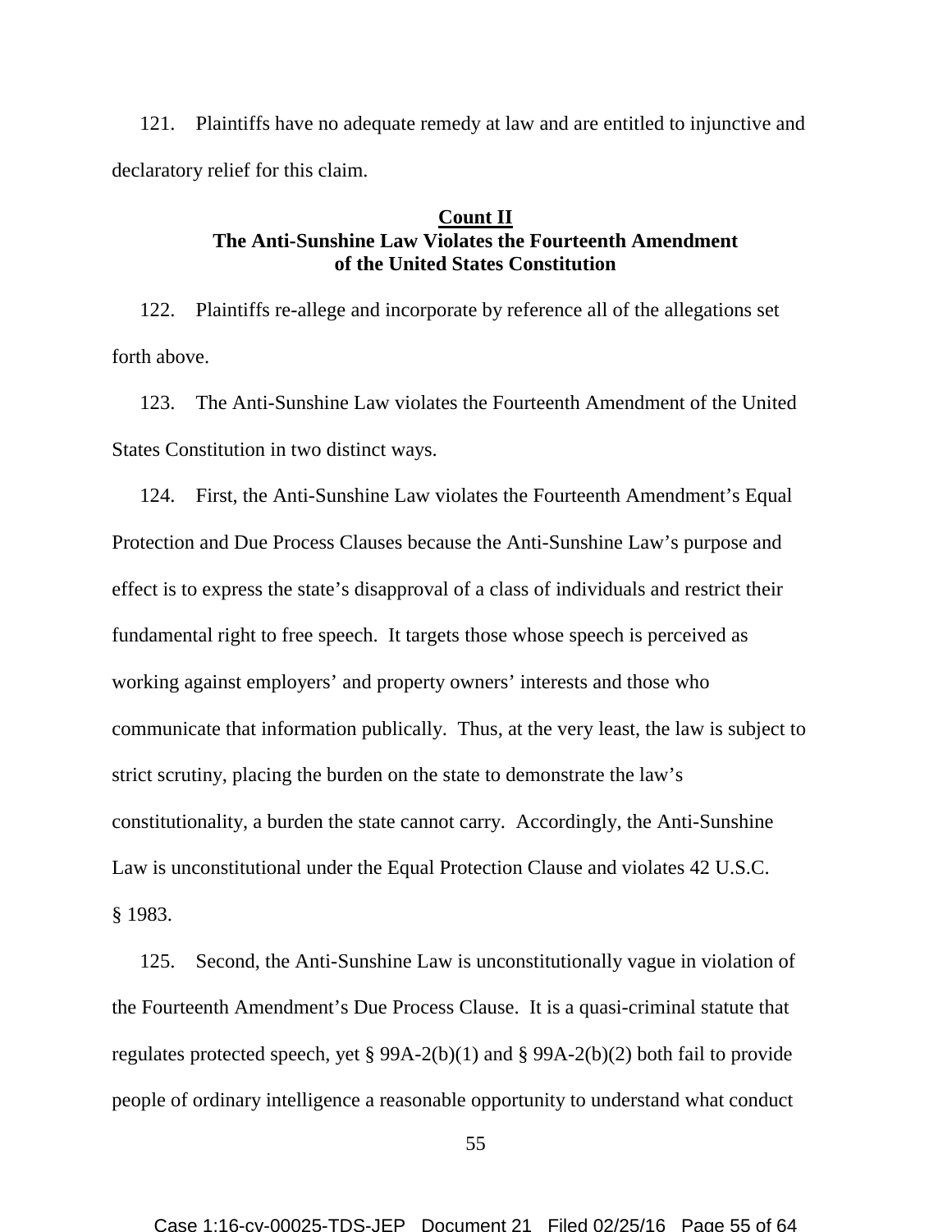121. Plaintiffs have no adequate remedy at law and are entitled to injunctive and declaratory relief for this claim.

**Count II**
**The Anti-Sunshine Law Violates the Fourteenth Amendment of the United States Constitution**

122. Plaintiffs re-allege and incorporate by reference all of the allegations set forth above.

123. The Anti-Sunshine Law violates the Fourteenth Amendment of the United States Constitution in two distinct ways.

124. First, the Anti-Sunshine Law violates the Fourteenth Amendment's Equal Protection and Due Process Clauses because the Anti-Sunshine Law's purpose and effect is to express the state's disapproval of a class of individuals and restrict their fundamental right to free speech. It targets those whose speech is perceived as working against employers' and property owners' interests and those who communicate that information publically. Thus, at the very least, the law is subject to strict scrutiny, placing the burden on the state to demonstrate the law's constitutionality, a burden the state cannot carry. Accordingly, the Anti-Sunshine Law is unconstitutional under the Equal Protection Clause and violates 42 U.S.C. § 1983.

125. Second, the Anti-Sunshine Law is unconstitutionally vague in violation of the Fourteenth Amendment's Due Process Clause. It is a quasi-criminal statute that regulates protected speech, yet § 99A-2(b)(1) and § 99A-2(b)(2) both fail to provide people of ordinary intelligence a reasonable opportunity to understand what conduct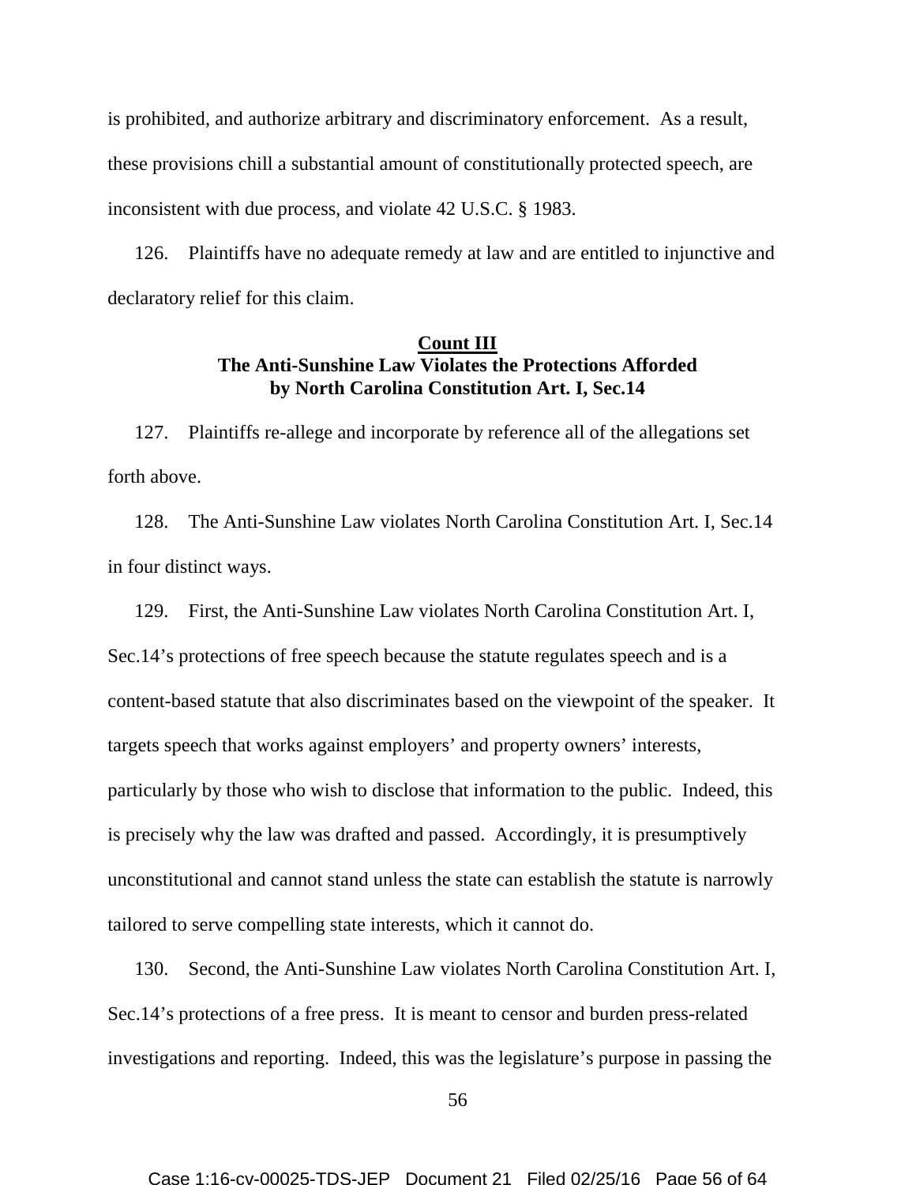is prohibited, and authorize arbitrary and discriminatory enforcement. As a result, these provisions chill a substantial amount of constitutionally protected speech, are inconsistent with due process, and violate 42 U.S.C. § 1983.

126. Plaintiffs have no adequate remedy at law and are entitled to injunctive and declaratory relief for this claim.

**Count III**
**The Anti-Sunshine Law Violates the Protections Afforded by North Carolina Constitution Art. I, Sec.14**

127. Plaintiffs re-allege and incorporate by reference all of the allegations set forth above.

128. The Anti-Sunshine Law violates North Carolina Constitution Art. I, Sec.14 in four distinct ways.

129. First, the Anti-Sunshine Law violates North Carolina Constitution Art. I, Sec.14's protections of free speech because the statute regulates speech and is a content-based statute that also discriminates based on the viewpoint of the speaker. It targets speech that works against employers' and property owners' interests, particularly by those who wish to disclose that information to the public. Indeed, this is precisely why the law was drafted and passed. Accordingly, it is presumptively unconstitutional and cannot stand unless the state can establish the statute is narrowly tailored to serve compelling state interests, which it cannot do.

130. Second, the Anti-Sunshine Law violates North Carolina Constitution Art. I, Sec.14's protections of a free press. It is meant to censor and burden press-related investigations and reporting. Indeed, this was the legislature's purpose in passing the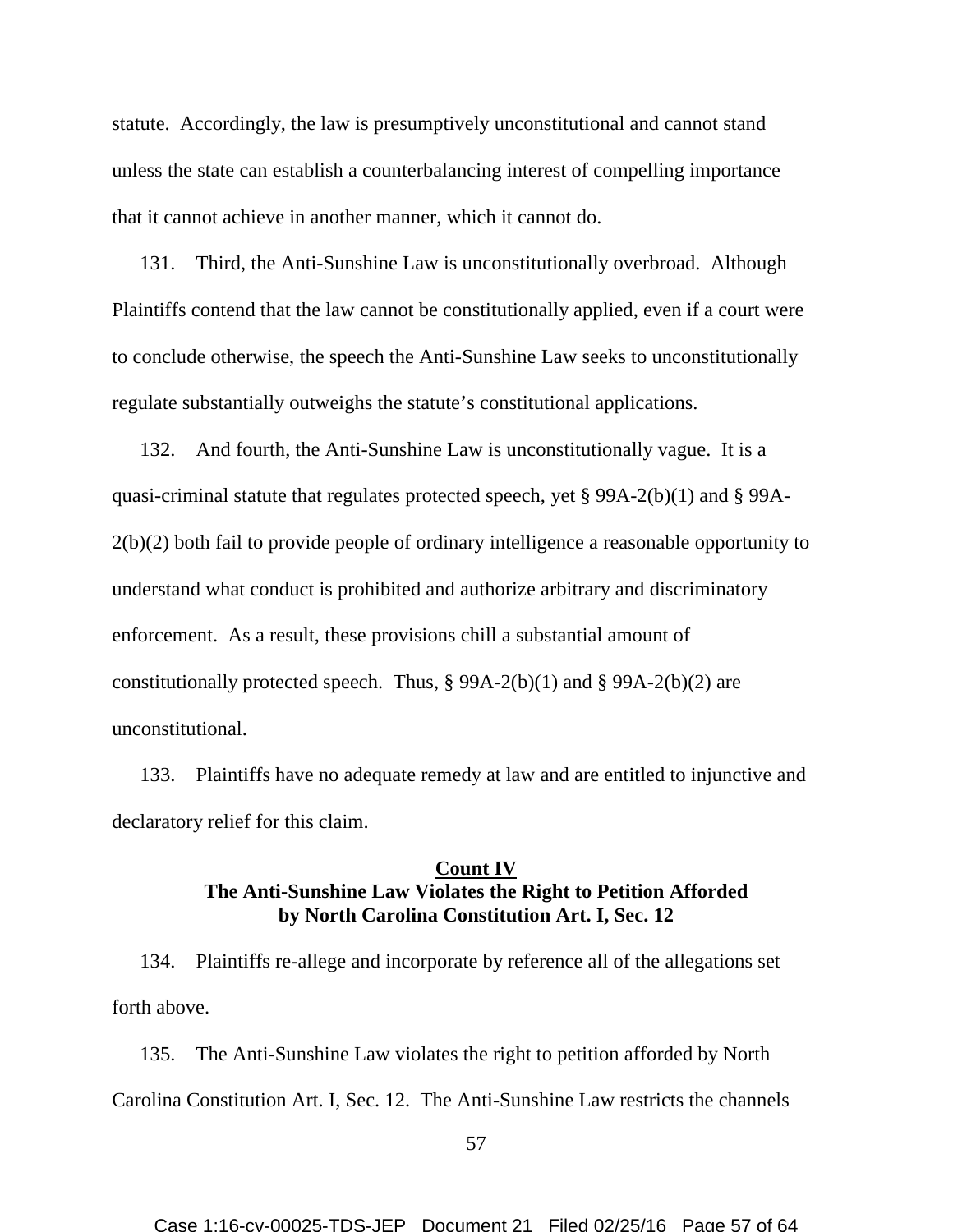statute. Accordingly, the law is presumptively unconstitutional and cannot stand unless the state can establish a counterbalancing interest of compelling importance that it cannot achieve in another manner, which it cannot do.

131. Third, the Anti-Sunshine Law is unconstitutionally overbroad. Although Plaintiffs contend that the law cannot be constitutionally applied, even if a court were to conclude otherwise, the speech the Anti-Sunshine Law seeks to unconstitutionally regulate substantially outweighs the statute's constitutional applications.

132. And fourth, the Anti-Sunshine Law is unconstitutionally vague. It is a quasi-criminal statute that regulates protected speech, yet § 99A-2(b)(1) and § 99A-2(b)(2) both fail to provide people of ordinary intelligence a reasonable opportunity to understand what conduct is prohibited and authorize arbitrary and discriminatory enforcement. As a result, these provisions chill a substantial amount of constitutionally protected speech. Thus, § 99A-2(b)(1) and § 99A-2(b)(2) are unconstitutional.

133. Plaintiffs have no adequate remedy at law and are entitled to injunctive and declaratory relief for this claim.

## Count IV
## The Anti-Sunshine Law Violates the Right to Petition Afforded by North Carolina Constitution Art. I, Sec. 12

134. Plaintiffs re-allege and incorporate by reference all of the allegations set forth above.

135. The Anti-Sunshine Law violates the right to petition afforded by North Carolina Constitution Art. I, Sec. 12. The Anti-Sunshine Law restricts the channels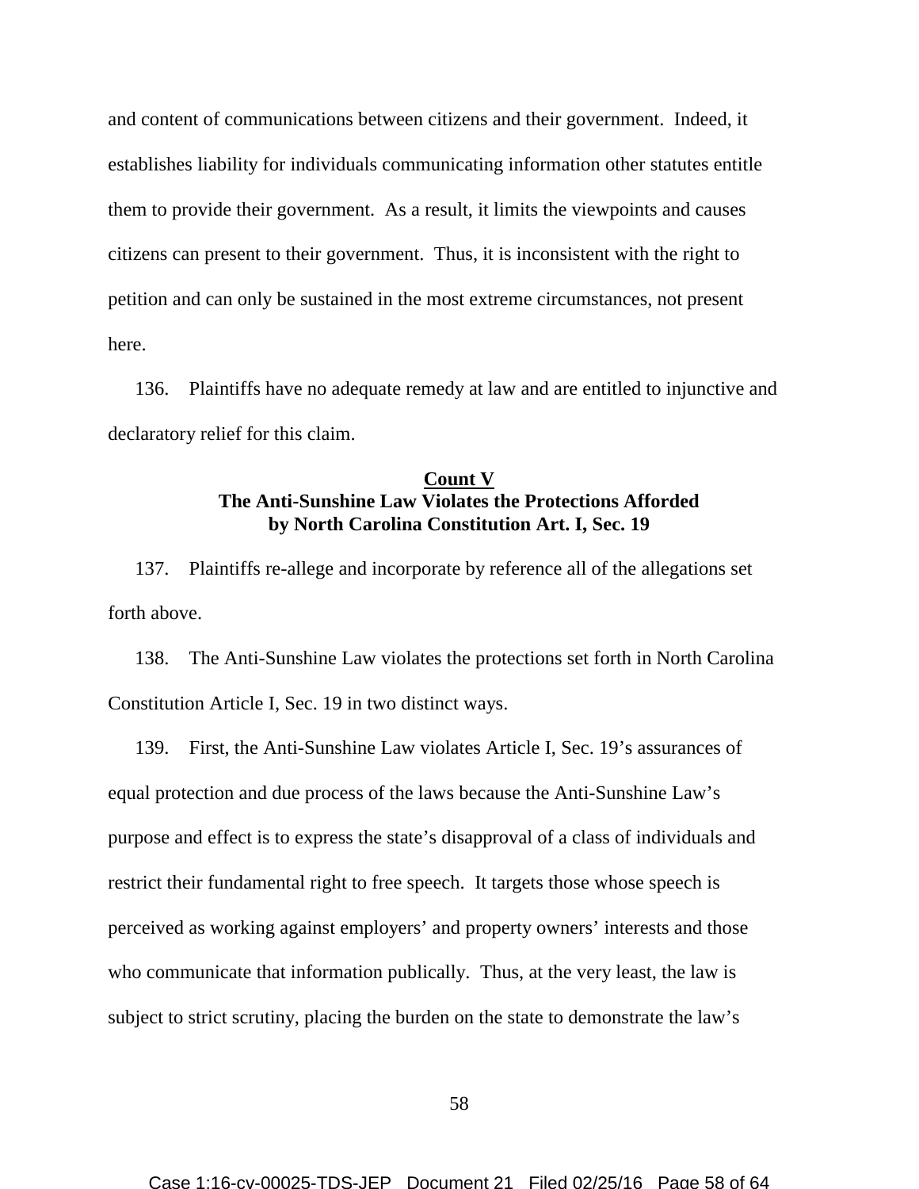and content of communications between citizens and their government. Indeed, it establishes liability for individuals communicating information other statutes entitle them to provide their government. As a result, it limits the viewpoints and causes citizens can present to their government. Thus, it is inconsistent with the right to petition and can only be sustained in the most extreme circumstances, not present here.

136. Plaintiffs have no adequate remedy at law and are entitled to injunctive and declaratory relief for this claim.

**Count V**
**The Anti-Sunshine Law Violates the Protections Afforded by North Carolina Constitution Art. I, Sec. 19**

137. Plaintiffs re-allege and incorporate by reference all of the allegations set forth above.

138. The Anti-Sunshine Law violates the protections set forth in North Carolina Constitution Article I, Sec. 19 in two distinct ways.

139. First, the Anti-Sunshine Law violates Article I, Sec. 19's assurances of equal protection and due process of the laws because the Anti-Sunshine Law's purpose and effect is to express the state's disapproval of a class of individuals and restrict their fundamental right to free speech. It targets those whose speech is perceived as working against employers' and property owners' interests and those who communicate that information publically. Thus, at the very least, the law is subject to strict scrutiny, placing the burden on the state to demonstrate the law's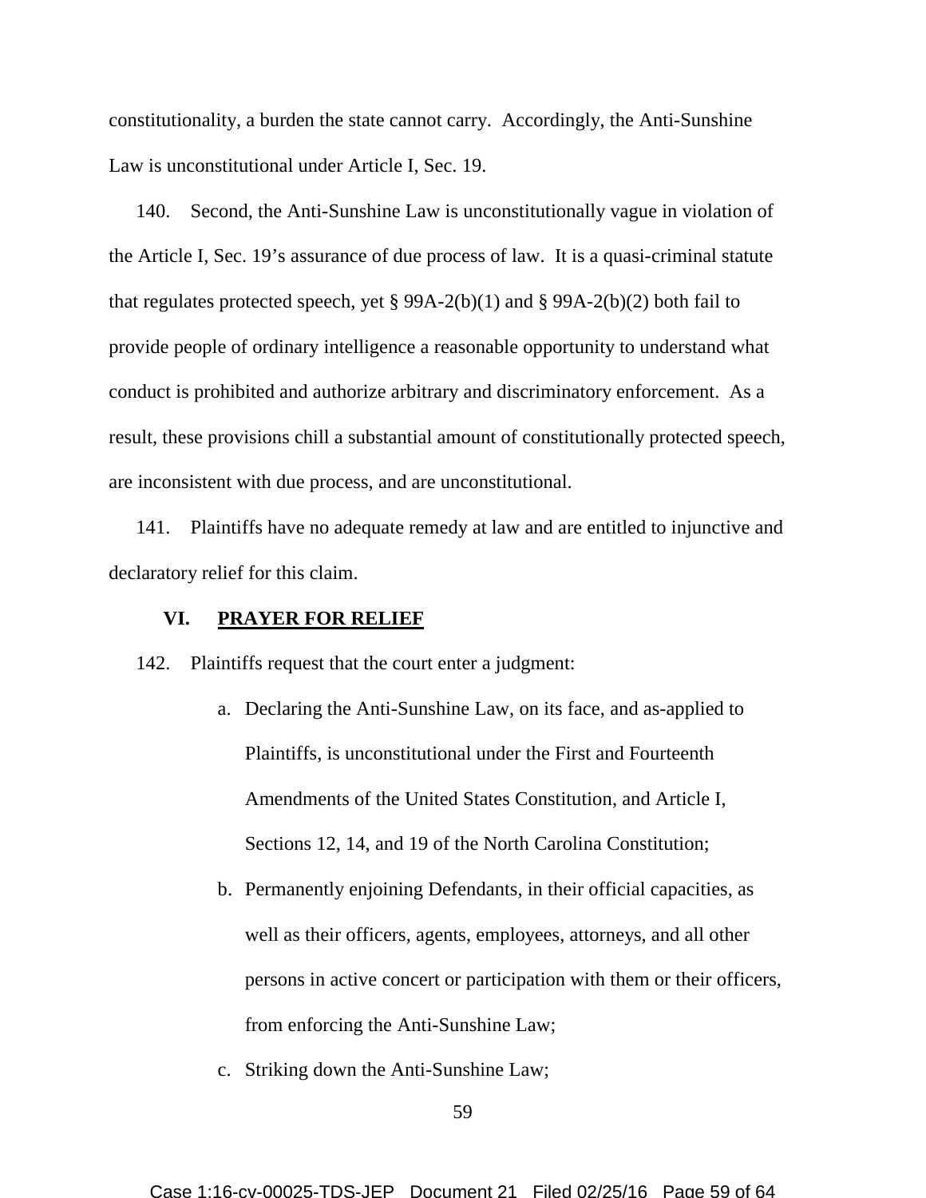constitutionality, a burden the state cannot carry. Accordingly, the Anti-Sunshine Law is unconstitutional under Article I, Sec. 19.

140. Second, the Anti-Sunshine Law is unconstitutionally vague in violation of the Article I, Sec. 19's assurance of due process of law. It is a quasi-criminal statute that regulates protected speech, yet § 99A-2(b)(1) and § 99A-2(b)(2) both fail to provide people of ordinary intelligence a reasonable opportunity to understand what conduct is prohibited and authorize arbitrary and discriminatory enforcement. As a result, these provisions chill a substantial amount of constitutionally protected speech, are inconsistent with due process, and are unconstitutional.

141. Plaintiffs have no adequate remedy at law and are entitled to injunctive and declaratory relief for this claim.

## VI. PRAYER FOR RELIEF

142. Plaintiffs request that the court enter a judgment:

a. Declaring the Anti-Sunshine Law, on its face, and as-applied to Plaintiffs, is unconstitutional under the First and Fourteenth Amendments of the United States Constitution, and Article I, Sections 12, 14, and 19 of the North Carolina Constitution;

b. Permanently enjoining Defendants, in their official capacities, as well as their officers, agents, employees, attorneys, and all other persons in active concert or participation with them or their officers, from enforcing the Anti-Sunshine Law;

c. Striking down the Anti-Sunshine Law;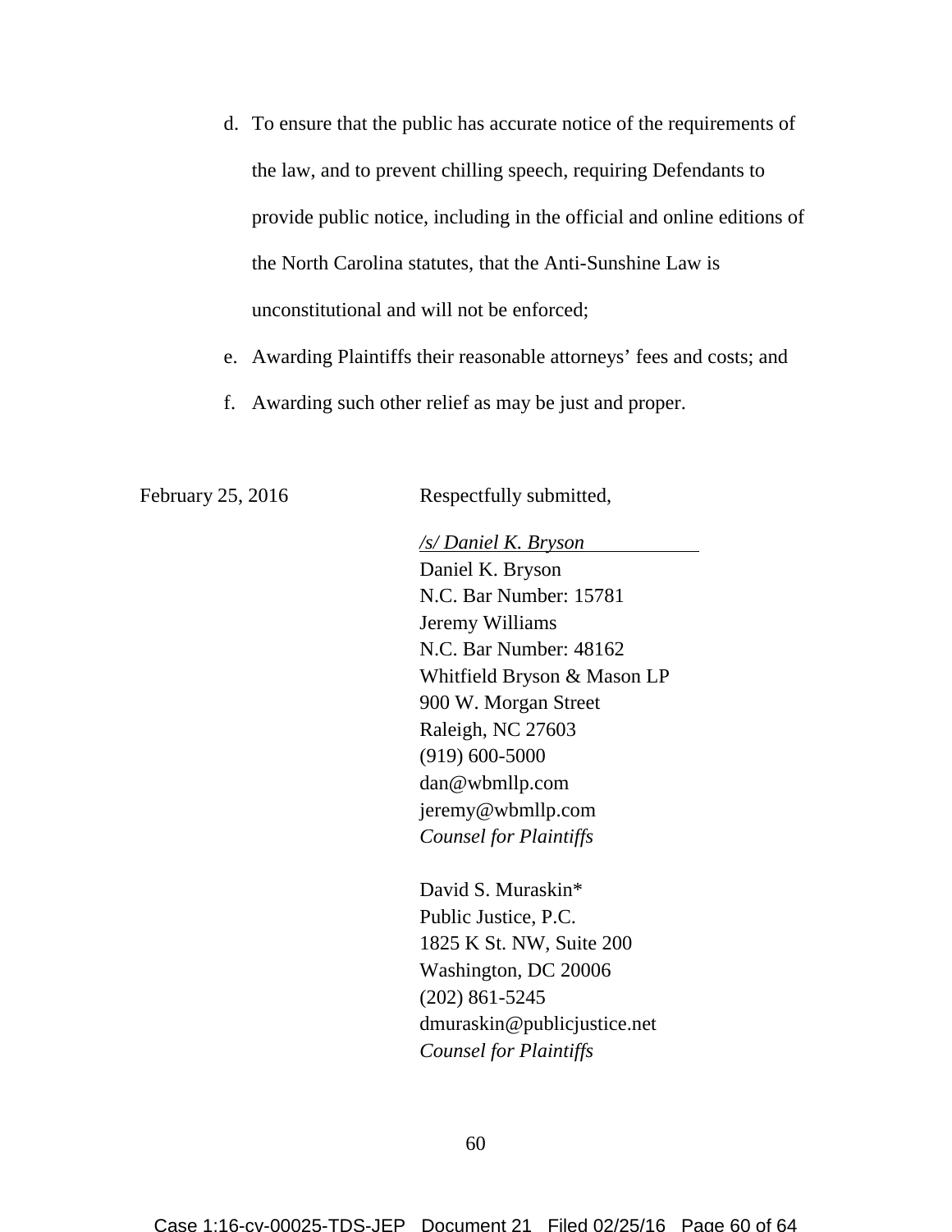d. To ensure that the public has accurate notice of the requirements of the law, and to prevent chilling speech, requiring Defendants to provide public notice, including in the official and online editions of the North Carolina statutes, that the Anti-Sunshine Law is unconstitutional and will not be enforced;

e. Awarding Plaintiffs their reasonable attorneys' fees and costs; and

f. Awarding such other relief as may be just and proper.

February 25, 2016

Respectfully submitted,

*/s/ Daniel K. Bryson*
Daniel K. Bryson
N.C. Bar Number: 15781
Jeremy Williams
N.C. Bar Number: 48162
Whitfield Bryson & Mason LP
900 W. Morgan Street
Raleigh, NC 27603
(919) 600-5000
dan@wbmllp.com
jeremy@wbmllp.com
*Counsel for Plaintiffs*

David S. Muraskin*
Public Justice, P.C.
1825 K St. NW, Suite 200
Washington, DC 20006
(202) 861-5245
dmuraskin@publicjustice.net
*Counsel for Plaintiffs*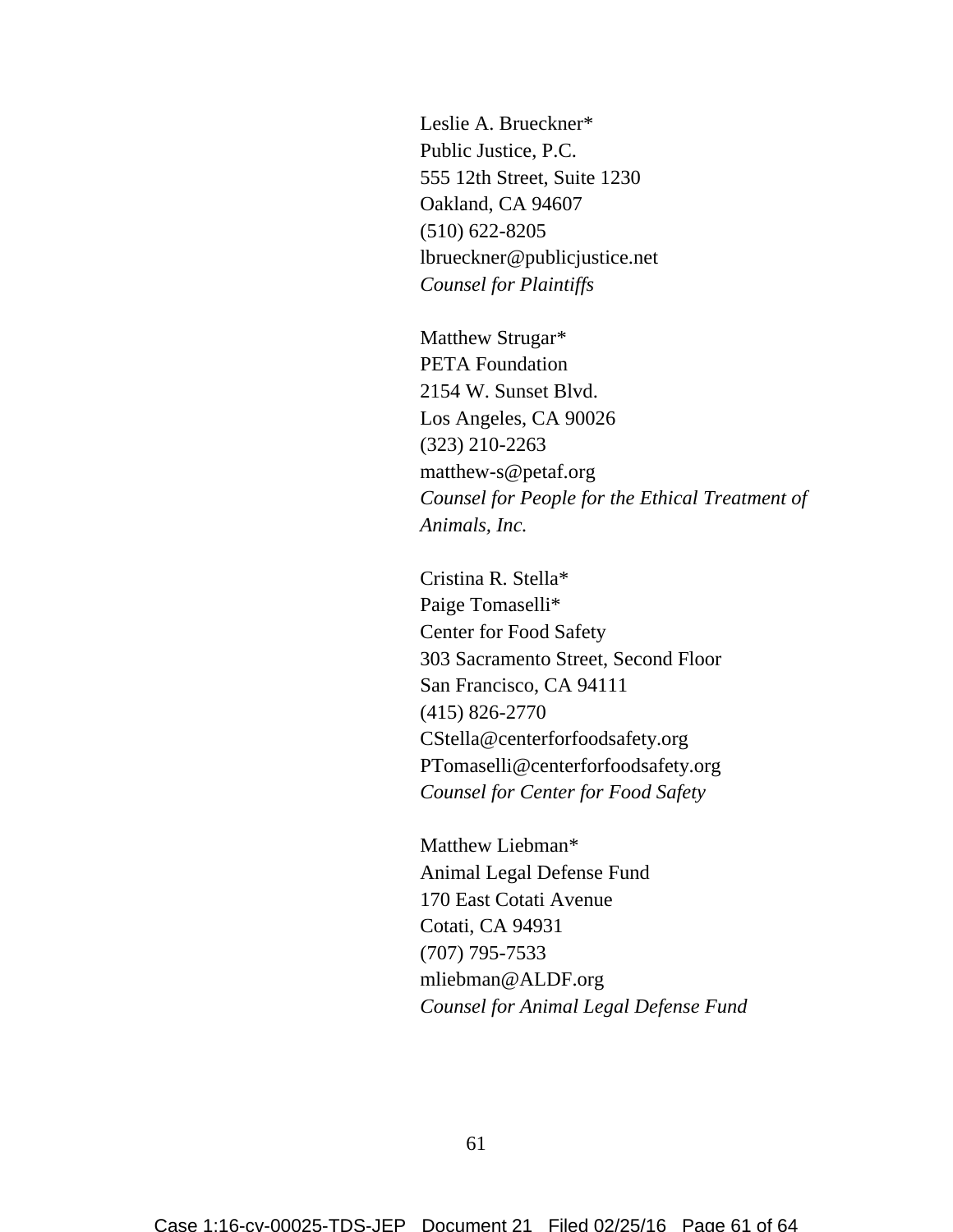Leslie A. Brueckner*  
Public Justice, P.C.  
555 12th Street, Suite 1230  
Oakland, CA 94607  
(510) 622-8205  
lbrueckner@publicjustice.net  
*Counsel for Plaintiffs*

Matthew Strugar*  
PETA Foundation  
2154 W. Sunset Blvd.  
Los Angeles, CA 90026  
(323) 210-2263  
matthew-s@petaf.org  
*Counsel for People for the Ethical Treatment of Animals, Inc.*

Cristina R. Stella*  
Paige Tomaselli*  
Center for Food Safety  
303 Sacramento Street, Second Floor  
San Francisco, CA 94111  
(415) 826-2770  
CStella@centerforfoodsafety.org  
PTomaselli@centerforfoodsafety.org  
*Counsel for Center for Food Safety*

Matthew Liebman*  
Animal Legal Defense Fund  
170 East Cotati Avenue  
Cotati, CA 94931  
(707) 795-7533  
mliebman@ALDF.org  
*Counsel for Animal Legal Defense Fund*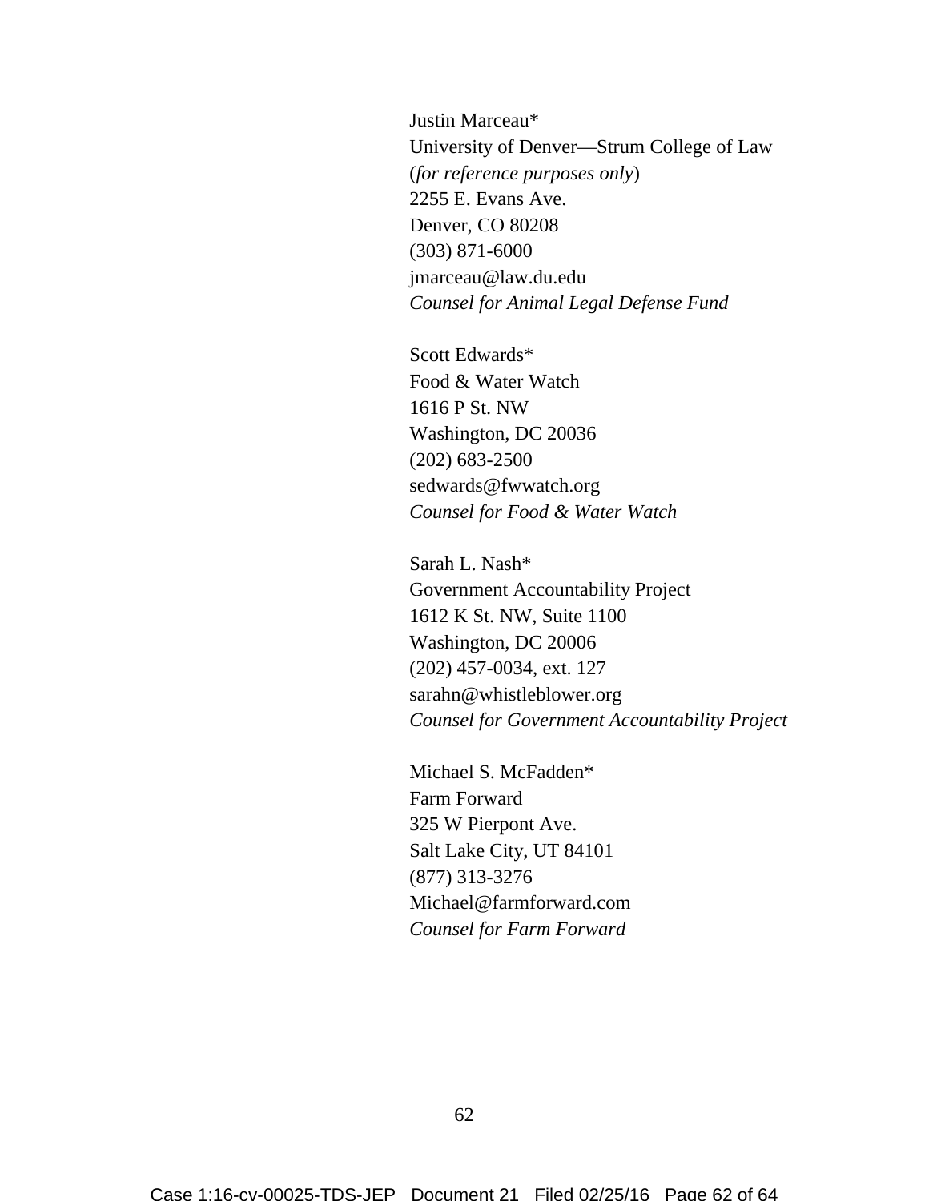Justin Marceau*
University of Denver—Strum College of Law
(*for reference purposes only*)
2255 E. Evans Ave.
Denver, CO 80208
(303) 871-6000
jmarceau@law.du.edu
*Counsel for Animal Legal Defense Fund*

Scott Edwards*
Food & Water Watch
1616 P St. NW
Washington, DC 20036
(202) 683-2500
sedwards@fwwatch.org
*Counsel for Food & Water Watch*

Sarah L. Nash*
Government Accountability Project
1612 K St. NW, Suite 1100
Washington, DC 20006
(202) 457-0034, ext. 127
sarahn@whistleblower.org
*Counsel for Government Accountability Project*

Michael S. McFadden*
Farm Forward
325 W Pierpont Ave.
Salt Lake City, UT 84101
(877) 313-3276
Michael@farmforward.com
*Counsel for Farm Forward*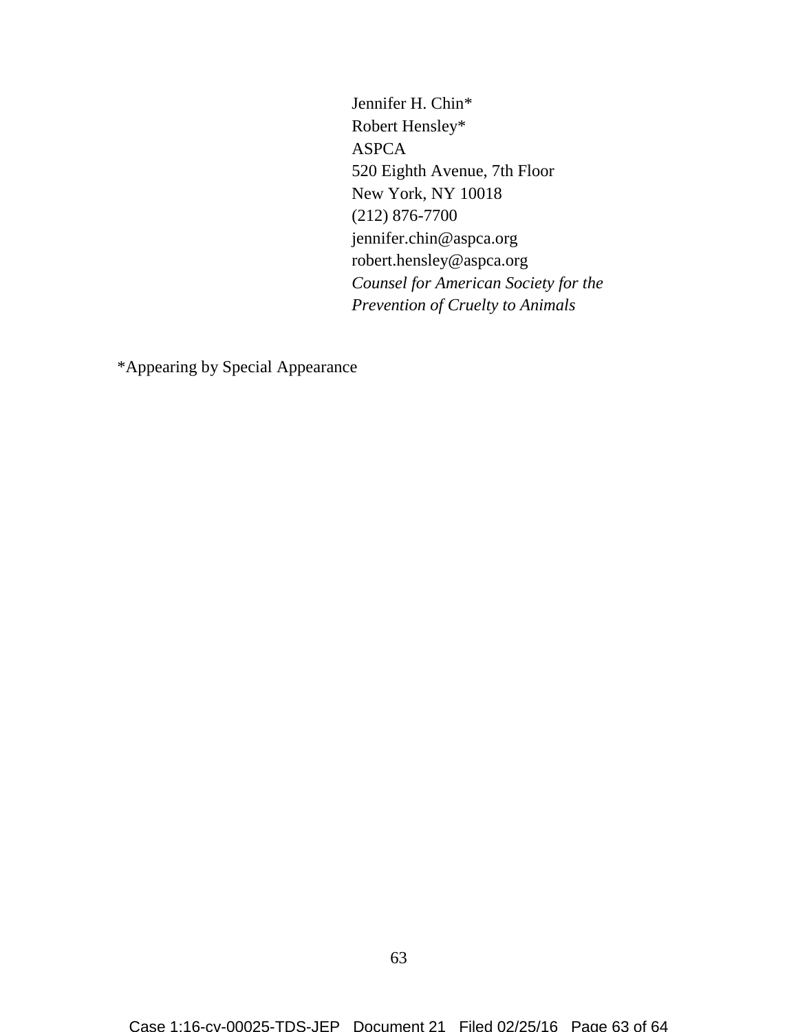Jennifer H. Chin*
Robert Hensley*
ASPCA
520 Eighth Avenue, 7th Floor
New York, NY 10018
(212) 876-7700
jennifer.chin@aspca.org
robert.hensley@aspca.org
*Counsel for American Society for the Prevention of Cruelty to Animals*

*Appearing by Special Appearance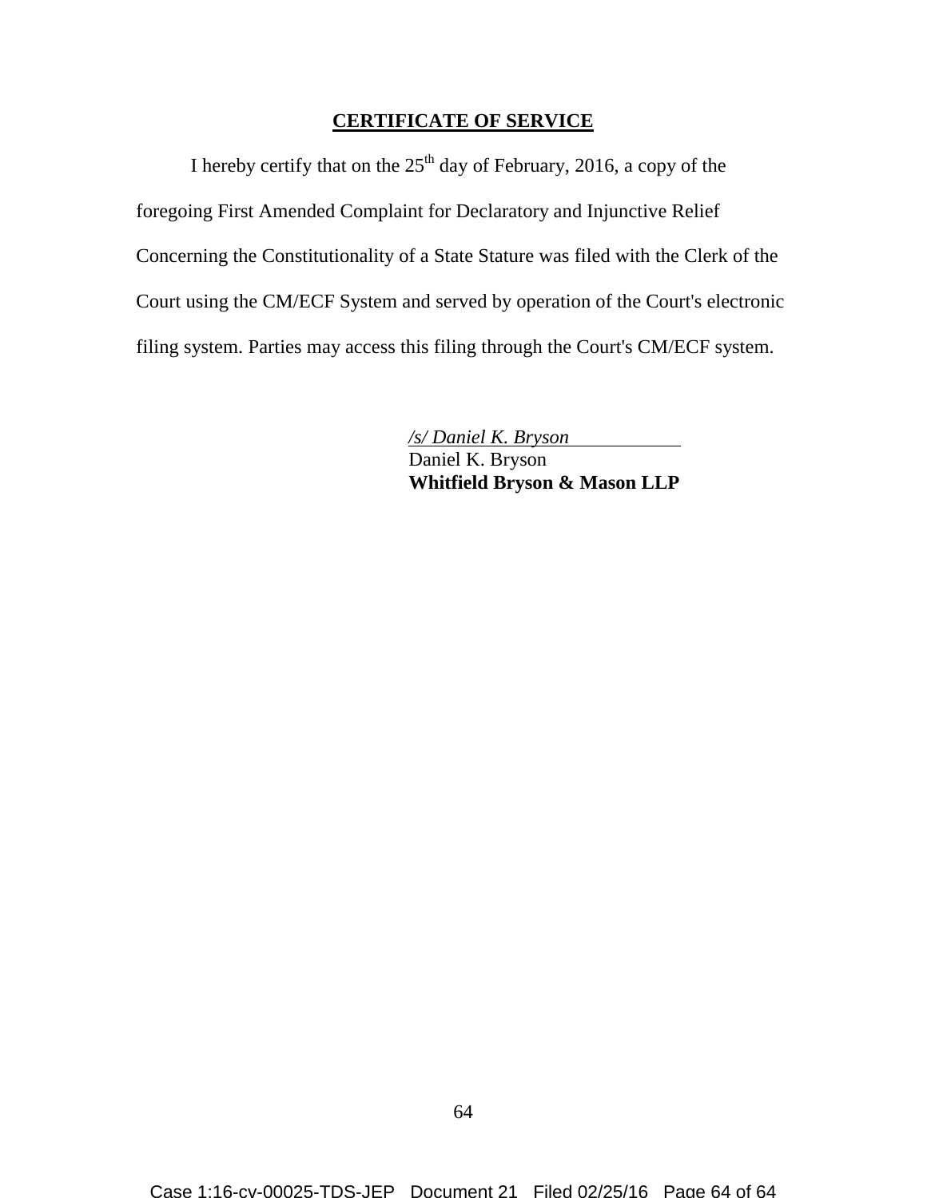## CERTIFICATE OF SERVICE

I hereby certify that on the 25th day of February, 2016, a copy of the foregoing First Amended Complaint for Declaratory and Injunctive Relief Concerning the Constitutionality of a State Stature was filed with the Clerk of the Court using the CM/ECF System and served by operation of the Court's electronic filing system. Parties may access this filing through the Court's CM/ECF system.

*/s/ Daniel K. Bryson*
Daniel K. Bryson
**Whitfield Bryson & Mason LLP**